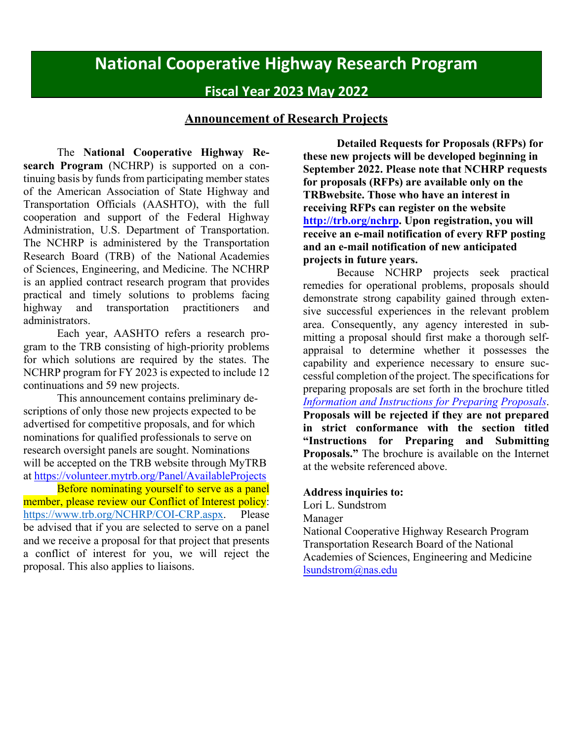# National Cooperative Highway Research Program

## Fiscal Year 2023 May 2022

## Announcement of Research Projects

The **National Cooperative Highway Research Program** (NCHRP) is supported on a continuing basis by funds from participating member states of the American Association of State Highway and Transportation Officials (AASHTO), with the full cooperation and support of the Federal Highway Administration, U.S. Department of Transportation. The NCHRP is administered by the Transportation Research Board (TRB) of the National Academies of Sciences, Engineering, and Medicine. The NCHRP is an applied contract research program that provides practical and timely solutions to problems facing highway and transportation practitioners and administrators.

Each year, AASHTO refers a research program to the TRB consisting of high-priority problems for which solutions are required by the states. The NCHRP program for FY 2023 is expected to include 12 continuations and 59 new projects.

This announcement contains preliminary descriptions of only those new projects expected to be advertised for competitive proposals, and for which nominations for qualified professionals to serve on research oversight panels are sought. Nominations will be accepted on the TRB website through MyTRB at https://volunteer.mytrb.org/Panel/AvailableProjects

Before nominating yourself to serve as a panel member, please review our Conflict of Interest policy: https://www.trb.org/NCHRP/COI-CRP.aspx. Please be advised that if you are selected to serve on a panel and we receive a proposal for that project that presents a conflict of interest for you, we will reject the proposal. This also applies to liaisons.

**Detailed Requests for Proposals (RFPs) for these new projects will be developed beginning in September 2022. Please note that NCHRP requests for proposals (RFPs) are available only on the TRBwebsite. Those who have an interest in receiving RFPs can register on the website http://trb.org/nchrp. Upon registration, you will receive an e-mail notification of every RFP posting and an e-mail notification of new anticipated projects in future years.**

Because NCHRP projects seek practical remedies for operational problems, proposals should demonstrate strong capability gained through extensive successful experiences in the relevant problem area. Consequently, any agency interested in submitting a proposal should first make a thorough self-appraisal to determine whether it possesses the capability and experience necessary to ensure successful completion of the project. The specifications for preparing proposals are set forth in the brochure titled *Information and Instructions for Preparing Proposals*. **Proposals will be rejected if they are not prepared in strict conformance with the section titled "Instructions for Preparing and Submitting Proposals."** The brochure is available on the Internet at the website referenced above.

**Address inquiries to:**
Lori L. Sundstrom
Manager
National Cooperative Highway Research Program
Transportation Research Board of the National Academies of Sciences, Engineering and Medicine
lsundstrom@nas.edu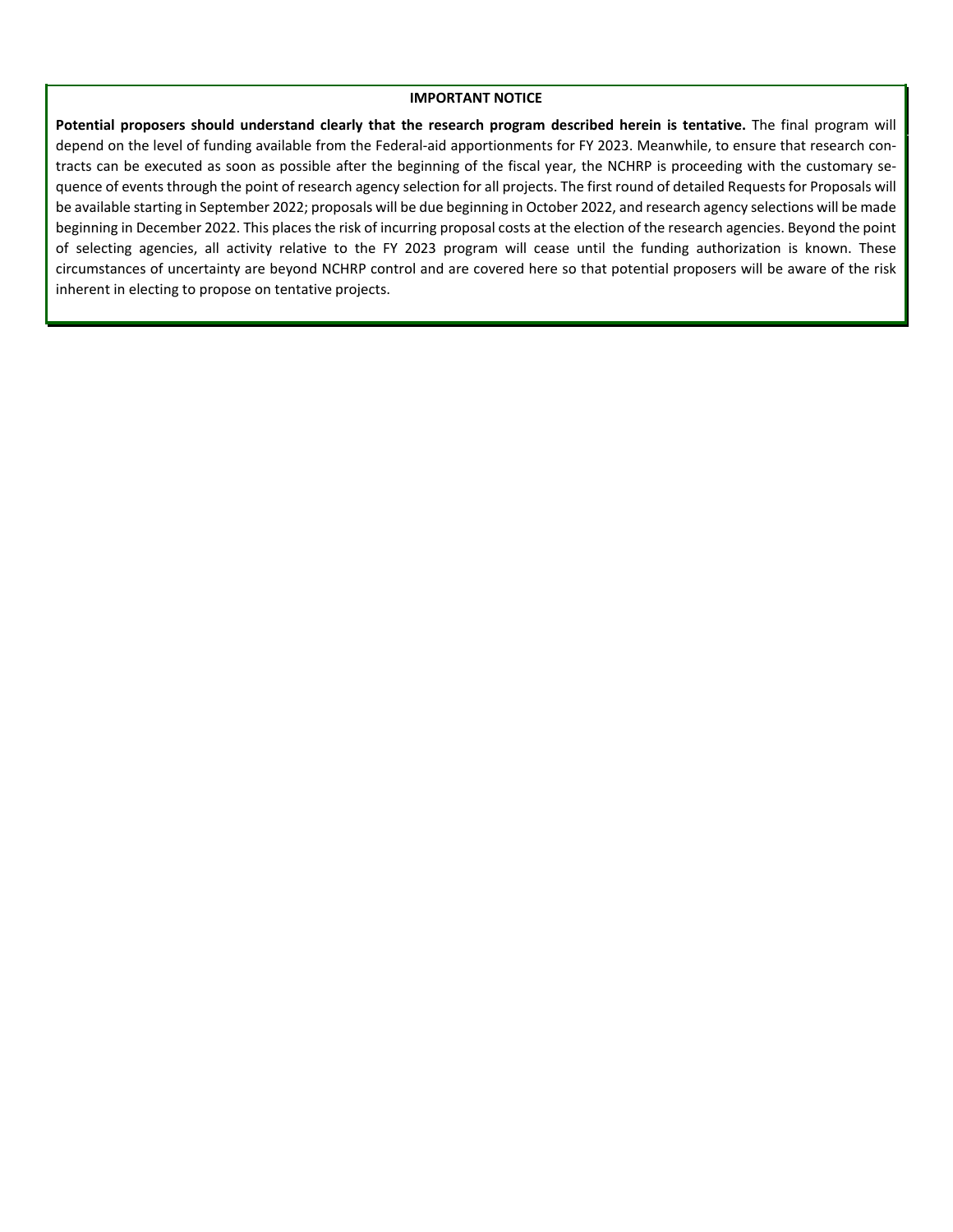**IMPORTANT NOTICE**

**Potential proposers should understand clearly that the research program described herein is tentative.** The final program will depend on the level of funding available from the Federal-aid apportionments for FY 2023. Meanwhile, to ensure that research contracts can be executed as soon as possible after the beginning of the fiscal year, the NCHRP is proceeding with the customary sequence of events through the point of research agency selection for all projects. The first round of detailed Requests for Proposals will be available starting in September 2022; proposals will be due beginning in October 2022, and research agency selections will be made beginning in December 2022. This places the risk of incurring proposal costs at the election of the research agencies. Beyond the point of selecting agencies, all activity relative to the FY 2023 program will cease until the funding authorization is known. These circumstances of uncertainty are beyond NCHRP control and are covered here so that potential proposers will be aware of the risk inherent in electing to propose on tentative projects.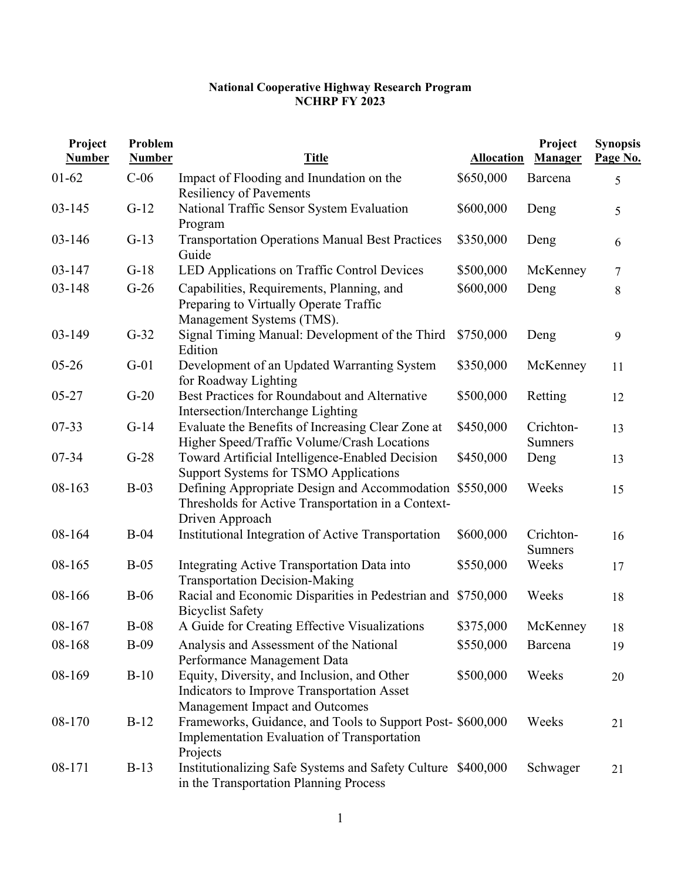**National Cooperative Highway Research Program**
**NCHRP FY 2023**

| Project Number | Problem Number | Title | Allocation | Project Manager | Synopsis Page No. |
|---|---|---|---|---|---|
| 01-62 | C-06 | Impact of Flooding and Inundation on the Resiliency of Pavements | $650,000 | Barcena | 5 |
| 03-145 | G-12 | National Traffic Sensor System Evaluation Program | $600,000 | Deng | 5 |
| 03-146 | G-13 | Transportation Operations Manual Best Practices Guide | $350,000 | Deng | 6 |
| 03-147 | G-18 | LED Applications on Traffic Control Devices | $500,000 | McKenney | 7 |
| 03-148 | G-26 | Capabilities, Requirements, Planning, and Preparing to Virtually Operate Traffic Management Systems (TMS). | $600,000 | Deng | 8 |
| 03-149 | G-32 | Signal Timing Manual: Development of the Third Edition | $750,000 | Deng | 9 |
| 05-26 | G-01 | Development of an Updated Warranting System for Roadway Lighting | $350,000 | McKenney | 11 |
| 05-27 | G-20 | Best Practices for Roundabout and Alternative Intersection/Interchange Lighting | $500,000 | Retting | 12 |
| 07-33 | G-14 | Evaluate the Benefits of Increasing Clear Zone at Higher Speed/Traffic Volume/Crash Locations | $450,000 | Crichton-Sumners | 13 |
| 07-34 | G-28 | Toward Artificial Intelligence-Enabled Decision Support Systems for TSMO Applications | $450,000 | Deng | 13 |
| 08-163 | B-03 | Defining Appropriate Design and Accommodation Thresholds for Active Transportation in a Context-Driven Approach | $550,000 | Weeks | 15 |
| 08-164 | B-04 | Institutional Integration of Active Transportation | $600,000 | Crichton-Sumners | 16 |
| 08-165 | B-05 | Integrating Active Transportation Data into Transportation Decision-Making | $550,000 | Weeks | 17 |
| 08-166 | B-06 | Racial and Economic Disparities in Pedestrian and Bicyclist Safety | $750,000 | Weeks | 18 |
| 08-167 | B-08 | A Guide for Creating Effective Visualizations | $375,000 | McKenney | 18 |
| 08-168 | B-09 | Analysis and Assessment of the National Performance Management Data | $550,000 | Barcena | 19 |
| 08-169 | B-10 | Equity, Diversity, and Inclusion, and Other Indicators to Improve Transportation Asset Management Impact and Outcomes | $500,000 | Weeks | 20 |
| 08-170 | B-12 | Frameworks, Guidance, and Tools to Support Post-Implementation Evaluation of Transportation Projects | $600,000 | Weeks | 21 |
| 08-171 | B-13 | Institutionalizing Safe Systems and Safety Culture in the Transportation Planning Process | $400,000 | Schwager | 21 |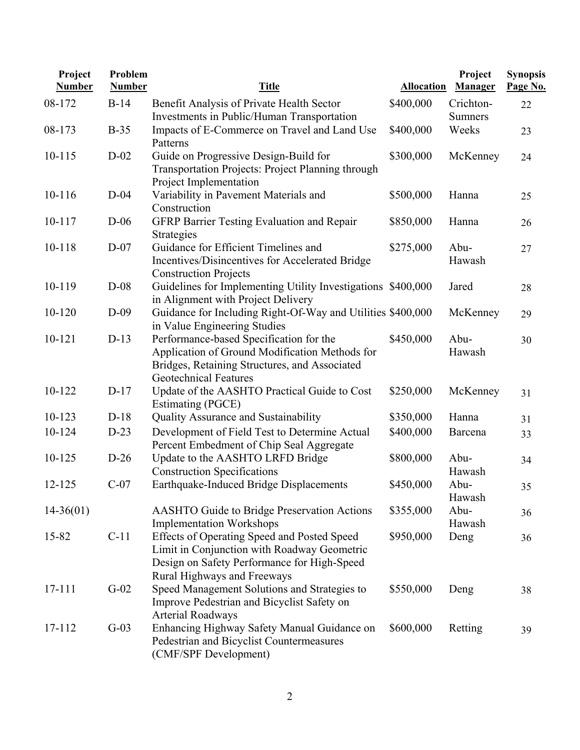| Project Number | Problem Number | Title | Allocation | Project Manager | Synopsis Page No. |
|---|---|---|---|---|---|
| 08-172 | B-14 | Benefit Analysis of Private Health Sector Investments in Public/Human Transportation | $400,000 | Crichton-Sumners | 22 |
| 08-173 | B-35 | Impacts of E-Commerce on Travel and Land Use Patterns | $400,000 | Weeks | 23 |
| 10-115 | D-02 | Guide on Progressive Design-Build for Transportation Projects: Project Planning through Project Implementation | $300,000 | McKenney | 24 |
| 10-116 | D-04 | Variability in Pavement Materials and Construction | $500,000 | Hanna | 25 |
| 10-117 | D-06 | GFRP Barrier Testing Evaluation and Repair Strategies | $850,000 | Hanna | 26 |
| 10-118 | D-07 | Guidance for Efficient Timelines and Incentives/Disincentives for Accelerated Bridge Construction Projects | $275,000 | Abu-Hawash | 27 |
| 10-119 | D-08 | Guidelines for Implementing Utility Investigations in Alignment with Project Delivery | $400,000 | Jared | 28 |
| 10-120 | D-09 | Guidance for Including Right-Of-Way and Utilities in Value Engineering Studies | $400,000 | McKenney | 29 |
| 10-121 | D-13 | Performance-based Specification for the Application of Ground Modification Methods for Bridges, Retaining Structures, and Associated Geotechnical Features | $450,000 | Abu-Hawash | 30 |
| 10-122 | D-17 | Update of the AASHTO Practical Guide to Cost Estimating (PGCE) | $250,000 | McKenney | 31 |
| 10-123 | D-18 | Quality Assurance and Sustainability | $350,000 | Hanna | 31 |
| 10-124 | D-23 | Development of Field Test to Determine Actual Percent Embedment of Chip Seal Aggregate | $400,000 | Barcena | 33 |
| 10-125 | D-26 | Update to the AASHTO LRFD Bridge Construction Specifications | $800,000 | Abu-Hawash | 34 |
| 12-125 | C-07 | Earthquake-Induced Bridge Displacements | $450,000 | Abu-Hawash | 35 |
| 14-36(01) | | AASHTO Guide to Bridge Preservation Actions Implementation Workshops | $355,000 | Abu-Hawash | 36 |
| 15-82 | C-11 | Effects of Operating Speed and Posted Speed Limit in Conjunction with Roadway Geometric Design on Safety Performance for High-Speed Rural Highways and Freeways | $950,000 | Deng | 36 |
| 17-111 | G-02 | Speed Management Solutions and Strategies to Improve Pedestrian and Bicyclist Safety on Arterial Roadways | $550,000 | Deng | 38 |
| 17-112 | G-03 | Enhancing Highway Safety Manual Guidance on Pedestrian and Bicyclist Countermeasures (CMF/SPF Development) | $600,000 | Retting | 39 |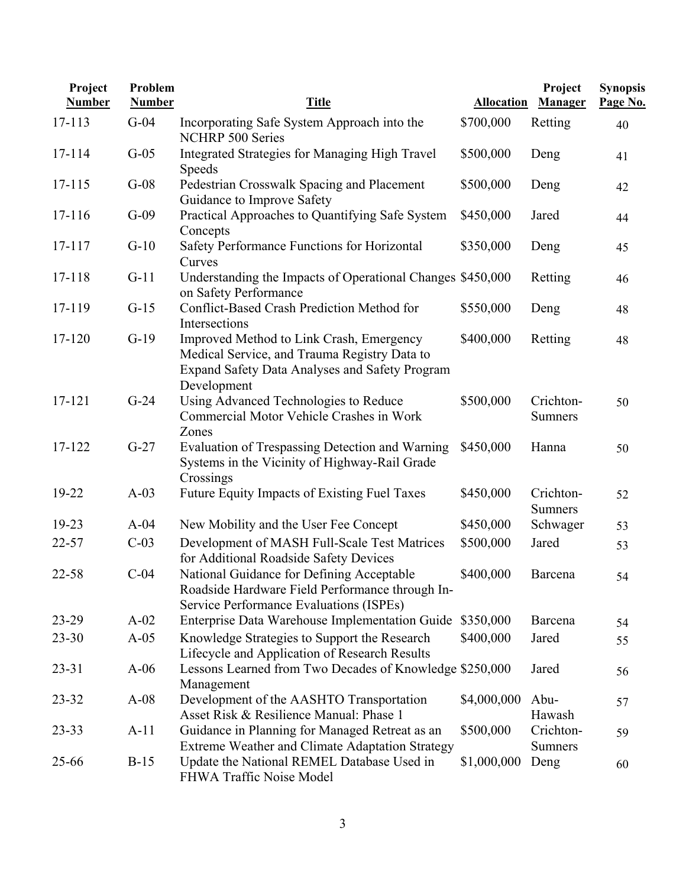| Project Number | Problem Number | Title | Allocation | Project Manager | Synopsis Page No. |
|---|---|---|---|---|---|
| 17-113 | G-04 | Incorporating Safe System Approach into the NCHRP 500 Series | $700,000 | Retting | 40 |
| 17-114 | G-05 | Integrated Strategies for Managing High Travel Speeds | $500,000 | Deng | 41 |
| 17-115 | G-08 | Pedestrian Crosswalk Spacing and Placement Guidance to Improve Safety | $500,000 | Deng | 42 |
| 17-116 | G-09 | Practical Approaches to Quantifying Safe System Concepts | $450,000 | Jared | 44 |
| 17-117 | G-10 | Safety Performance Functions for Horizontal Curves | $350,000 | Deng | 45 |
| 17-118 | G-11 | Understanding the Impacts of Operational Changes on Safety Performance | $450,000 | Retting | 46 |
| 17-119 | G-15 | Conflict-Based Crash Prediction Method for Intersections | $550,000 | Deng | 48 |
| 17-120 | G-19 | Improved Method to Link Crash, Emergency Medical Service, and Trauma Registry Data to Expand Safety Data Analyses and Safety Program Development | $400,000 | Retting | 48 |
| 17-121 | G-24 | Using Advanced Technologies to Reduce Commercial Motor Vehicle Crashes in Work Zones | $500,000 | Crichton-Sumners | 50 |
| 17-122 | G-27 | Evaluation of Trespassing Detection and Warning Systems in the Vicinity of Highway-Rail Grade Crossings | $450,000 | Hanna | 50 |
| 19-22 | A-03 | Future Equity Impacts of Existing Fuel Taxes | $450,000 | Crichton-Sumners | 52 |
| 19-23 | A-04 | New Mobility and the User Fee Concept | $450,000 | Schwager | 53 |
| 22-57 | C-03 | Development of MASH Full-Scale Test Matrices for Additional Roadside Safety Devices | $500,000 | Jared | 53 |
| 22-58 | C-04 | National Guidance for Defining Acceptable Roadside Hardware Field Performance through In-Service Performance Evaluations (ISPEs) | $400,000 | Barcena | 54 |
| 23-29 | A-02 | Enterprise Data Warehouse Implementation Guide | $350,000 | Barcena | 54 |
| 23-30 | A-05 | Knowledge Strategies to Support the Research Lifecycle and Application of Research Results | $400,000 | Jared | 55 |
| 23-31 | A-06 | Lessons Learned from Two Decades of Knowledge Management | $250,000 | Jared | 56 |
| 23-32 | A-08 | Development of the AASHTO Transportation Asset Risk & Resilience Manual: Phase 1 | $4,000,000 | Abu-Hawash | 57 |
| 23-33 | A-11 | Guidance in Planning for Managed Retreat as an Extreme Weather and Climate Adaptation Strategy | $500,000 | Crichton-Sumners | 59 |
| 25-66 | B-15 | Update the National REMEL Database Used in FHWA Traffic Noise Model | $1,000,000 | Deng | 60 |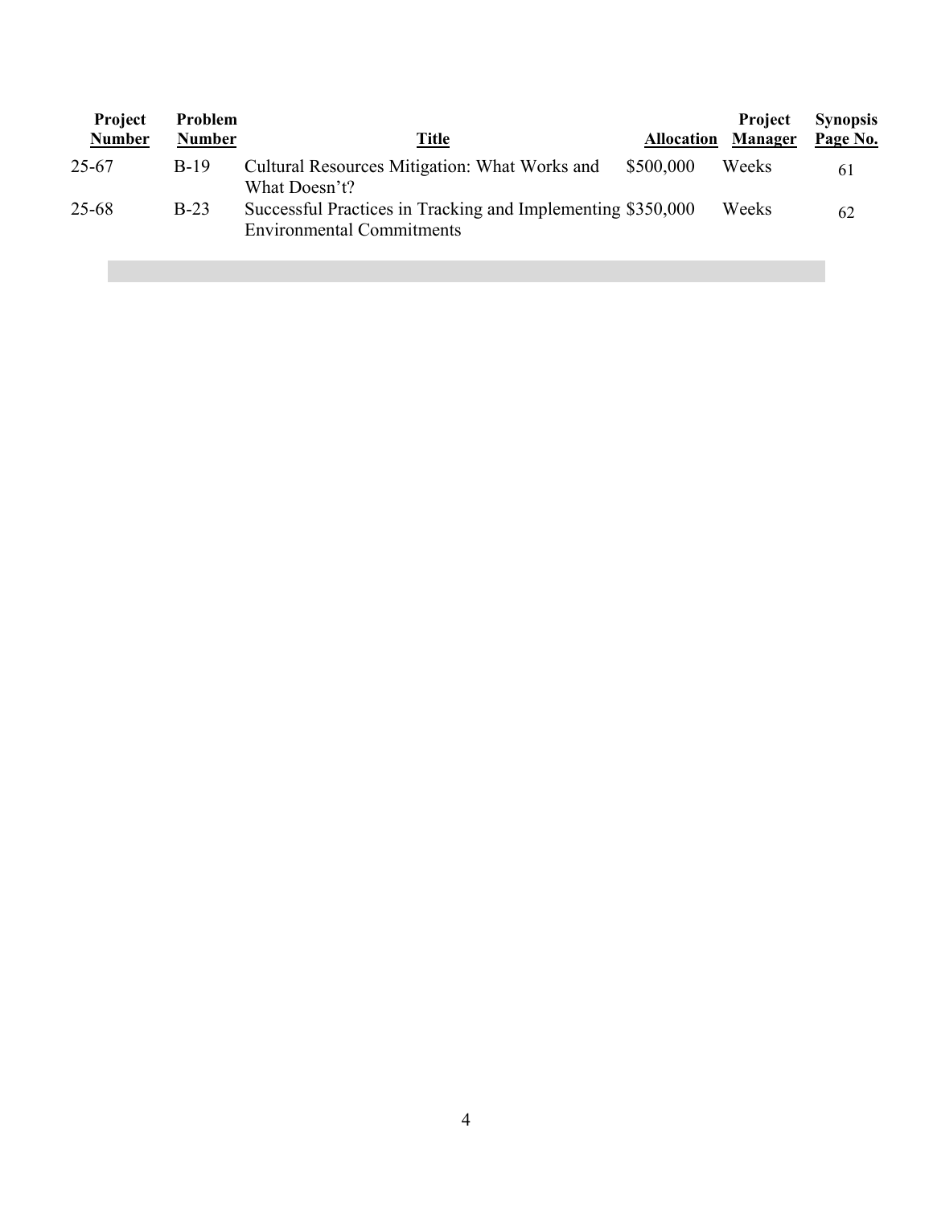| Project Number | Problem Number | Title | Allocation | Project Manager | Synopsis Page No. |
| --- | --- | --- | --- | --- | --- |
| 25-67 | B-19 | Cultural Resources Mitigation: What Works and What Doesn't? | $500,000 | Weeks | 61 |
| 25-68 | B-23 | Successful Practices in Tracking and Implementing Environmental Commitments | $350,000 | Weeks | 62 |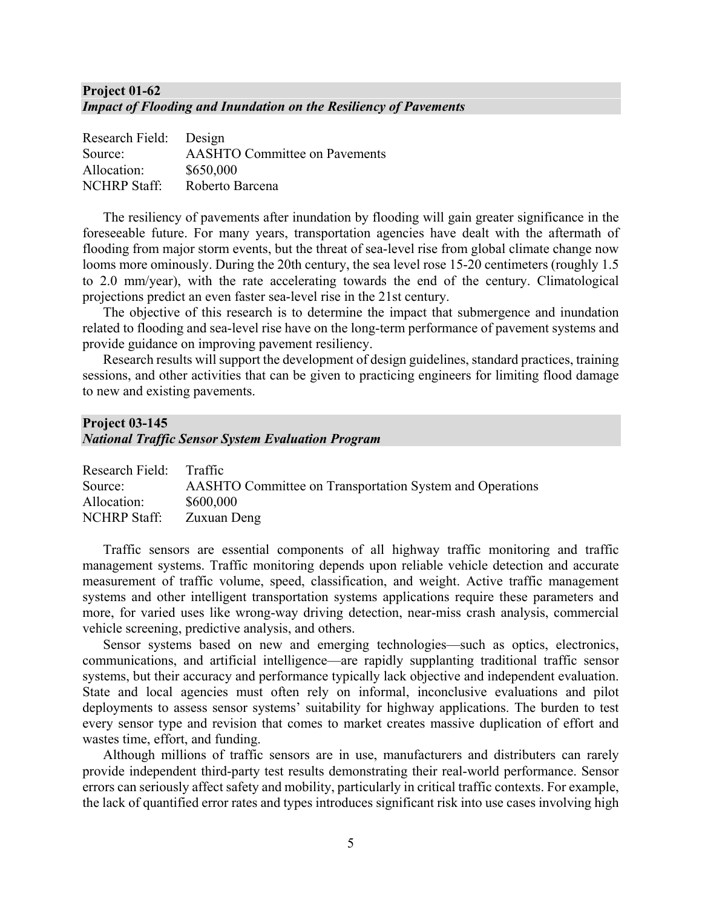## Project 01-62
### *Impact of Flooding and Inundation on the Resiliency of Pavements*

Research Field: Design
Source: AASHTO Committee on Pavements
Allocation: $650,000
NCHRP Staff: Roberto Barcena

The resiliency of pavements after inundation by flooding will gain greater significance in the foreseeable future. For many years, transportation agencies have dealt with the aftermath of flooding from major storm events, but the threat of sea-level rise from global climate change now looms more ominously. During the 20th century, the sea level rose 15-20 centimeters (roughly 1.5 to 2.0 mm/year), with the rate accelerating towards the end of the century. Climatological projections predict an even faster sea-level rise in the 21st century.

The objective of this research is to determine the impact that submergence and inundation related to flooding and sea-level rise have on the long-term performance of pavement systems and provide guidance on improving pavement resiliency.

Research results will support the development of design guidelines, standard practices, training sessions, and other activities that can be given to practicing engineers for limiting flood damage to new and existing pavements.

## Project 03-145
### *National Traffic Sensor System Evaluation Program*

Research Field: Traffic
Source: AASHTO Committee on Transportation System and Operations
Allocation: $600,000
NCHRP Staff: Zuxuan Deng

Traffic sensors are essential components of all highway traffic monitoring and traffic management systems. Traffic monitoring depends upon reliable vehicle detection and accurate measurement of traffic volume, speed, classification, and weight. Active traffic management systems and other intelligent transportation systems applications require these parameters and more, for varied uses like wrong-way driving detection, near-miss crash analysis, commercial vehicle screening, predictive analysis, and others.

Sensor systems based on new and emerging technologies—such as optics, electronics, communications, and artificial intelligence—are rapidly supplanting traditional traffic sensor systems, but their accuracy and performance typically lack objective and independent evaluation. State and local agencies must often rely on informal, inconclusive evaluations and pilot deployments to assess sensor systems' suitability for highway applications. The burden to test every sensor type and revision that comes to market creates massive duplication of effort and wastes time, effort, and funding.

Although millions of traffic sensors are in use, manufacturers and distributers can rarely provide independent third-party test results demonstrating their real-world performance. Sensor errors can seriously affect safety and mobility, particularly in critical traffic contexts. For example, the lack of quantified error rates and types introduces significant risk into use cases involving high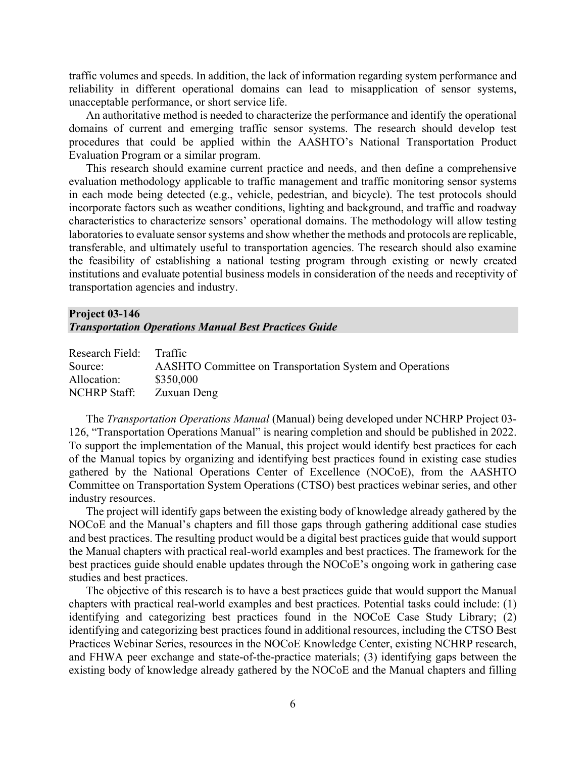traffic volumes and speeds. In addition, the lack of information regarding system performance and reliability in different operational domains can lead to misapplication of sensor systems, unacceptable performance, or short service life.

An authoritative method is needed to characterize the performance and identify the operational domains of current and emerging traffic sensor systems. The research should develop test procedures that could be applied within the AASHTO's National Transportation Product Evaluation Program or a similar program.

This research should examine current practice and needs, and then define a comprehensive evaluation methodology applicable to traffic management and traffic monitoring sensor systems in each mode being detected (e.g., vehicle, pedestrian, and bicycle). The test protocols should incorporate factors such as weather conditions, lighting and background, and traffic and roadway characteristics to characterize sensors' operational domains. The methodology will allow testing laboratories to evaluate sensor systems and show whether the methods and protocols are replicable, transferable, and ultimately useful to transportation agencies. The research should also examine the feasibility of establishing a national testing program through existing or newly created institutions and evaluate potential business models in consideration of the needs and receptivity of transportation agencies and industry.

### Project 03-146
***Transportation Operations Manual Best Practices Guide***

Research Field: Traffic
Source: AASHTO Committee on Transportation System and Operations
Allocation: $350,000
NCHRP Staff: Zuxuan Deng

The *Transportation Operations Manual* (Manual) being developed under NCHRP Project 03-126, "Transportation Operations Manual" is nearing completion and should be published in 2022. To support the implementation of the Manual, this project would identify best practices for each of the Manual topics by organizing and identifying best practices found in existing case studies gathered by the National Operations Center of Excellence (NOCoE), from the AASHTO Committee on Transportation System Operations (CTSO) best practices webinar series, and other industry resources.

The project will identify gaps between the existing body of knowledge already gathered by the NOCoE and the Manual's chapters and fill those gaps through gathering additional case studies and best practices. The resulting product would be a digital best practices guide that would support the Manual chapters with practical real-world examples and best practices. The framework for the best practices guide should enable updates through the NOCoE's ongoing work in gathering case studies and best practices.

The objective of this research is to have a best practices guide that would support the Manual chapters with practical real-world examples and best practices. Potential tasks could include: (1) identifying and categorizing best practices found in the NOCoE Case Study Library; (2) identifying and categorizing best practices found in additional resources, including the CTSO Best Practices Webinar Series, resources in the NOCoE Knowledge Center, existing NCHRP research, and FHWA peer exchange and state-of-the-practice materials; (3) identifying gaps between the existing body of knowledge already gathered by the NOCoE and the Manual chapters and filling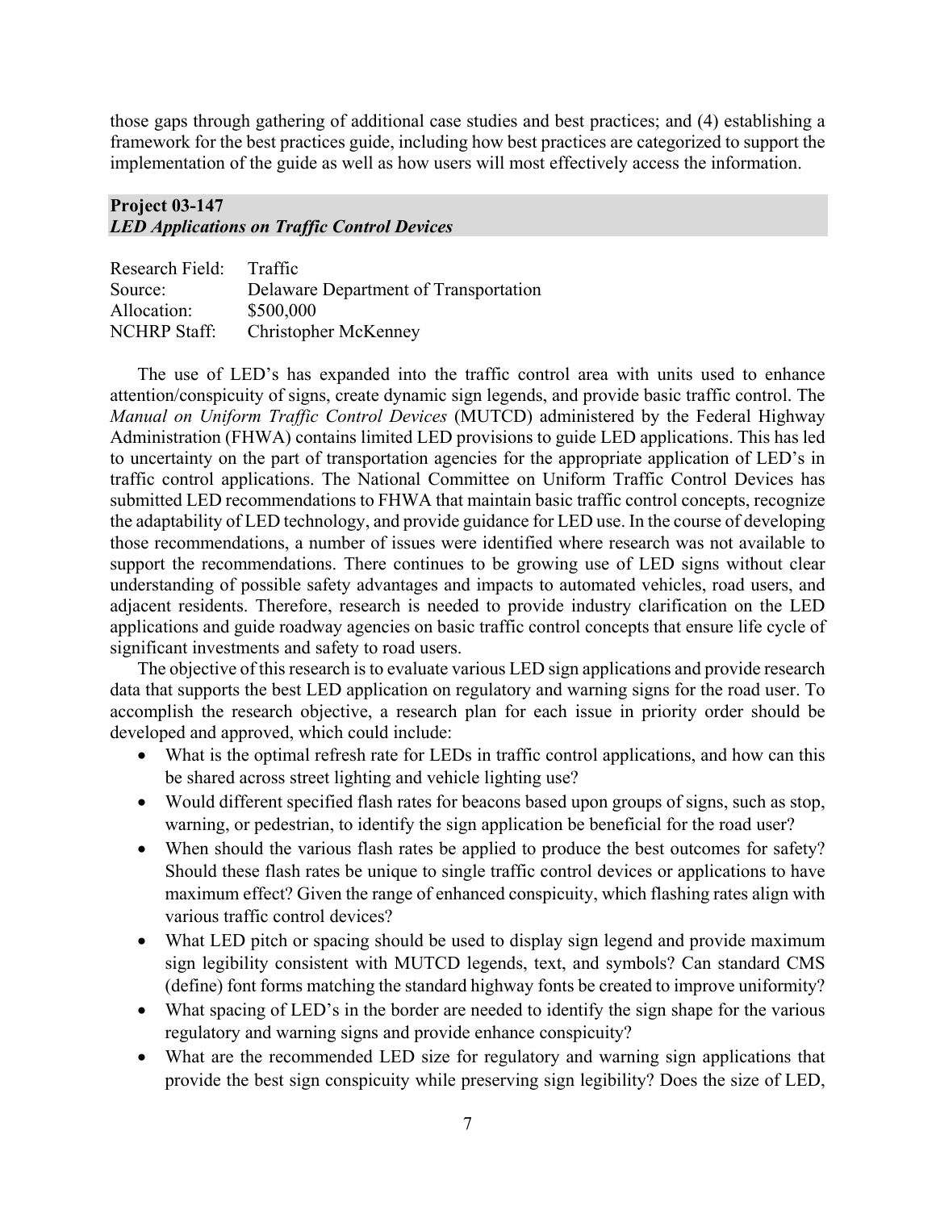those gaps through gathering of additional case studies and best practices; and (4) establishing a framework for the best practices guide, including how best practices are categorized to support the implementation of the guide as well as how users will most effectively access the information.

### Project 03-147
### *LED Applications on Traffic Control Devices*

| | |
|---|---|
| Research Field: | Traffic |
| Source: | Delaware Department of Transportation |
| Allocation: | $500,000 |
| NCHRP Staff: | Christopher McKenney |

The use of LED's has expanded into the traffic control area with units used to enhance attention/conspicuity of signs, create dynamic sign legends, and provide basic traffic control. The *Manual on Uniform Traffic Control Devices* (MUTCD) administered by the Federal Highway Administration (FHWA) contains limited LED provisions to guide LED applications. This has led to uncertainty on the part of transportation agencies for the appropriate application of LED's in traffic control applications. The National Committee on Uniform Traffic Control Devices has submitted LED recommendations to FHWA that maintain basic traffic control concepts, recognize the adaptability of LED technology, and provide guidance for LED use. In the course of developing those recommendations, a number of issues were identified where research was not available to support the recommendations. There continues to be growing use of LED signs without clear understanding of possible safety advantages and impacts to automated vehicles, road users, and adjacent residents. Therefore, research is needed to provide industry clarification on the LED applications and guide roadway agencies on basic traffic control concepts that ensure life cycle of significant investments and safety to road users.

The objective of this research is to evaluate various LED sign applications and provide research data that supports the best LED application on regulatory and warning signs for the road user. To accomplish the research objective, a research plan for each issue in priority order should be developed and approved, which could include:

- What is the optimal refresh rate for LEDs in traffic control applications, and how can this be shared across street lighting and vehicle lighting use?
- Would different specified flash rates for beacons based upon groups of signs, such as stop, warning, or pedestrian, to identify the sign application be beneficial for the road user?
- When should the various flash rates be applied to produce the best outcomes for safety? Should these flash rates be unique to single traffic control devices or applications to have maximum effect? Given the range of enhanced conspicuity, which flashing rates align with various traffic control devices?
- What LED pitch or spacing should be used to display sign legend and provide maximum sign legibility consistent with MUTCD legends, text, and symbols? Can standard CMS (define) font forms matching the standard highway fonts be created to improve uniformity?
- What spacing of LED's in the border are needed to identify the sign shape for the various regulatory and warning signs and provide enhance conspicuity?
- What are the recommended LED size for regulatory and warning sign applications that provide the best sign conspicuity while preserving sign legibility? Does the size of LED,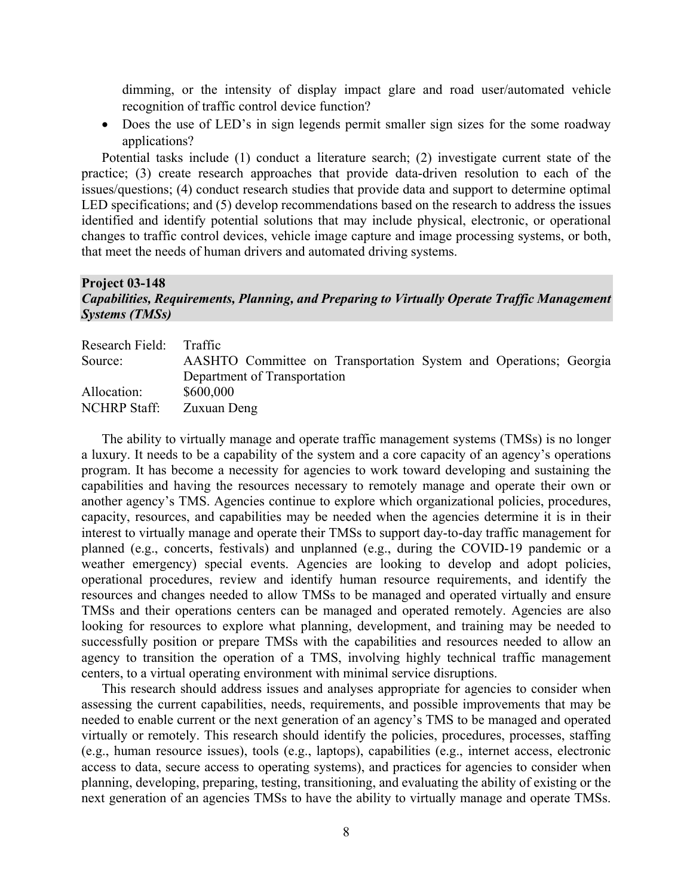dimming, or the intensity of display impact glare and road user/automated vehicle recognition of traffic control device function?

- Does the use of LED's in sign legends permit smaller sign sizes for the some roadway applications?

Potential tasks include (1) conduct a literature search; (2) investigate current state of the practice; (3) create research approaches that provide data-driven resolution to each of the issues/questions; (4) conduct research studies that provide data and support to determine optimal LED specifications; and (5) develop recommendations based on the research to address the issues identified and identify potential solutions that may include physical, electronic, or operational changes to traffic control devices, vehicle image capture and image processing systems, or both, that meet the needs of human drivers and automated driving systems.

## Project 03-148
### *Capabilities, Requirements, Planning, and Preparing to Virtually Operate Traffic Management Systems (TMSs)*

Research Field: Traffic
Source: AASHTO Committee on Transportation System and Operations; Georgia Department of Transportation
Allocation: $600,000
NCHRP Staff: Zuxuan Deng

The ability to virtually manage and operate traffic management systems (TMSs) is no longer a luxury. It needs to be a capability of the system and a core capacity of an agency's operations program. It has become a necessity for agencies to work toward developing and sustaining the capabilities and having the resources necessary to remotely manage and operate their own or another agency's TMS. Agencies continue to explore which organizational policies, procedures, capacity, resources, and capabilities may be needed when the agencies determine it is in their interest to virtually manage and operate their TMSs to support day-to-day traffic management for planned (e.g., concerts, festivals) and unplanned (e.g., during the COVID-19 pandemic or a weather emergency) special events. Agencies are looking to develop and adopt policies, operational procedures, review and identify human resource requirements, and identify the resources and changes needed to allow TMSs to be managed and operated virtually and ensure TMSs and their operations centers can be managed and operated remotely. Agencies are also looking for resources to explore what planning, development, and training may be needed to successfully position or prepare TMSs with the capabilities and resources needed to allow an agency to transition the operation of a TMS, involving highly technical traffic management centers, to a virtual operating environment with minimal service disruptions.

This research should address issues and analyses appropriate for agencies to consider when assessing the current capabilities, needs, requirements, and possible improvements that may be needed to enable current or the next generation of an agency's TMS to be managed and operated virtually or remotely. This research should identify the policies, procedures, processes, staffing (e.g., human resource issues), tools (e.g., laptops), capabilities (e.g., internet access, electronic access to data, secure access to operating systems), and practices for agencies to consider when planning, developing, preparing, testing, transitioning, and evaluating the ability of existing or the next generation of an agencies TMSs to have the ability to virtually manage and operate TMSs.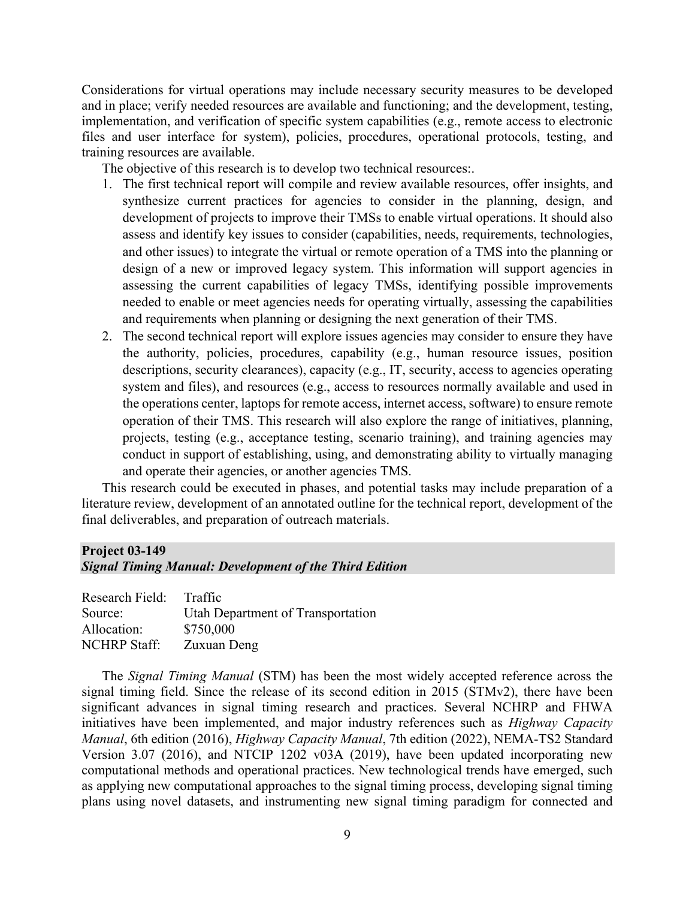Considerations for virtual operations may include necessary security measures to be developed and in place; verify needed resources are available and functioning; and the development, testing, implementation, and verification of specific system capabilities (e.g., remote access to electronic files and user interface for system), policies, procedures, operational protocols, testing, and training resources are available.

The objective of this research is to develop two technical resources:.

1. The first technical report will compile and review available resources, offer insights, and synthesize current practices for agencies to consider in the planning, design, and development of projects to improve their TMSs to enable virtual operations. It should also assess and identify key issues to consider (capabilities, needs, requirements, technologies, and other issues) to integrate the virtual or remote operation of a TMS into the planning or design of a new or improved legacy system. This information will support agencies in assessing the current capabilities of legacy TMSs, identifying possible improvements needed to enable or meet agencies needs for operating virtually, assessing the capabilities and requirements when planning or designing the next generation of their TMS.
2. The second technical report will explore issues agencies may consider to ensure they have the authority, policies, procedures, capability (e.g., human resource issues, position descriptions, security clearances), capacity (e.g., IT, security, access to agencies operating system and files), and resources (e.g., access to resources normally available and used in the operations center, laptops for remote access, internet access, software) to ensure remote operation of their TMS. This research will also explore the range of initiatives, planning, projects, testing (e.g., acceptance testing, scenario training), and training agencies may conduct in support of establishing, using, and demonstrating ability to virtually managing and operate their agencies, or another agencies TMS.

This research could be executed in phases, and potential tasks may include preparation of a literature review, development of an annotated outline for the technical report, development of the final deliverables, and preparation of outreach materials.

## Project 03-149
### *Signal Timing Manual: Development of the Third Edition*

Research Field: Traffic
Source: Utah Department of Transportation
Allocation: $750,000
NCHRP Staff: Zuxuan Deng

The *Signal Timing Manual* (STM) has been the most widely accepted reference across the signal timing field. Since the release of its second edition in 2015 (STMv2), there have been significant advances in signal timing research and practices. Several NCHRP and FHWA initiatives have been implemented, and major industry references such as *Highway Capacity Manual*, 6th edition (2016), *Highway Capacity Manual*, 7th edition (2022), NEMA-TS2 Standard Version 3.07 (2016), and NTCIP 1202 v03A (2019), have been updated incorporating new computational methods and operational practices. New technological trends have emerged, such as applying new computational approaches to the signal timing process, developing signal timing plans using novel datasets, and instrumenting new signal timing paradigm for connected and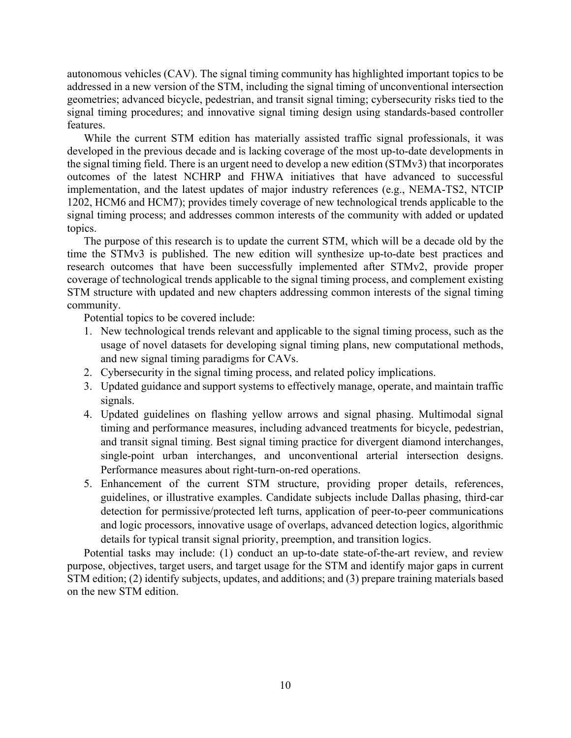autonomous vehicles (CAV). The signal timing community has highlighted important topics to be addressed in a new version of the STM, including the signal timing of unconventional intersection geometries; advanced bicycle, pedestrian, and transit signal timing; cybersecurity risks tied to the signal timing procedures; and innovative signal timing design using standards-based controller features.

While the current STM edition has materially assisted traffic signal professionals, it was developed in the previous decade and is lacking coverage of the most up-to-date developments in the signal timing field. There is an urgent need to develop a new edition (STMv3) that incorporates outcomes of the latest NCHRP and FHWA initiatives that have advanced to successful implementation, and the latest updates of major industry references (e.g., NEMA-TS2, NTCIP 1202, HCM6 and HCM7); provides timely coverage of new technological trends applicable to the signal timing process; and addresses common interests of the community with added or updated topics.

The purpose of this research is to update the current STM, which will be a decade old by the time the STMv3 is published. The new edition will synthesize up-to-date best practices and research outcomes that have been successfully implemented after STMv2, provide proper coverage of technological trends applicable to the signal timing process, and complement existing STM structure with updated and new chapters addressing common interests of the signal timing community.

Potential topics to be covered include:

1. New technological trends relevant and applicable to the signal timing process, such as the usage of novel datasets for developing signal timing plans, new computational methods, and new signal timing paradigms for CAVs.
2. Cybersecurity in the signal timing process, and related policy implications.
3. Updated guidance and support systems to effectively manage, operate, and maintain traffic signals.
4. Updated guidelines on flashing yellow arrows and signal phasing. Multimodal signal timing and performance measures, including advanced treatments for bicycle, pedestrian, and transit signal timing. Best signal timing practice for divergent diamond interchanges, single-point urban interchanges, and unconventional arterial intersection designs. Performance measures about right-turn-on-red operations.
5. Enhancement of the current STM structure, providing proper details, references, guidelines, or illustrative examples. Candidate subjects include Dallas phasing, third-car detection for permissive/protected left turns, application of peer-to-peer communications and logic processors, innovative usage of overlaps, advanced detection logics, algorithmic details for typical transit signal priority, preemption, and transition logics.

Potential tasks may include: (1) conduct an up-to-date state-of-the-art review, and review purpose, objectives, target users, and target usage for the STM and identify major gaps in current STM edition; (2) identify subjects, updates, and additions; and (3) prepare training materials based on the new STM edition.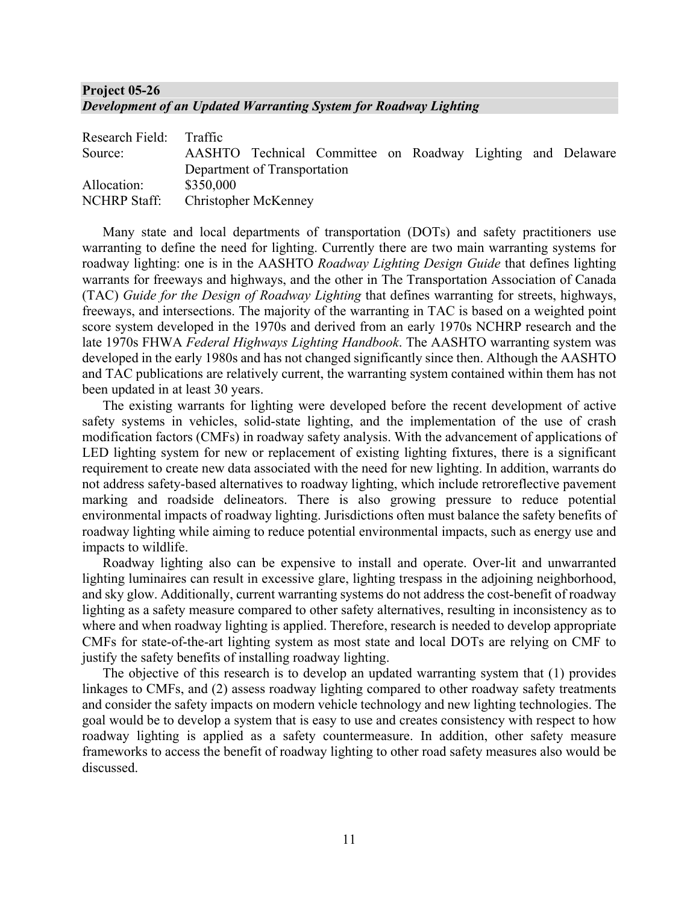**Project 05-26**
***Development of an Updated Warranting System for Roadway Lighting***

| | |
|---|---|
| Research Field: | Traffic |
| Source: | AASHTO Technical Committee on Roadway Lighting and Delaware Department of Transportation |
| Allocation: | $350,000 |
| NCHRP Staff: | Christopher McKenney |

Many state and local departments of transportation (DOTs) and safety practitioners use warranting to define the need for lighting. Currently there are two main warranting systems for roadway lighting: one is in the AASHTO *Roadway Lighting Design Guide* that defines lighting warrants for freeways and highways, and the other in The Transportation Association of Canada (TAC) *Guide for the Design of Roadway Lighting* that defines warranting for streets, highways, freeways, and intersections. The majority of the warranting in TAC is based on a weighted point score system developed in the 1970s and derived from an early 1970s NCHRP research and the late 1970s FHWA *Federal Highways Lighting Handbook*. The AASHTO warranting system was developed in the early 1980s and has not changed significantly since then. Although the AASHTO and TAC publications are relatively current, the warranting system contained within them has not been updated in at least 30 years.

The existing warrants for lighting were developed before the recent development of active safety systems in vehicles, solid-state lighting, and the implementation of the use of crash modification factors (CMFs) in roadway safety analysis. With the advancement of applications of LED lighting system for new or replacement of existing lighting fixtures, there is a significant requirement to create new data associated with the need for new lighting. In addition, warrants do not address safety-based alternatives to roadway lighting, which include retroreflective pavement marking and roadside delineators. There is also growing pressure to reduce potential environmental impacts of roadway lighting. Jurisdictions often must balance the safety benefits of roadway lighting while aiming to reduce potential environmental impacts, such as energy use and impacts to wildlife.

Roadway lighting also can be expensive to install and operate. Over-lit and unwarranted lighting luminaires can result in excessive glare, lighting trespass in the adjoining neighborhood, and sky glow. Additionally, current warranting systems do not address the cost-benefit of roadway lighting as a safety measure compared to other safety alternatives, resulting in inconsistency as to where and when roadway lighting is applied. Therefore, research is needed to develop appropriate CMFs for state-of-the-art lighting system as most state and local DOTs are relying on CMF to justify the safety benefits of installing roadway lighting.

The objective of this research is to develop an updated warranting system that (1) provides linkages to CMFs, and (2) assess roadway lighting compared to other roadway safety treatments and consider the safety impacts on modern vehicle technology and new lighting technologies. The goal would be to develop a system that is easy to use and creates consistency with respect to how roadway lighting is applied as a safety countermeasure. In addition, other safety measure frameworks to access the benefit of roadway lighting to other road safety measures also would be discussed.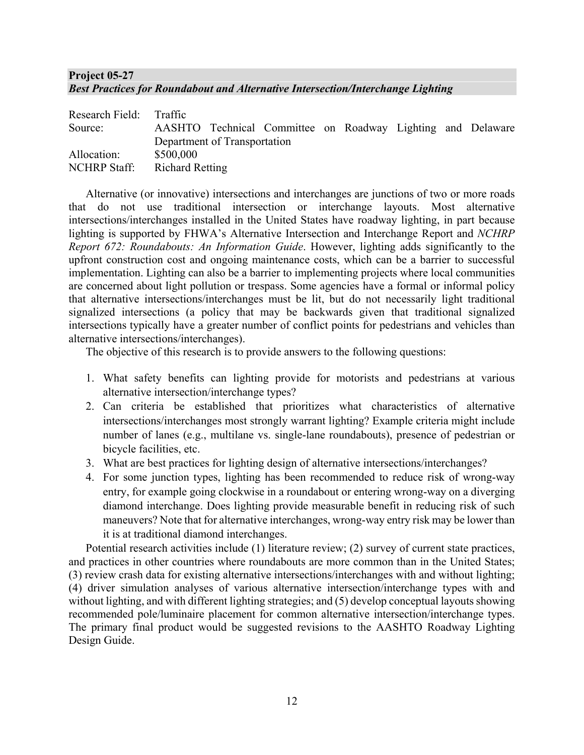**Project 05-27**
***Best Practices for Roundabout and Alternative Intersection/Interchange Lighting***

Research Field: Traffic
Source: AASHTO Technical Committee on Roadway Lighting and Delaware Department of Transportation
Allocation: $500,000
NCHRP Staff: Richard Retting

Alternative (or innovative) intersections and interchanges are junctions of two or more roads that do not use traditional intersection or interchange layouts. Most alternative intersections/interchanges installed in the United States have roadway lighting, in part because lighting is supported by FHWA's Alternative Intersection and Interchange Report and *NCHRP Report 672: Roundabouts: An Information Guide*. However, lighting adds significantly to the upfront construction cost and ongoing maintenance costs, which can be a barrier to successful implementation. Lighting can also be a barrier to implementing projects where local communities are concerned about light pollution or trespass. Some agencies have a formal or informal policy that alternative intersections/interchanges must be lit, but do not necessarily light traditional signalized intersections (a policy that may be backwards given that traditional signalized intersections typically have a greater number of conflict points for pedestrians and vehicles than alternative intersections/interchanges).

The objective of this research is to provide answers to the following questions:

1. What safety benefits can lighting provide for motorists and pedestrians at various alternative intersection/interchange types?
2. Can criteria be established that prioritizes what characteristics of alternative intersections/interchanges most strongly warrant lighting? Example criteria might include number of lanes (e.g., multilane vs. single-lane roundabouts), presence of pedestrian or bicycle facilities, etc.
3. What are best practices for lighting design of alternative intersections/interchanges?
4. For some junction types, lighting has been recommended to reduce risk of wrong-way entry, for example going clockwise in a roundabout or entering wrong-way on a diverging diamond interchange. Does lighting provide measurable benefit in reducing risk of such maneuvers? Note that for alternative interchanges, wrong-way entry risk may be lower than it is at traditional diamond interchanges.

Potential research activities include (1) literature review; (2) survey of current state practices, and practices in other countries where roundabouts are more common than in the United States; (3) review crash data for existing alternative intersections/interchanges with and without lighting; (4) driver simulation analyses of various alternative intersection/interchange types with and without lighting, and with different lighting strategies; and (5) develop conceptual layouts showing recommended pole/luminaire placement for common alternative intersection/interchange types. The primary final product would be suggested revisions to the AASHTO Roadway Lighting Design Guide.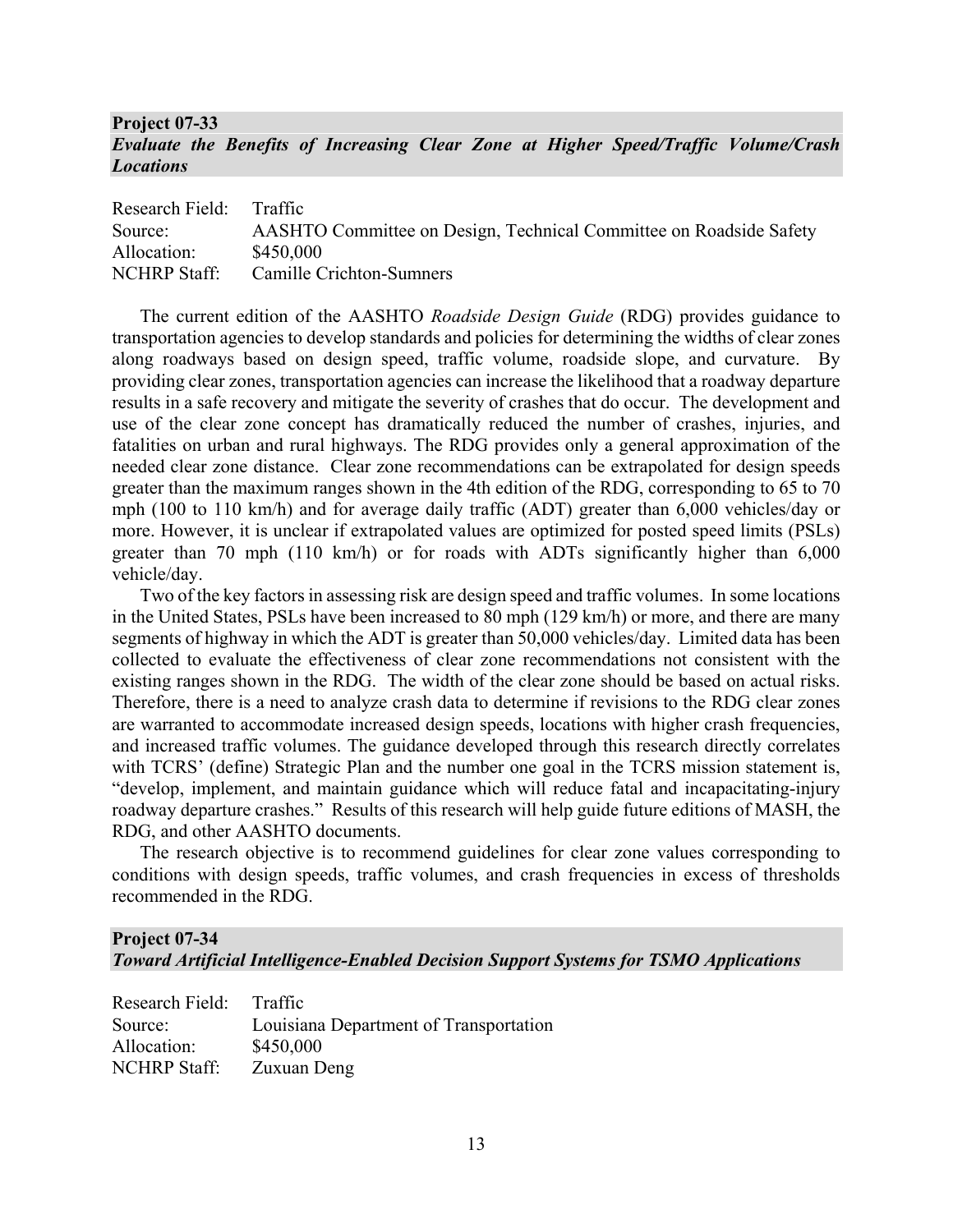## Project 07-33
### *Evaluate the Benefits of Increasing Clear Zone at Higher Speed/Traffic Volume/Crash Locations*

Research Field: Traffic
Source: AASHTO Committee on Design, Technical Committee on Roadside Safety
Allocation: $450,000
NCHRP Staff: Camille Crichton-Sumners

The current edition of the AASHTO *Roadside Design Guide* (RDG) provides guidance to transportation agencies to develop standards and policies for determining the widths of clear zones along roadways based on design speed, traffic volume, roadside slope, and curvature. By providing clear zones, transportation agencies can increase the likelihood that a roadway departure results in a safe recovery and mitigate the severity of crashes that do occur. The development and use of the clear zone concept has dramatically reduced the number of crashes, injuries, and fatalities on urban and rural highways. The RDG provides only a general approximation of the needed clear zone distance. Clear zone recommendations can be extrapolated for design speeds greater than the maximum ranges shown in the 4th edition of the RDG, corresponding to 65 to 70 mph (100 to 110 km/h) and for average daily traffic (ADT) greater than 6,000 vehicles/day or more. However, it is unclear if extrapolated values are optimized for posted speed limits (PSLs) greater than 70 mph (110 km/h) or for roads with ADTs significantly higher than 6,000 vehicle/day.

Two of the key factors in assessing risk are design speed and traffic volumes. In some locations in the United States, PSLs have been increased to 80 mph (129 km/h) or more, and there are many segments of highway in which the ADT is greater than 50,000 vehicles/day. Limited data has been collected to evaluate the effectiveness of clear zone recommendations not consistent with the existing ranges shown in the RDG. The width of the clear zone should be based on actual risks. Therefore, there is a need to analyze crash data to determine if revisions to the RDG clear zones are warranted to accommodate increased design speeds, locations with higher crash frequencies, and increased traffic volumes. The guidance developed through this research directly correlates with TCRS' (define) Strategic Plan and the number one goal in the TCRS mission statement is, "develop, implement, and maintain guidance which will reduce fatal and incapacitating-injury roadway departure crashes." Results of this research will help guide future editions of MASH, the RDG, and other AASHTO documents.

The research objective is to recommend guidelines for clear zone values corresponding to conditions with design speeds, traffic volumes, and crash frequencies in excess of thresholds recommended in the RDG.

## Project 07-34
### *Toward Artificial Intelligence-Enabled Decision Support Systems for TSMO Applications*

Research Field: Traffic
Source: Louisiana Department of Transportation
Allocation: $450,000
NCHRP Staff: Zuxuan Deng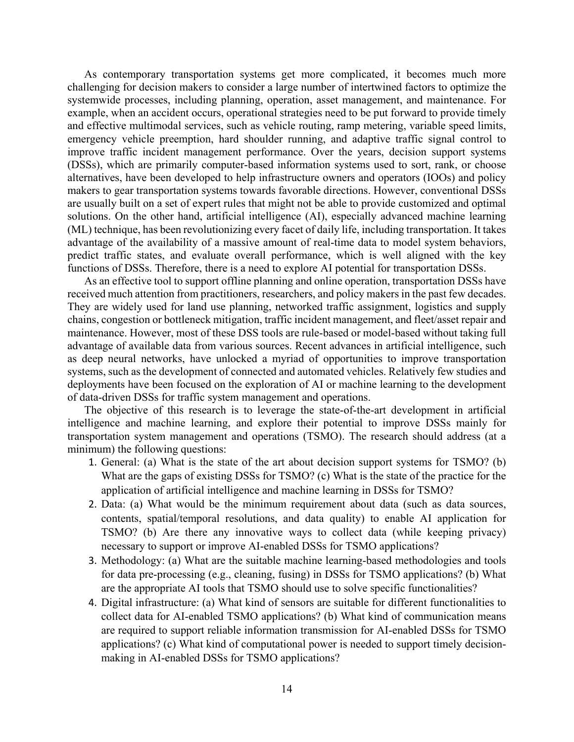As contemporary transportation systems get more complicated, it becomes much more challenging for decision makers to consider a large number of intertwined factors to optimize the systemwide processes, including planning, operation, asset management, and maintenance. For example, when an accident occurs, operational strategies need to be put forward to provide timely and effective multimodal services, such as vehicle routing, ramp metering, variable speed limits, emergency vehicle preemption, hard shoulder running, and adaptive traffic signal control to improve traffic incident management performance. Over the years, decision support systems (DSSs), which are primarily computer-based information systems used to sort, rank, or choose alternatives, have been developed to help infrastructure owners and operators (IOOs) and policy makers to gear transportation systems towards favorable directions. However, conventional DSSs are usually built on a set of expert rules that might not be able to provide customized and optimal solutions. On the other hand, artificial intelligence (AI), especially advanced machine learning (ML) technique, has been revolutionizing every facet of daily life, including transportation. It takes advantage of the availability of a massive amount of real-time data to model system behaviors, predict traffic states, and evaluate overall performance, which is well aligned with the key functions of DSSs. Therefore, there is a need to explore AI potential for transportation DSSs.

As an effective tool to support offline planning and online operation, transportation DSSs have received much attention from practitioners, researchers, and policy makers in the past few decades. They are widely used for land use planning, networked traffic assignment, logistics and supply chains, congestion or bottleneck mitigation, traffic incident management, and fleet/asset repair and maintenance. However, most of these DSS tools are rule-based or model-based without taking full advantage of available data from various sources. Recent advances in artificial intelligence, such as deep neural networks, have unlocked a myriad of opportunities to improve transportation systems, such as the development of connected and automated vehicles. Relatively few studies and deployments have been focused on the exploration of AI or machine learning to the development of data-driven DSSs for traffic system management and operations.

The objective of this research is to leverage the state-of-the-art development in artificial intelligence and machine learning, and explore their potential to improve DSSs mainly for transportation system management and operations (TSMO). The research should address (at a minimum) the following questions:

1. General: (a) What is the state of the art about decision support systems for TSMO? (b) What are the gaps of existing DSSs for TSMO? (c) What is the state of the practice for the application of artificial intelligence and machine learning in DSSs for TSMO?
2. Data: (a) What would be the minimum requirement about data (such as data sources, contents, spatial/temporal resolutions, and data quality) to enable AI application for TSMO? (b) Are there any innovative ways to collect data (while keeping privacy) necessary to support or improve AI-enabled DSSs for TSMO applications?
3. Methodology: (a) What are the suitable machine learning-based methodologies and tools for data pre-processing (e.g., cleaning, fusing) in DSSs for TSMO applications? (b) What are the appropriate AI tools that TSMO should use to solve specific functionalities?
4. Digital infrastructure: (a) What kind of sensors are suitable for different functionalities to collect data for AI-enabled TSMO applications? (b) What kind of communication means are required to support reliable information transmission for AI-enabled DSSs for TSMO applications? (c) What kind of computational power is needed to support timely decision-making in AI-enabled DSSs for TSMO applications?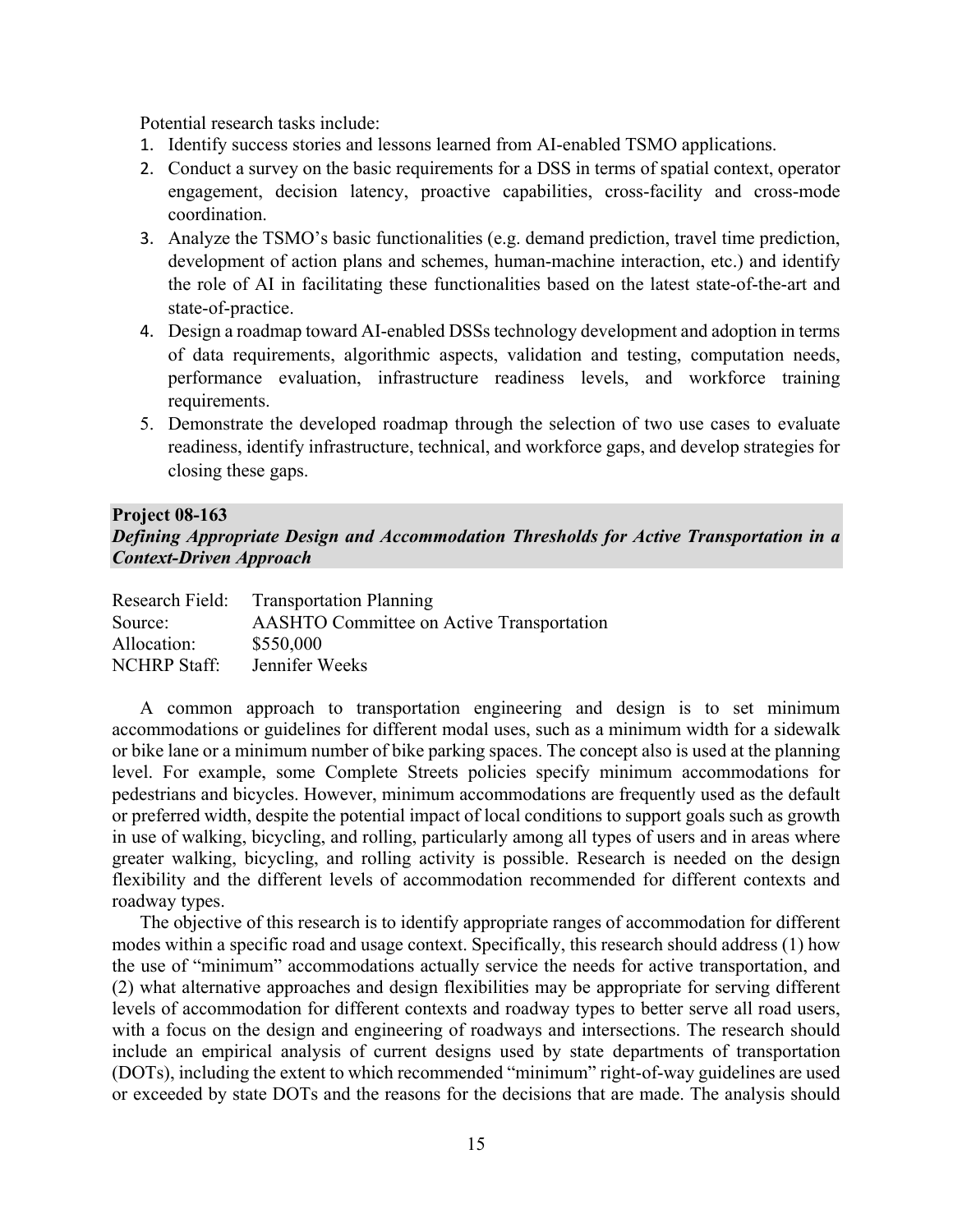Potential research tasks include:

1. Identify success stories and lessons learned from AI-enabled TSMO applications.
2. Conduct a survey on the basic requirements for a DSS in terms of spatial context, operator engagement, decision latency, proactive capabilities, cross-facility and cross-mode coordination.
3. Analyze the TSMO's basic functionalities (e.g. demand prediction, travel time prediction, development of action plans and schemes, human-machine interaction, etc.) and identify the role of AI in facilitating these functionalities based on the latest state-of-the-art and state-of-practice.
4. Design a roadmap toward AI-enabled DSSs technology development and adoption in terms of data requirements, algorithmic aspects, validation and testing, computation needs, performance evaluation, infrastructure readiness levels, and workforce training requirements.
5. Demonstrate the developed roadmap through the selection of two use cases to evaluate readiness, identify infrastructure, technical, and workforce gaps, and develop strategies for closing these gaps.

## Project 08-163

***Defining Appropriate Design and Accommodation Thresholds for Active Transportation in a Context-Driven Approach***

Research Field: Transportation Planning
Source: AASHTO Committee on Active Transportation
Allocation: \$550,000
NCHRP Staff: Jennifer Weeks

A common approach to transportation engineering and design is to set minimum accommodations or guidelines for different modal uses, such as a minimum width for a sidewalk or bike lane or a minimum number of bike parking spaces. The concept also is used at the planning level. For example, some Complete Streets policies specify minimum accommodations for pedestrians and bicycles. However, minimum accommodations are frequently used as the default or preferred width, despite the potential impact of local conditions to support goals such as growth in use of walking, bicycling, and rolling, particularly among all types of users and in areas where greater walking, bicycling, and rolling activity is possible. Research is needed on the design flexibility and the different levels of accommodation recommended for different contexts and roadway types.

The objective of this research is to identify appropriate ranges of accommodation for different modes within a specific road and usage context. Specifically, this research should address (1) how the use of "minimum" accommodations actually service the needs for active transportation, and (2) what alternative approaches and design flexibilities may be appropriate for serving different levels of accommodation for different contexts and roadway types to better serve all road users, with a focus on the design and engineering of roadways and intersections. The research should include an empirical analysis of current designs used by state departments of transportation (DOTs), including the extent to which recommended "minimum" right-of-way guidelines are used or exceeded by state DOTs and the reasons for the decisions that are made. The analysis should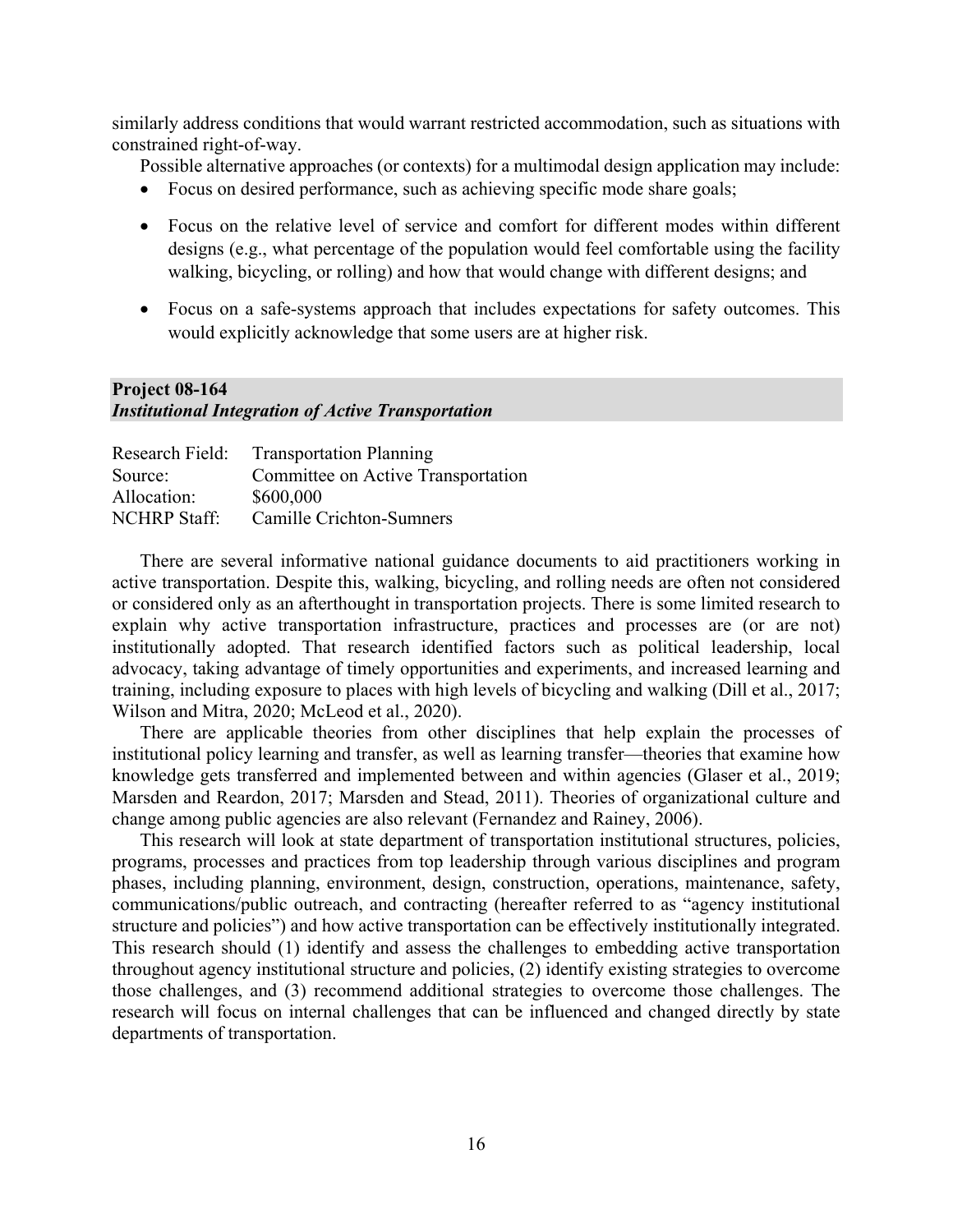similarly address conditions that would warrant restricted accommodation, such as situations with constrained right-of-way.

Possible alternative approaches (or contexts) for a multimodal design application may include:

- Focus on desired performance, such as achieving specific mode share goals;
- Focus on the relative level of service and comfort for different modes within different designs (e.g., what percentage of the population would feel comfortable using the facility walking, bicycling, or rolling) and how that would change with different designs; and
- Focus on a safe-systems approach that includes expectations for safety outcomes. This would explicitly acknowledge that some users are at higher risk.

## Project 08-164
### *Institutional Integration of Active Transportation*

| | |
|---|---|
| Research Field: | Transportation Planning |
| Source: | Committee on Active Transportation |
| Allocation: | $600,000 |
| NCHRP Staff: | Camille Crichton-Sumners |

There are several informative national guidance documents to aid practitioners working in active transportation. Despite this, walking, bicycling, and rolling needs are often not considered or considered only as an afterthought in transportation projects. There is some limited research to explain why active transportation infrastructure, practices and processes are (or are not) institutionally adopted. That research identified factors such as political leadership, local advocacy, taking advantage of timely opportunities and experiments, and increased learning and training, including exposure to places with high levels of bicycling and walking (Dill et al., 2017; Wilson and Mitra, 2020; McLeod et al., 2020).

There are applicable theories from other disciplines that help explain the processes of institutional policy learning and transfer, as well as learning transfer—theories that examine how knowledge gets transferred and implemented between and within agencies (Glaser et al., 2019; Marsden and Reardon, 2017; Marsden and Stead, 2011). Theories of organizational culture and change among public agencies are also relevant (Fernandez and Rainey, 2006).

This research will look at state department of transportation institutional structures, policies, programs, processes and practices from top leadership through various disciplines and program phases, including planning, environment, design, construction, operations, maintenance, safety, communications/public outreach, and contracting (hereafter referred to as "agency institutional structure and policies") and how active transportation can be effectively institutionally integrated. This research should (1) identify and assess the challenges to embedding active transportation throughout agency institutional structure and policies, (2) identify existing strategies to overcome those challenges, and (3) recommend additional strategies to overcome those challenges. The research will focus on internal challenges that can be influenced and changed directly by state departments of transportation.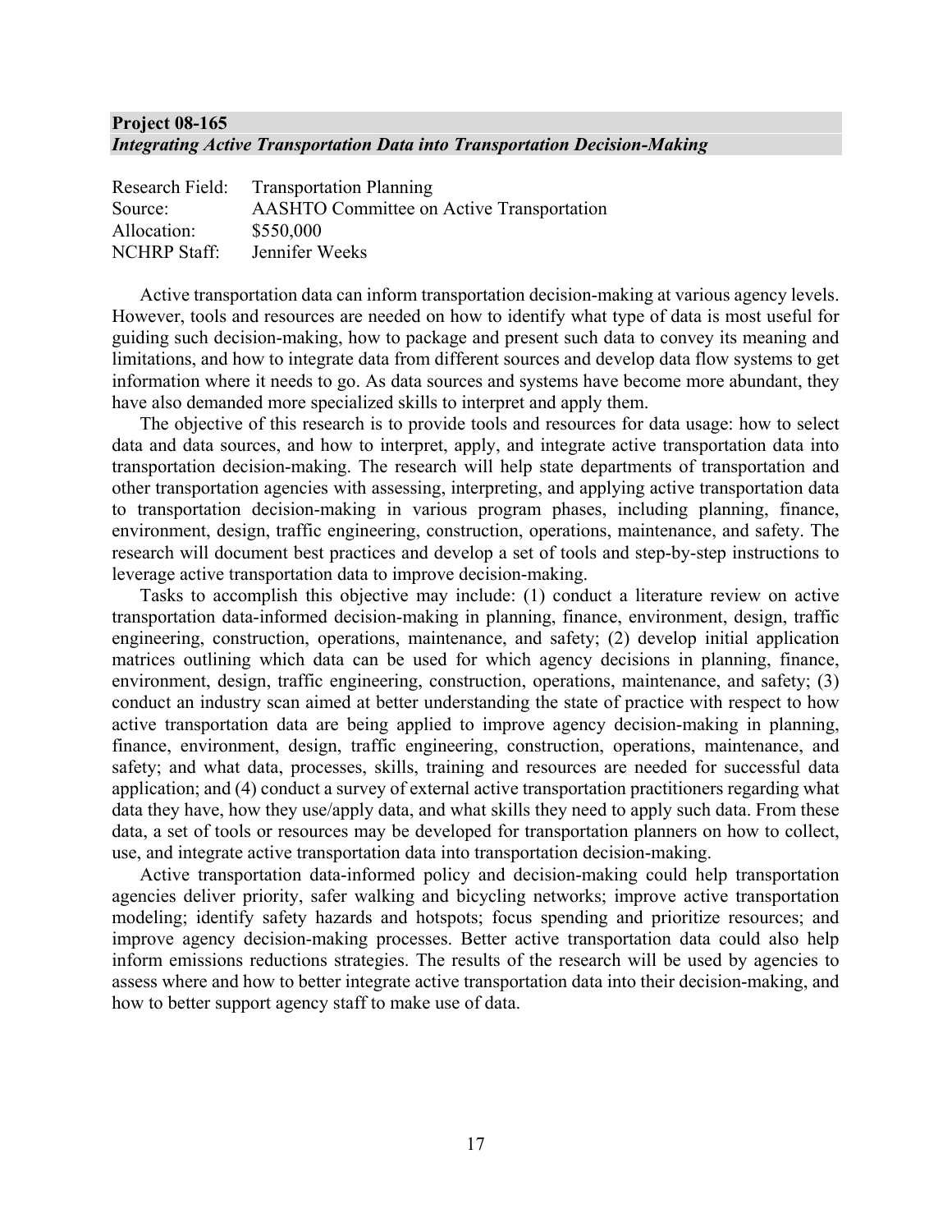**Project 08-165**
***Integrating Active Transportation Data into Transportation Decision-Making***

Research Field: Transportation Planning
Source: AASHTO Committee on Active Transportation
Allocation: $550,000
NCHRP Staff: Jennifer Weeks

Active transportation data can inform transportation decision-making at various agency levels. However, tools and resources are needed on how to identify what type of data is most useful for guiding such decision-making, how to package and present such data to convey its meaning and limitations, and how to integrate data from different sources and develop data flow systems to get information where it needs to go. As data sources and systems have become more abundant, they have also demanded more specialized skills to interpret and apply them.

The objective of this research is to provide tools and resources for data usage: how to select data and data sources, and how to interpret, apply, and integrate active transportation data into transportation decision-making. The research will help state departments of transportation and other transportation agencies with assessing, interpreting, and applying active transportation data to transportation decision-making in various program phases, including planning, finance, environment, design, traffic engineering, construction, operations, maintenance, and safety. The research will document best practices and develop a set of tools and step-by-step instructions to leverage active transportation data to improve decision-making.

Tasks to accomplish this objective may include: (1) conduct a literature review on active transportation data-informed decision-making in planning, finance, environment, design, traffic engineering, construction, operations, maintenance, and safety; (2) develop initial application matrices outlining which data can be used for which agency decisions in planning, finance, environment, design, traffic engineering, construction, operations, maintenance, and safety; (3) conduct an industry scan aimed at better understanding the state of practice with respect to how active transportation data are being applied to improve agency decision-making in planning, finance, environment, design, traffic engineering, construction, operations, maintenance, and safety; and what data, processes, skills, training and resources are needed for successful data application; and (4) conduct a survey of external active transportation practitioners regarding what data they have, how they use/apply data, and what skills they need to apply such data. From these data, a set of tools or resources may be developed for transportation planners on how to collect, use, and integrate active transportation data into transportation decision-making.

Active transportation data-informed policy and decision-making could help transportation agencies deliver priority, safer walking and bicycling networks; improve active transportation modeling; identify safety hazards and hotspots; focus spending and prioritize resources; and improve agency decision-making processes. Better active transportation data could also help inform emissions reductions strategies. The results of the research will be used by agencies to assess where and how to better integrate active transportation data into their decision-making, and how to better support agency staff to make use of data.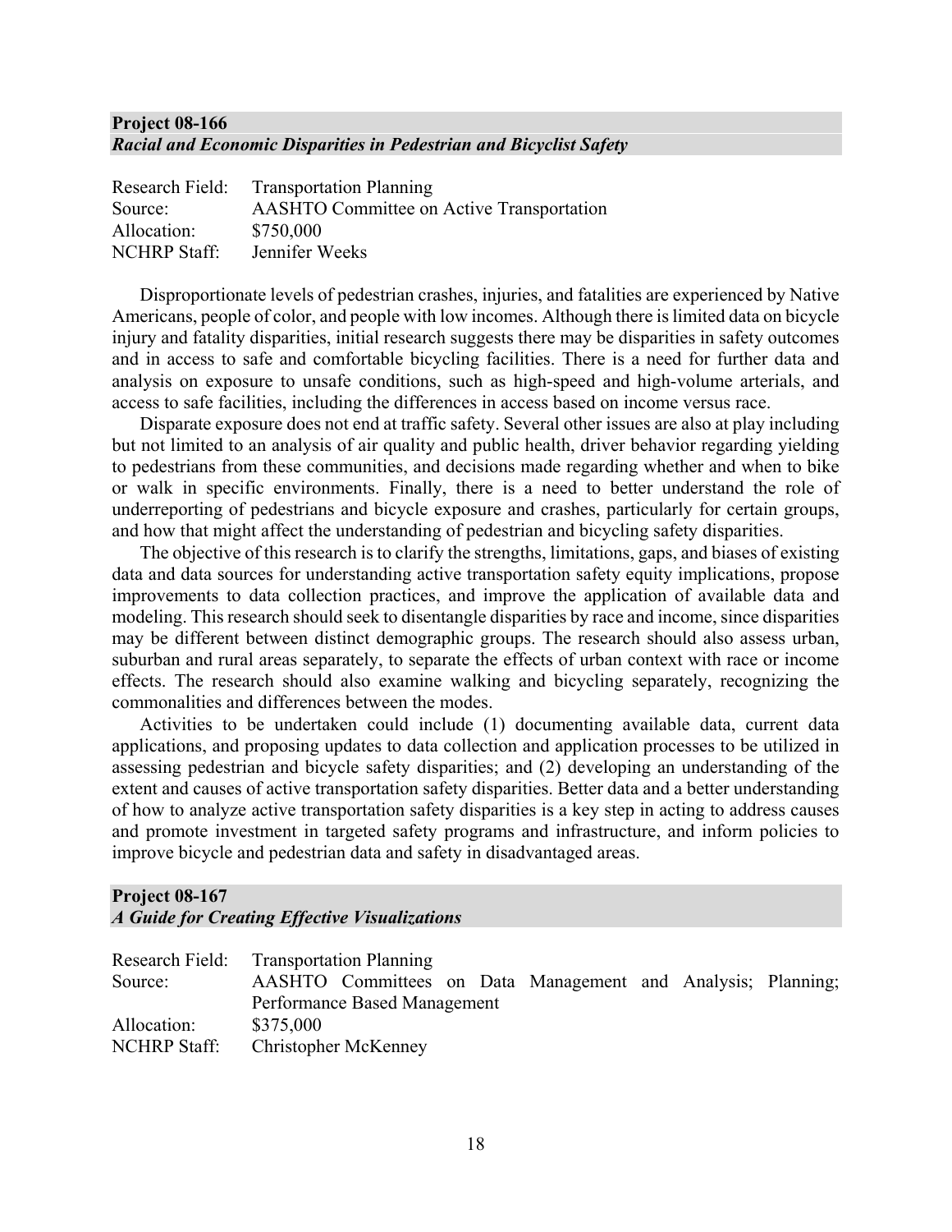## Project 08-166
### *Racial and Economic Disparities in Pedestrian and Bicyclist Safety*

Research Field: Transportation Planning
Source: AASHTO Committee on Active Transportation
Allocation: \$750,000
NCHRP Staff: Jennifer Weeks

Disproportionate levels of pedestrian crashes, injuries, and fatalities are experienced by Native Americans, people of color, and people with low incomes. Although there is limited data on bicycle injury and fatality disparities, initial research suggests there may be disparities in safety outcomes and in access to safe and comfortable bicycling facilities. There is a need for further data and analysis on exposure to unsafe conditions, such as high-speed and high-volume arterials, and access to safe facilities, including the differences in access based on income versus race.

Disparate exposure does not end at traffic safety. Several other issues are also at play including but not limited to an analysis of air quality and public health, driver behavior regarding yielding to pedestrians from these communities, and decisions made regarding whether and when to bike or walk in specific environments. Finally, there is a need to better understand the role of underreporting of pedestrians and bicycle exposure and crashes, particularly for certain groups, and how that might affect the understanding of pedestrian and bicycling safety disparities.

The objective of this research is to clarify the strengths, limitations, gaps, and biases of existing data and data sources for understanding active transportation safety equity implications, propose improvements to data collection practices, and improve the application of available data and modeling. This research should seek to disentangle disparities by race and income, since disparities may be different between distinct demographic groups. The research should also assess urban, suburban and rural areas separately, to separate the effects of urban context with race or income effects. The research should also examine walking and bicycling separately, recognizing the commonalities and differences between the modes.

Activities to be undertaken could include (1) documenting available data, current data applications, and proposing updates to data collection and application processes to be utilized in assessing pedestrian and bicycle safety disparities; and (2) developing an understanding of the extent and causes of active transportation safety disparities. Better data and a better understanding of how to analyze active transportation safety disparities is a key step in acting to address causes and promote investment in targeted safety programs and infrastructure, and inform policies to improve bicycle and pedestrian data and safety in disadvantaged areas.

## Project 08-167
### *A Guide for Creating Effective Visualizations*

Research Field: Transportation Planning
Source: AASHTO Committees on Data Management and Analysis; Planning; Performance Based Management
Allocation: \$375,000
NCHRP Staff: Christopher McKenney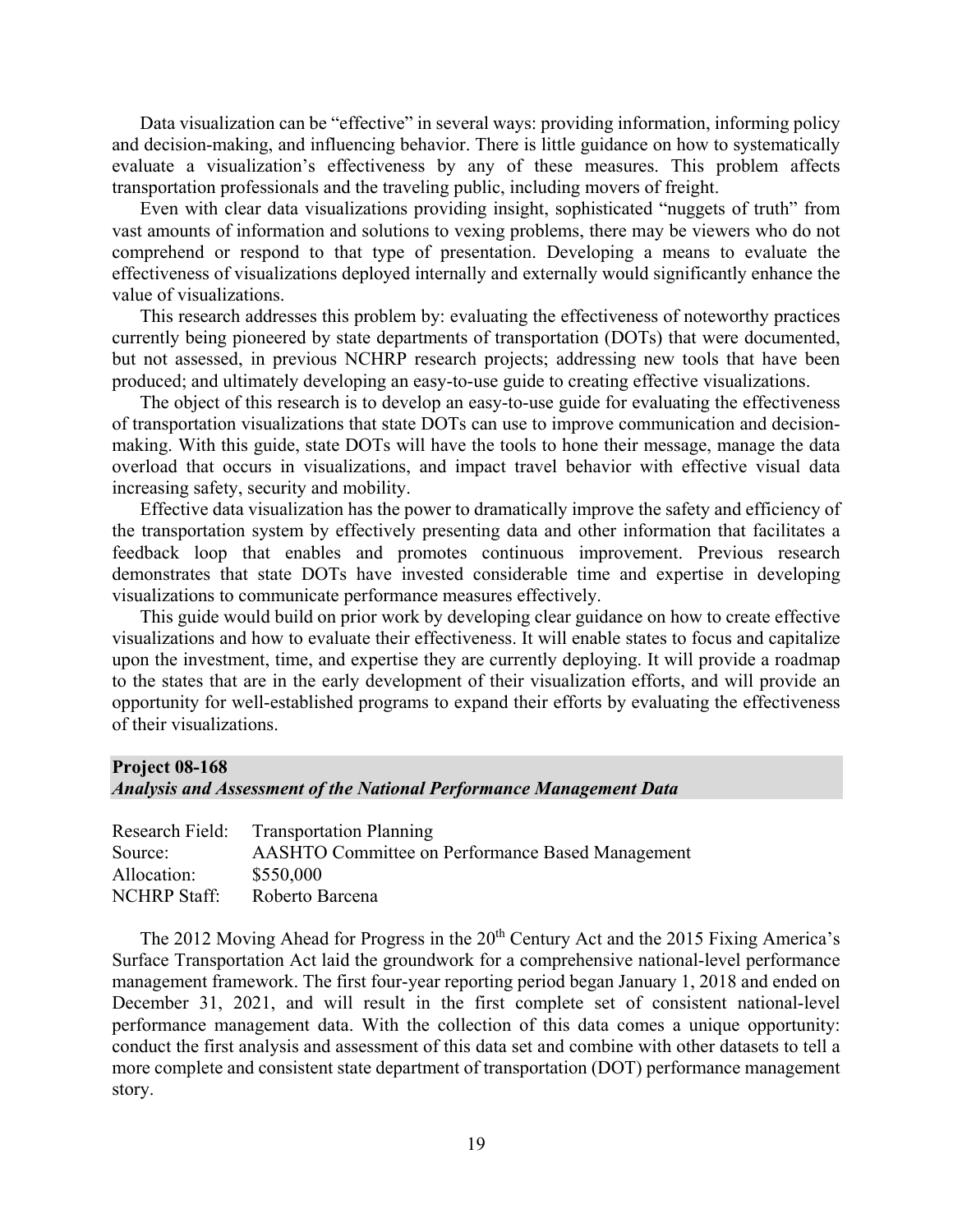Data visualization can be "effective" in several ways: providing information, informing policy and decision-making, and influencing behavior. There is little guidance on how to systematically evaluate a visualization's effectiveness by any of these measures. This problem affects transportation professionals and the traveling public, including movers of freight.

Even with clear data visualizations providing insight, sophisticated "nuggets of truth" from vast amounts of information and solutions to vexing problems, there may be viewers who do not comprehend or respond to that type of presentation. Developing a means to evaluate the effectiveness of visualizations deployed internally and externally would significantly enhance the value of visualizations.

This research addresses this problem by: evaluating the effectiveness of noteworthy practices currently being pioneered by state departments of transportation (DOTs) that were documented, but not assessed, in previous NCHRP research projects; addressing new tools that have been produced; and ultimately developing an easy-to-use guide to creating effective visualizations.

The object of this research is to develop an easy-to-use guide for evaluating the effectiveness of transportation visualizations that state DOTs can use to improve communication and decision-making. With this guide, state DOTs will have the tools to hone their message, manage the data overload that occurs in visualizations, and impact travel behavior with effective visual data increasing safety, security and mobility.

Effective data visualization has the power to dramatically improve the safety and efficiency of the transportation system by effectively presenting data and other information that facilitates a feedback loop that enables and promotes continuous improvement. Previous research demonstrates that state DOTs have invested considerable time and expertise in developing visualizations to communicate performance measures effectively.

This guide would build on prior work by developing clear guidance on how to create effective visualizations and how to evaluate their effectiveness. It will enable states to focus and capitalize upon the investment, time, and expertise they are currently deploying. It will provide a roadmap to the states that are in the early development of their visualization efforts, and will provide an opportunity for well-established programs to expand their efforts by evaluating the effectiveness of their visualizations.

## Project 08-168
### *Analysis and Assessment of the National Performance Management Data*

Research Field: Transportation Planning
Source: AASHTO Committee on Performance Based Management
Allocation: \$550,000
NCHRP Staff: Roberto Barcena

The 2012 Moving Ahead for Progress in the 20th Century Act and the 2015 Fixing America's Surface Transportation Act laid the groundwork for a comprehensive national-level performance management framework. The first four-year reporting period began January 1, 2018 and ended on December 31, 2021, and will result in the first complete set of consistent national-level performance management data. With the collection of this data comes a unique opportunity: conduct the first analysis and assessment of this data set and combine with other datasets to tell a more complete and consistent state department of transportation (DOT) performance management story.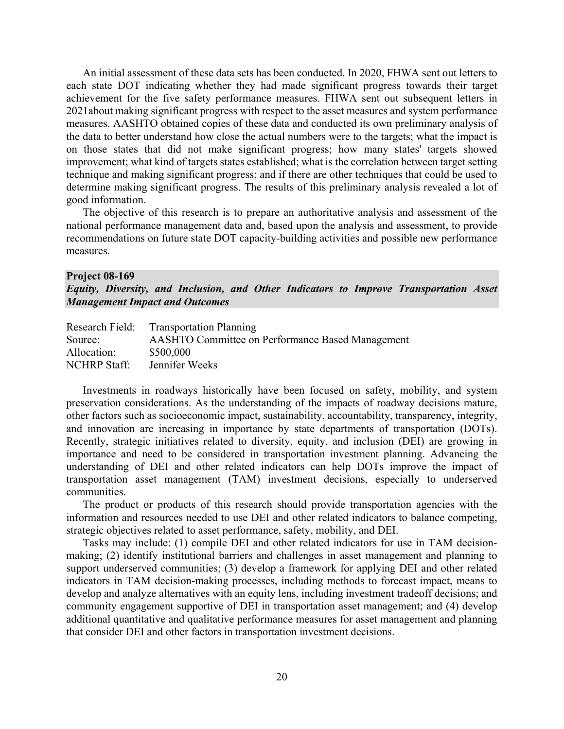An initial assessment of these data sets has been conducted. In 2020, FHWA sent out letters to each state DOT indicating whether they had made significant progress towards their target achievement for the five safety performance measures. FHWA sent out subsequent letters in 2021about making significant progress with respect to the asset measures and system performance measures. AASHTO obtained copies of these data and conducted its own preliminary analysis of the data to better understand how close the actual numbers were to the targets; what the impact is on those states that did not make significant progress; how many states' targets showed improvement; what kind of targets states established; what is the correlation between target setting technique and making significant progress; and if there are other techniques that could be used to determine making significant progress. The results of this preliminary analysis revealed a lot of good information.

The objective of this research is to prepare an authoritative analysis and assessment of the national performance management data and, based upon the analysis and assessment, to provide recommendations on future state DOT capacity-building activities and possible new performance measures.

## Project 08-169
### *Equity, Diversity, and Inclusion, and Other Indicators to Improve Transportation Asset Management Impact and Outcomes*

Research Field: Transportation Planning
Source: AASHTO Committee on Performance Based Management
Allocation: $500,000
NCHRP Staff: Jennifer Weeks

Investments in roadways historically have been focused on safety, mobility, and system preservation considerations. As the understanding of the impacts of roadway decisions mature, other factors such as socioeconomic impact, sustainability, accountability, transparency, integrity, and innovation are increasing in importance by state departments of transportation (DOTs). Recently, strategic initiatives related to diversity, equity, and inclusion (DEI) are growing in importance and need to be considered in transportation investment planning. Advancing the understanding of DEI and other related indicators can help DOTs improve the impact of transportation asset management (TAM) investment decisions, especially to underserved communities.

The product or products of this research should provide transportation agencies with the information and resources needed to use DEI and other related indicators to balance competing, strategic objectives related to asset performance, safety, mobility, and DEI.

Tasks may include: (1) compile DEI and other related indicators for use in TAM decision-making; (2) identify institutional barriers and challenges in asset management and planning to support underserved communities; (3) develop a framework for applying DEI and other related indicators in TAM decision-making processes, including methods to forecast impact, means to develop and analyze alternatives with an equity lens, including investment tradeoff decisions; and community engagement supportive of DEI in transportation asset management; and (4) develop additional quantitative and qualitative performance measures for asset management and planning that consider DEI and other factors in transportation investment decisions.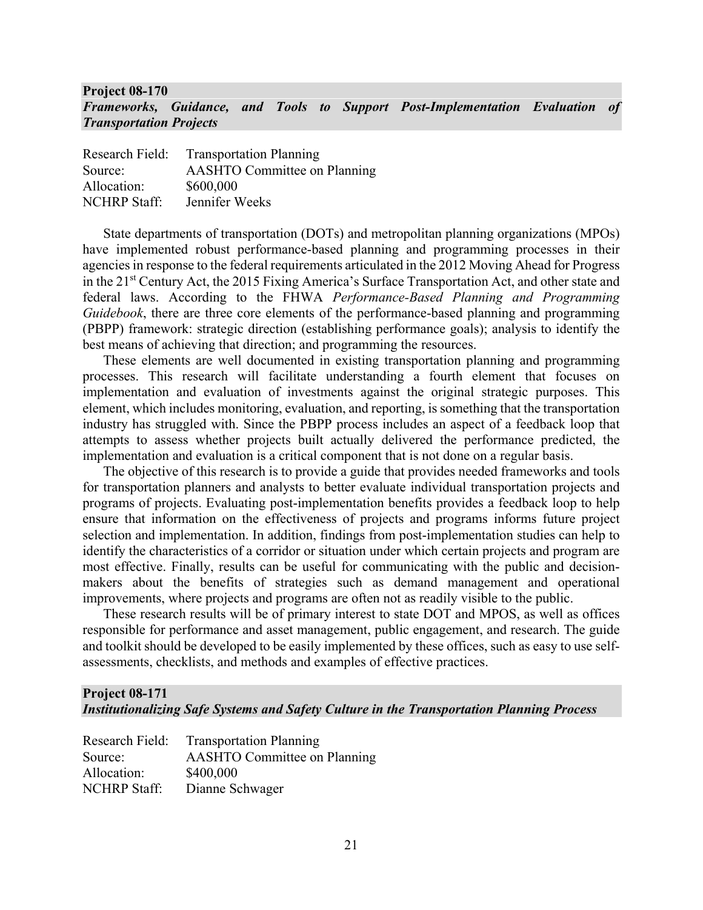**Project 08-170**
***Frameworks, Guidance, and Tools to Support Post-Implementation Evaluation of Transportation Projects***

Research Field: Transportation Planning
Source: AASHTO Committee on Planning
Allocation: $600,000
NCHRP Staff: Jennifer Weeks

State departments of transportation (DOTs) and metropolitan planning organizations (MPOs) have implemented robust performance-based planning and programming processes in their agencies in response to the federal requirements articulated in the 2012 Moving Ahead for Progress in the 21st Century Act, the 2015 Fixing America's Surface Transportation Act, and other state and federal laws. According to the FHWA *Performance-Based Planning and Programming Guidebook*, there are three core elements of the performance-based planning and programming (PBPP) framework: strategic direction (establishing performance goals); analysis to identify the best means of achieving that direction; and programming the resources.

These elements are well documented in existing transportation planning and programming processes. This research will facilitate understanding a fourth element that focuses on implementation and evaluation of investments against the original strategic purposes. This element, which includes monitoring, evaluation, and reporting, is something that the transportation industry has struggled with. Since the PBPP process includes an aspect of a feedback loop that attempts to assess whether projects built actually delivered the performance predicted, the implementation and evaluation is a critical component that is not done on a regular basis.

The objective of this research is to provide a guide that provides needed frameworks and tools for transportation planners and analysts to better evaluate individual transportation projects and programs of projects. Evaluating post-implementation benefits provides a feedback loop to help ensure that information on the effectiveness of projects and programs informs future project selection and implementation. In addition, findings from post-implementation studies can help to identify the characteristics of a corridor or situation under which certain projects and program are most effective. Finally, results can be useful for communicating with the public and decision-makers about the benefits of strategies such as demand management and operational improvements, where projects and programs are often not as readily visible to the public.

These research results will be of primary interest to state DOT and MPOS, as well as offices responsible for performance and asset management, public engagement, and research. The guide and toolkit should be developed to be easily implemented by these offices, such as easy to use self-assessments, checklists, and methods and examples of effective practices.

**Project 08-171**
***Institutionalizing Safe Systems and Safety Culture in the Transportation Planning Process***

Research Field: Transportation Planning
Source: AASHTO Committee on Planning
Allocation: $400,000
NCHRP Staff: Dianne Schwager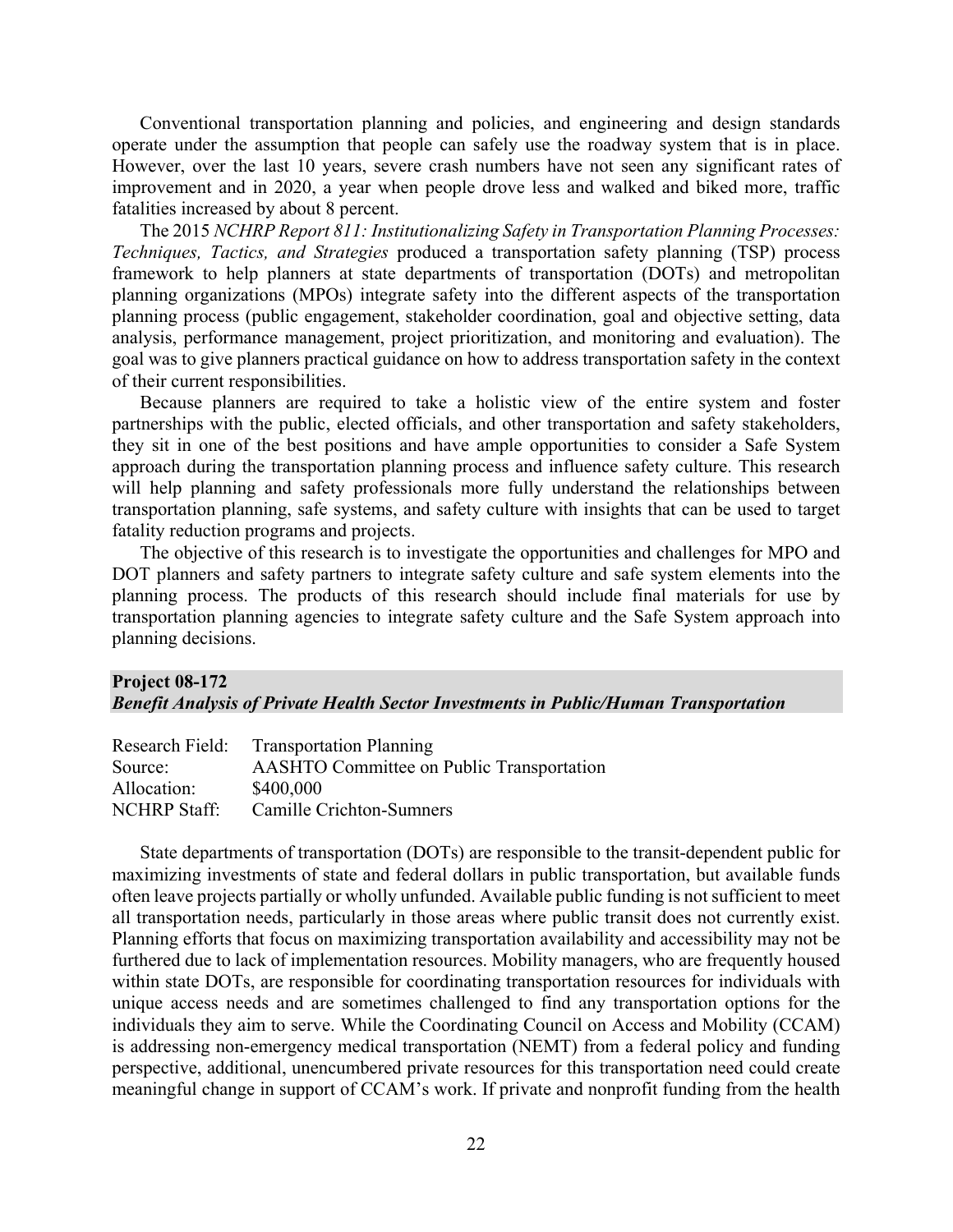Conventional transportation planning and policies, and engineering and design standards operate under the assumption that people can safely use the roadway system that is in place. However, over the last 10 years, severe crash numbers have not seen any significant rates of improvement and in 2020, a year when people drove less and walked and biked more, traffic fatalities increased by about 8 percent.

The 2015 *NCHRP Report 811: Institutionalizing Safety in Transportation Planning Processes: Techniques, Tactics, and Strategies* produced a transportation safety planning (TSP) process framework to help planners at state departments of transportation (DOTs) and metropolitan planning organizations (MPOs) integrate safety into the different aspects of the transportation planning process (public engagement, stakeholder coordination, goal and objective setting, data analysis, performance management, project prioritization, and monitoring and evaluation). The goal was to give planners practical guidance on how to address transportation safety in the context of their current responsibilities.

Because planners are required to take a holistic view of the entire system and foster partnerships with the public, elected officials, and other transportation and safety stakeholders, they sit in one of the best positions and have ample opportunities to consider a Safe System approach during the transportation planning process and influence safety culture. This research will help planning and safety professionals more fully understand the relationships between transportation planning, safe systems, and safety culture with insights that can be used to target fatality reduction programs and projects.

The objective of this research is to investigate the opportunities and challenges for MPO and DOT planners and safety partners to integrate safety culture and safe system elements into the planning process. The products of this research should include final materials for use by transportation planning agencies to integrate safety culture and the Safe System approach into planning decisions.

## Project 08-172
### *Benefit Analysis of Private Health Sector Investments in Public/Human Transportation*

| | |
|---|---|
| Research Field: | Transportation Planning |
| Source: | AASHTO Committee on Public Transportation |
| Allocation: | $400,000 |
| NCHRP Staff: | Camille Crichton-Sumners |

State departments of transportation (DOTs) are responsible to the transit-dependent public for maximizing investments of state and federal dollars in public transportation, but available funds often leave projects partially or wholly unfunded. Available public funding is not sufficient to meet all transportation needs, particularly in those areas where public transit does not currently exist. Planning efforts that focus on maximizing transportation availability and accessibility may not be furthered due to lack of implementation resources. Mobility managers, who are frequently housed within state DOTs, are responsible for coordinating transportation resources for individuals with unique access needs and are sometimes challenged to find any transportation options for the individuals they aim to serve. While the Coordinating Council on Access and Mobility (CCAM) is addressing non-emergency medical transportation (NEMT) from a federal policy and funding perspective, additional, unencumbered private resources for this transportation need could create meaningful change in support of CCAM's work. If private and nonprofit funding from the health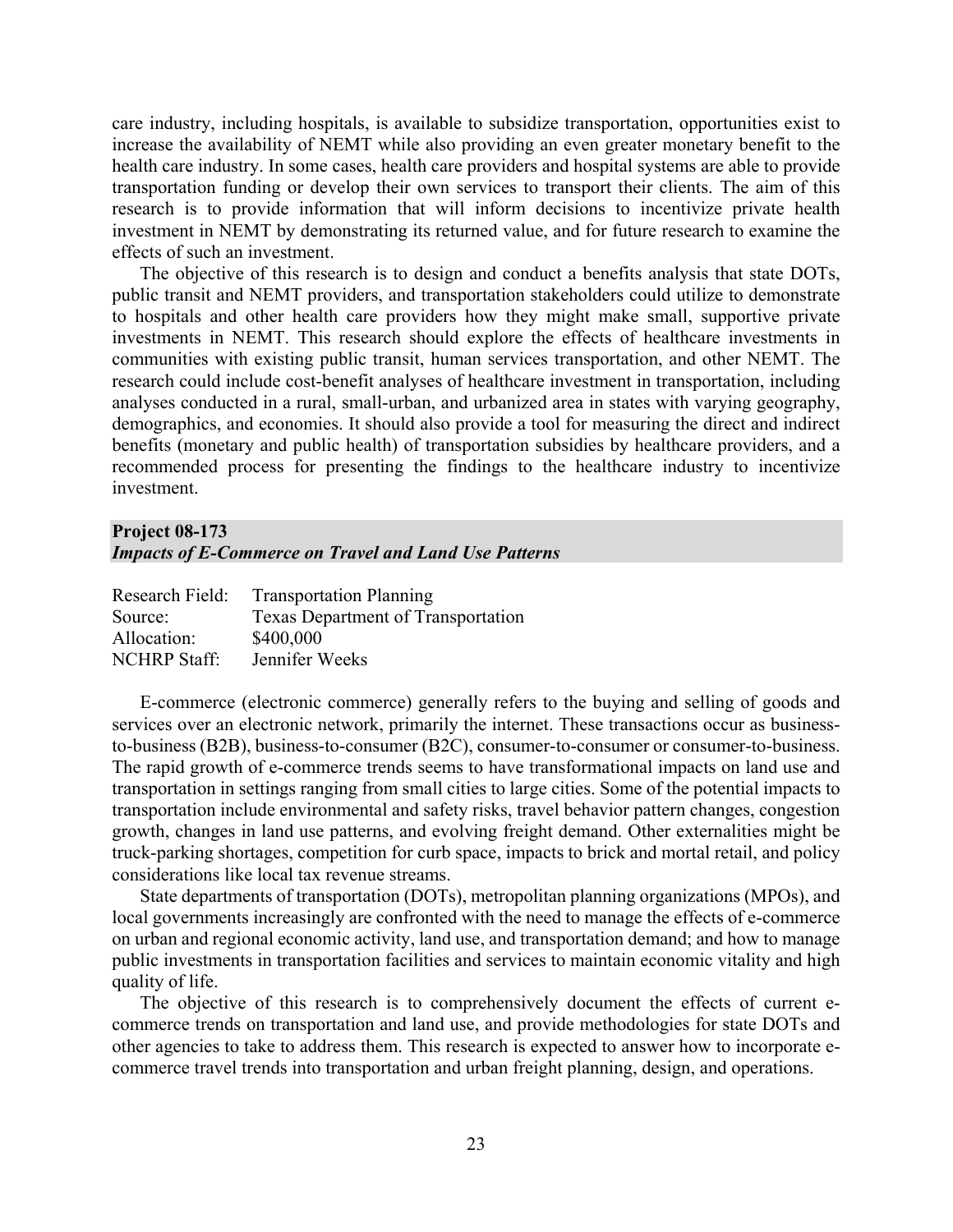care industry, including hospitals, is available to subsidize transportation, opportunities exist to increase the availability of NEMT while also providing an even greater monetary benefit to the health care industry. In some cases, health care providers and hospital systems are able to provide transportation funding or develop their own services to transport their clients. The aim of this research is to provide information that will inform decisions to incentivize private health investment in NEMT by demonstrating its returned value, and for future research to examine the effects of such an investment.

The objective of this research is to design and conduct a benefits analysis that state DOTs, public transit and NEMT providers, and transportation stakeholders could utilize to demonstrate to hospitals and other health care providers how they might make small, supportive private investments in NEMT. This research should explore the effects of healthcare investments in communities with existing public transit, human services transportation, and other NEMT. The research could include cost-benefit analyses of healthcare investment in transportation, including analyses conducted in a rural, small-urban, and urbanized area in states with varying geography, demographics, and economies. It should also provide a tool for measuring the direct and indirect benefits (monetary and public health) of transportation subsidies by healthcare providers, and a recommended process for presenting the findings to the healthcare industry to incentivize investment.

## Project 08-173
### *Impacts of E-Commerce on Travel and Land Use Patterns*

Research Field: Transportation Planning
Source: Texas Department of Transportation
Allocation: $400,000
NCHRP Staff: Jennifer Weeks

E-commerce (electronic commerce) generally refers to the buying and selling of goods and services over an electronic network, primarily the internet. These transactions occur as business-to-business (B2B), business-to-consumer (B2C), consumer-to-consumer or consumer-to-business. The rapid growth of e-commerce trends seems to have transformational impacts on land use and transportation in settings ranging from small cities to large cities. Some of the potential impacts to transportation include environmental and safety risks, travel behavior pattern changes, congestion growth, changes in land use patterns, and evolving freight demand. Other externalities might be truck-parking shortages, competition for curb space, impacts to brick and mortal retail, and policy considerations like local tax revenue streams.

State departments of transportation (DOTs), metropolitan planning organizations (MPOs), and local governments increasingly are confronted with the need to manage the effects of e-commerce on urban and regional economic activity, land use, and transportation demand; and how to manage public investments in transportation facilities and services to maintain economic vitality and high quality of life.

The objective of this research is to comprehensively document the effects of current e-commerce trends on transportation and land use, and provide methodologies for state DOTs and other agencies to take to address them. This research is expected to answer how to incorporate e-commerce travel trends into transportation and urban freight planning, design, and operations.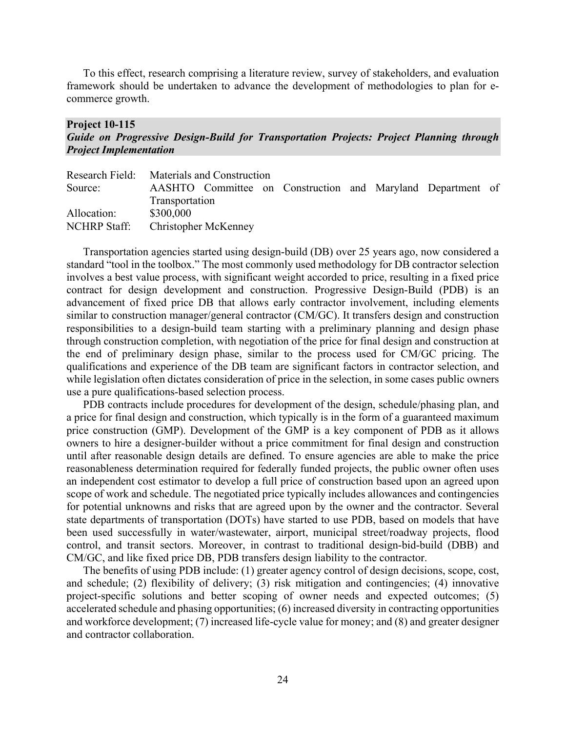To this effect, research comprising a literature review, survey of stakeholders, and evaluation framework should be undertaken to advance the development of methodologies to plan for e-commerce growth.

## Project 10-115

### *Guide on Progressive Design-Build for Transportation Projects: Project Planning through Project Implementation*

| | |
|---|---|
| Research Field: | Materials and Construction |
| Source: | AASHTO Committee on Construction and Maryland Department of Transportation |
| Allocation: | \$300,000 |
| NCHRP Staff: | Christopher McKenney |

Transportation agencies started using design-build (DB) over 25 years ago, now considered a standard "tool in the toolbox." The most commonly used methodology for DB contractor selection involves a best value process, with significant weight accorded to price, resulting in a fixed price contract for design development and construction. Progressive Design-Build (PDB) is an advancement of fixed price DB that allows early contractor involvement, including elements similar to construction manager/general contractor (CM/GC). It transfers design and construction responsibilities to a design-build team starting with a preliminary planning and design phase through construction completion, with negotiation of the price for final design and construction at the end of preliminary design phase, similar to the process used for CM/GC pricing. The qualifications and experience of the DB team are significant factors in contractor selection, and while legislation often dictates consideration of price in the selection, in some cases public owners use a pure qualifications-based selection process.

PDB contracts include procedures for development of the design, schedule/phasing plan, and a price for final design and construction, which typically is in the form of a guaranteed maximum price construction (GMP). Development of the GMP is a key component of PDB as it allows owners to hire a designer-builder without a price commitment for final design and construction until after reasonable design details are defined. To ensure agencies are able to make the price reasonableness determination required for federally funded projects, the public owner often uses an independent cost estimator to develop a full price of construction based upon an agreed upon scope of work and schedule. The negotiated price typically includes allowances and contingencies for potential unknowns and risks that are agreed upon by the owner and the contractor. Several state departments of transportation (DOTs) have started to use PDB, based on models that have been used successfully in water/wastewater, airport, municipal street/roadway projects, flood control, and transit sectors. Moreover, in contrast to traditional design-bid-build (DBB) and CM/GC, and like fixed price DB, PDB transfers design liability to the contractor.

The benefits of using PDB include: (1) greater agency control of design decisions, scope, cost, and schedule; (2) flexibility of delivery; (3) risk mitigation and contingencies; (4) innovative project-specific solutions and better scoping of owner needs and expected outcomes; (5) accelerated schedule and phasing opportunities; (6) increased diversity in contracting opportunities and workforce development; (7) increased life-cycle value for money; and (8) and greater designer and contractor collaboration.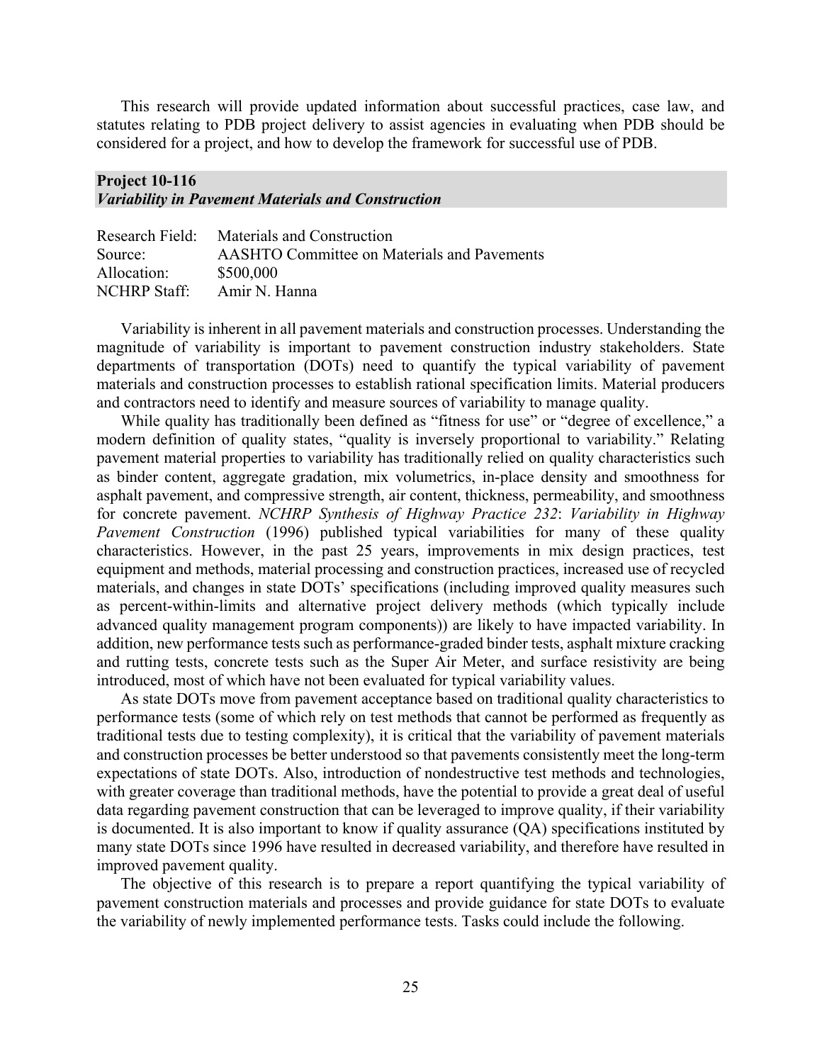This research will provide updated information about successful practices, case law, and statutes relating to PDB project delivery to assist agencies in evaluating when PDB should be considered for a project, and how to develop the framework for successful use of PDB.

## Project 10-116
### *Variability in Pavement Materials and Construction*

Research Field: Materials and Construction
Source: AASHTO Committee on Materials and Pavements
Allocation: $500,000
NCHRP Staff: Amir N. Hanna

Variability is inherent in all pavement materials and construction processes. Understanding the magnitude of variability is important to pavement construction industry stakeholders. State departments of transportation (DOTs) need to quantify the typical variability of pavement materials and construction processes to establish rational specification limits. Material producers and contractors need to identify and measure sources of variability to manage quality.

While quality has traditionally been defined as "fitness for use" or "degree of excellence," a modern definition of quality states, "quality is inversely proportional to variability." Relating pavement material properties to variability has traditionally relied on quality characteristics such as binder content, aggregate gradation, mix volumetrics, in-place density and smoothness for asphalt pavement, and compressive strength, air content, thickness, permeability, and smoothness for concrete pavement. *NCHRP Synthesis of Highway Practice 232*: *Variability in Highway Pavement Construction* (1996) published typical variabilities for many of these quality characteristics. However, in the past 25 years, improvements in mix design practices, test equipment and methods, material processing and construction practices, increased use of recycled materials, and changes in state DOTs' specifications (including improved quality measures such as percent-within-limits and alternative project delivery methods (which typically include advanced quality management program components)) are likely to have impacted variability. In addition, new performance tests such as performance-graded binder tests, asphalt mixture cracking and rutting tests, concrete tests such as the Super Air Meter, and surface resistivity are being introduced, most of which have not been evaluated for typical variability values.

As state DOTs move from pavement acceptance based on traditional quality characteristics to performance tests (some of which rely on test methods that cannot be performed as frequently as traditional tests due to testing complexity), it is critical that the variability of pavement materials and construction processes be better understood so that pavements consistently meet the long-term expectations of state DOTs. Also, introduction of nondestructive test methods and technologies, with greater coverage than traditional methods, have the potential to provide a great deal of useful data regarding pavement construction that can be leveraged to improve quality, if their variability is documented. It is also important to know if quality assurance (QA) specifications instituted by many state DOTs since 1996 have resulted in decreased variability, and therefore have resulted in improved pavement quality.

The objective of this research is to prepare a report quantifying the typical variability of pavement construction materials and processes and provide guidance for state DOTs to evaluate the variability of newly implemented performance tests. Tasks could include the following.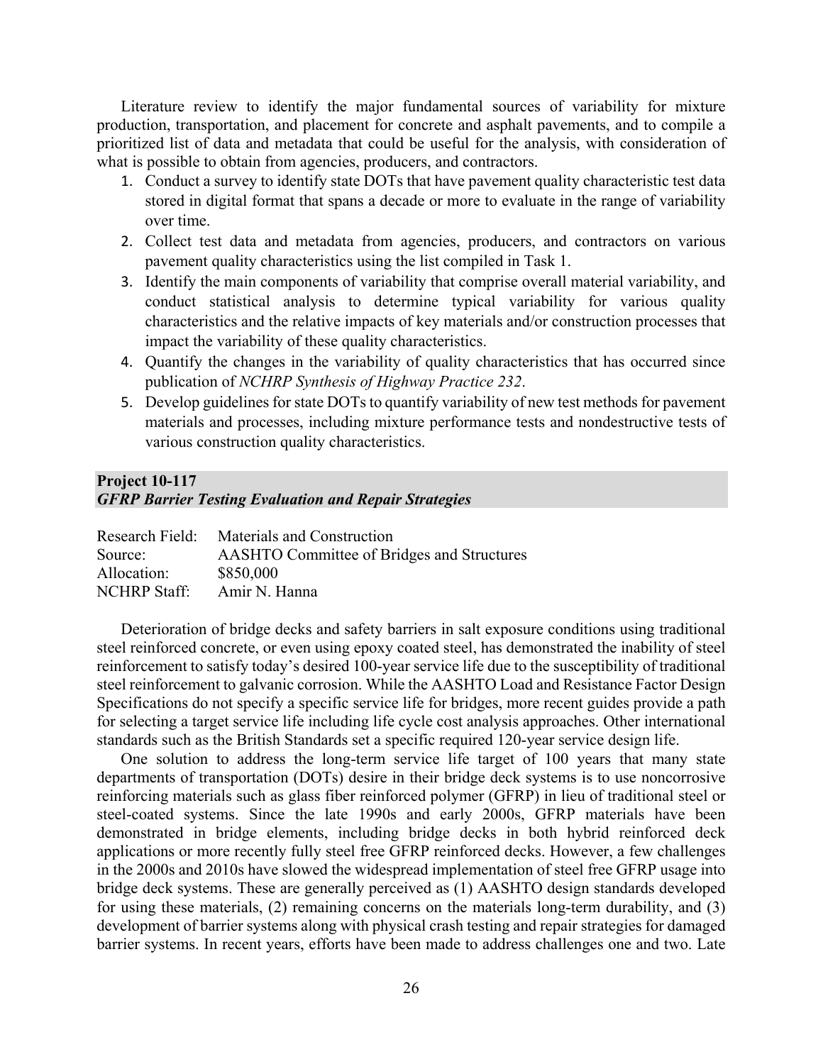Literature review to identify the major fundamental sources of variability for mixture production, transportation, and placement for concrete and asphalt pavements, and to compile a prioritized list of data and metadata that could be useful for the analysis, with consideration of what is possible to obtain from agencies, producers, and contractors.

1. Conduct a survey to identify state DOTs that have pavement quality characteristic test data stored in digital format that spans a decade or more to evaluate in the range of variability over time.
2. Collect test data and metadata from agencies, producers, and contractors on various pavement quality characteristics using the list compiled in Task 1.
3. Identify the main components of variability that comprise overall material variability, and conduct statistical analysis to determine typical variability for various quality characteristics and the relative impacts of key materials and/or construction processes that impact the variability of these quality characteristics.
4. Quantify the changes in the variability of quality characteristics that has occurred since publication of *NCHRP Synthesis of Highway Practice 232*.
5. Develop guidelines for state DOTs to quantify variability of new test methods for pavement materials and processes, including mixture performance tests and nondestructive tests of various construction quality characteristics.

## Project 10-117
### *GFRP Barrier Testing Evaluation and Repair Strategies*

Research Field: Materials and Construction
Source: AASHTO Committee of Bridges and Structures
Allocation: $850,000
NCHRP Staff: Amir N. Hanna

Deterioration of bridge decks and safety barriers in salt exposure conditions using traditional steel reinforced concrete, or even using epoxy coated steel, has demonstrated the inability of steel reinforcement to satisfy today's desired 100-year service life due to the susceptibility of traditional steel reinforcement to galvanic corrosion. While the AASHTO Load and Resistance Factor Design Specifications do not specify a specific service life for bridges, more recent guides provide a path for selecting a target service life including life cycle cost analysis approaches. Other international standards such as the British Standards set a specific required 120-year service design life.

One solution to address the long-term service life target of 100 years that many state departments of transportation (DOTs) desire in their bridge deck systems is to use noncorrosive reinforcing materials such as glass fiber reinforced polymer (GFRP) in lieu of traditional steel or steel-coated systems. Since the late 1990s and early 2000s, GFRP materials have been demonstrated in bridge elements, including bridge decks in both hybrid reinforced deck applications or more recently fully steel free GFRP reinforced decks. However, a few challenges in the 2000s and 2010s have slowed the widespread implementation of steel free GFRP usage into bridge deck systems. These are generally perceived as (1) AASHTO design standards developed for using these materials, (2) remaining concerns on the materials long-term durability, and (3) development of barrier systems along with physical crash testing and repair strategies for damaged barrier systems. In recent years, efforts have been made to address challenges one and two. Late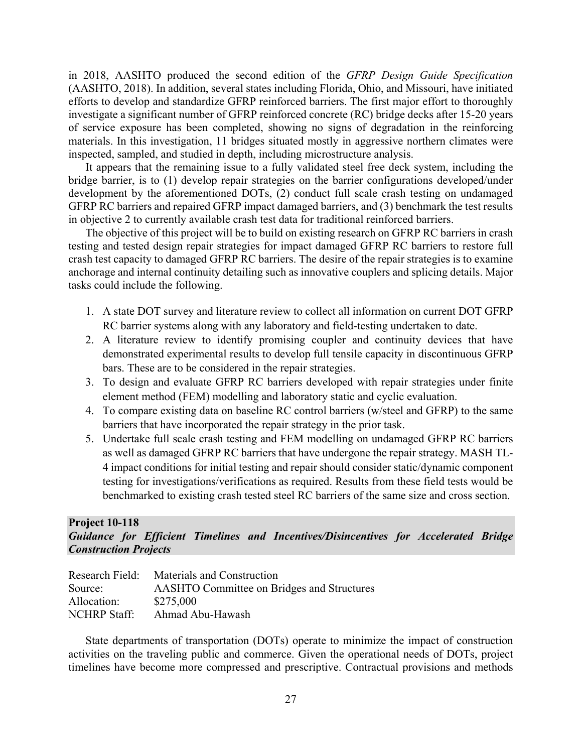in 2018, AASHTO produced the second edition of the *GFRP Design Guide Specification* (AASHTO, 2018). In addition, several states including Florida, Ohio, and Missouri, have initiated efforts to develop and standardize GFRP reinforced barriers. The first major effort to thoroughly investigate a significant number of GFRP reinforced concrete (RC) bridge decks after 15-20 years of service exposure has been completed, showing no signs of degradation in the reinforcing materials. In this investigation, 11 bridges situated mostly in aggressive northern climates were inspected, sampled, and studied in depth, including microstructure analysis.

It appears that the remaining issue to a fully validated steel free deck system, including the bridge barrier, is to (1) develop repair strategies on the barrier configurations developed/under development by the aforementioned DOTs, (2) conduct full scale crash testing on undamaged GFRP RC barriers and repaired GFRP impact damaged barriers, and (3) benchmark the test results in objective 2 to currently available crash test data for traditional reinforced barriers.

The objective of this project will be to build on existing research on GFRP RC barriers in crash testing and tested design repair strategies for impact damaged GFRP RC barriers to restore full crash test capacity to damaged GFRP RC barriers. The desire of the repair strategies is to examine anchorage and internal continuity detailing such as innovative couplers and splicing details. Major tasks could include the following.

1. A state DOT survey and literature review to collect all information on current DOT GFRP RC barrier systems along with any laboratory and field-testing undertaken to date.
2. A literature review to identify promising coupler and continuity devices that have demonstrated experimental results to develop full tensile capacity in discontinuous GFRP bars. These are to be considered in the repair strategies.
3. To design and evaluate GFRP RC barriers developed with repair strategies under finite element method (FEM) modelling and laboratory static and cyclic evaluation.
4. To compare existing data on baseline RC control barriers (w/steel and GFRP) to the same barriers that have incorporated the repair strategy in the prior task.
5. Undertake full scale crash testing and FEM modelling on undamaged GFRP RC barriers as well as damaged GFRP RC barriers that have undergone the repair strategy. MASH TL-4 impact conditions for initial testing and repair should consider static/dynamic component testing for investigations/verifications as required. Results from these field tests would be benchmarked to existing crash tested steel RC barriers of the same size and cross section.

## Project 10-118
### *Guidance for Efficient Timelines and Incentives/Disincentives for Accelerated Bridge Construction Projects*

Research Field: Materials and Construction
Source: AASHTO Committee on Bridges and Structures
Allocation: \$275,000
NCHRP Staff: Ahmad Abu-Hawash

State departments of transportation (DOTs) operate to minimize the impact of construction activities on the traveling public and commerce. Given the operational needs of DOTs, project timelines have become more compressed and prescriptive. Contractual provisions and methods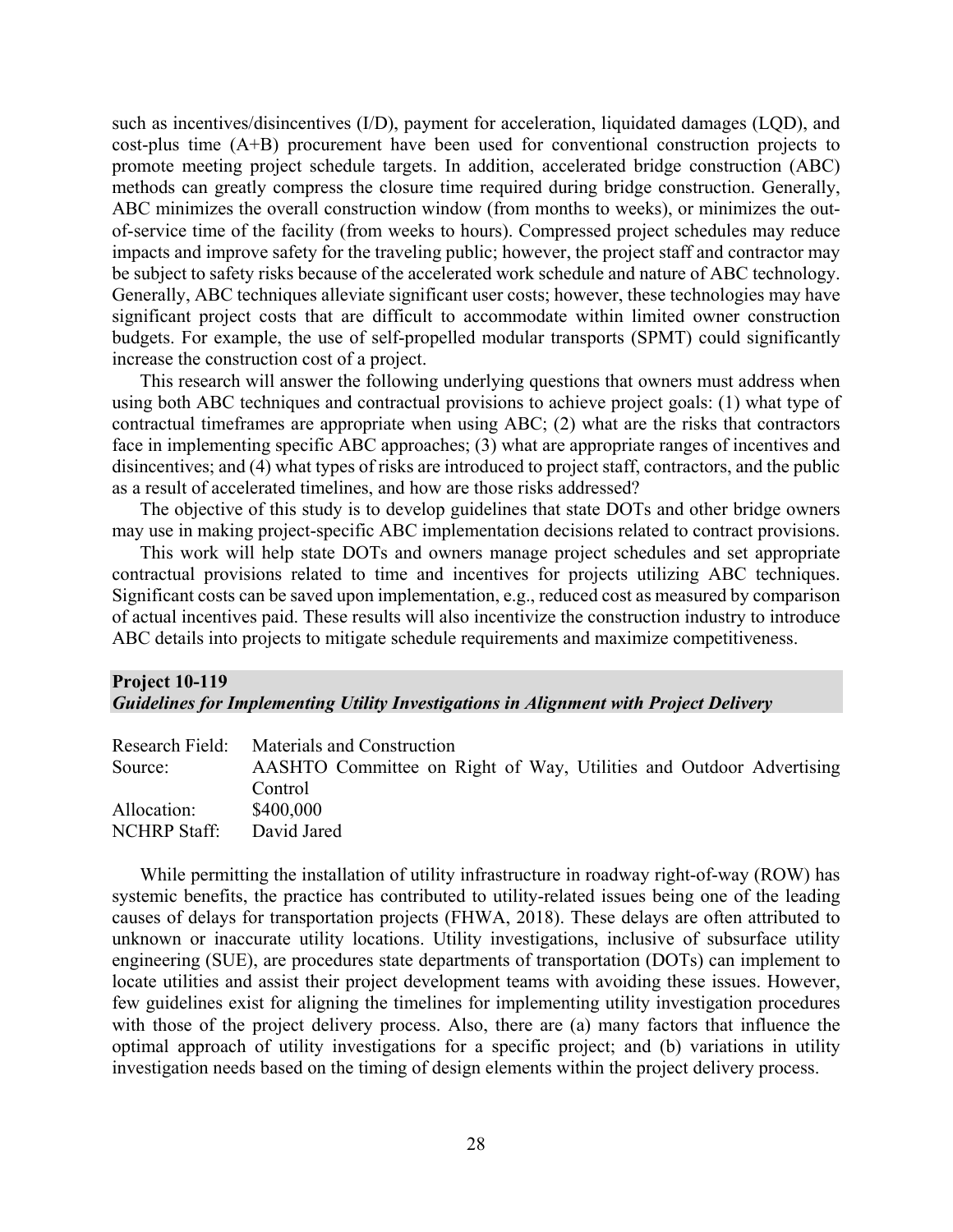such as incentives/disincentives (I/D), payment for acceleration, liquidated damages (LQD), and cost-plus time (A+B) procurement have been used for conventional construction projects to promote meeting project schedule targets. In addition, accelerated bridge construction (ABC) methods can greatly compress the closure time required during bridge construction. Generally, ABC minimizes the overall construction window (from months to weeks), or minimizes the out-of-service time of the facility (from weeks to hours). Compressed project schedules may reduce impacts and improve safety for the traveling public; however, the project staff and contractor may be subject to safety risks because of the accelerated work schedule and nature of ABC technology. Generally, ABC techniques alleviate significant user costs; however, these technologies may have significant project costs that are difficult to accommodate within limited owner construction budgets. For example, the use of self-propelled modular transports (SPMT) could significantly increase the construction cost of a project.

This research will answer the following underlying questions that owners must address when using both ABC techniques and contractual provisions to achieve project goals: (1) what type of contractual timeframes are appropriate when using ABC; (2) what are the risks that contractors face in implementing specific ABC approaches; (3) what are appropriate ranges of incentives and disincentives; and (4) what types of risks are introduced to project staff, contractors, and the public as a result of accelerated timelines, and how are those risks addressed?

The objective of this study is to develop guidelines that state DOTs and other bridge owners may use in making project-specific ABC implementation decisions related to contract provisions.

This work will help state DOTs and owners manage project schedules and set appropriate contractual provisions related to time and incentives for projects utilizing ABC techniques. Significant costs can be saved upon implementation, e.g., reduced cost as measured by comparison of actual incentives paid. These results will also incentivize the construction industry to introduce ABC details into projects to mitigate schedule requirements and maximize competitiveness.

## Project 10-119
### *Guidelines for Implementing Utility Investigations in Alignment with Project Delivery*

Research Field: Materials and Construction
Source: AASHTO Committee on Right of Way, Utilities and Outdoor Advertising Control
Allocation: $400,000
NCHRP Staff: David Jared

While permitting the installation of utility infrastructure in roadway right-of-way (ROW) has systemic benefits, the practice has contributed to utility-related issues being one of the leading causes of delays for transportation projects (FHWA, 2018). These delays are often attributed to unknown or inaccurate utility locations. Utility investigations, inclusive of subsurface utility engineering (SUE), are procedures state departments of transportation (DOTs) can implement to locate utilities and assist their project development teams with avoiding these issues. However, few guidelines exist for aligning the timelines for implementing utility investigation procedures with those of the project delivery process. Also, there are (a) many factors that influence the optimal approach of utility investigations for a specific project; and (b) variations in utility investigation needs based on the timing of design elements within the project delivery process.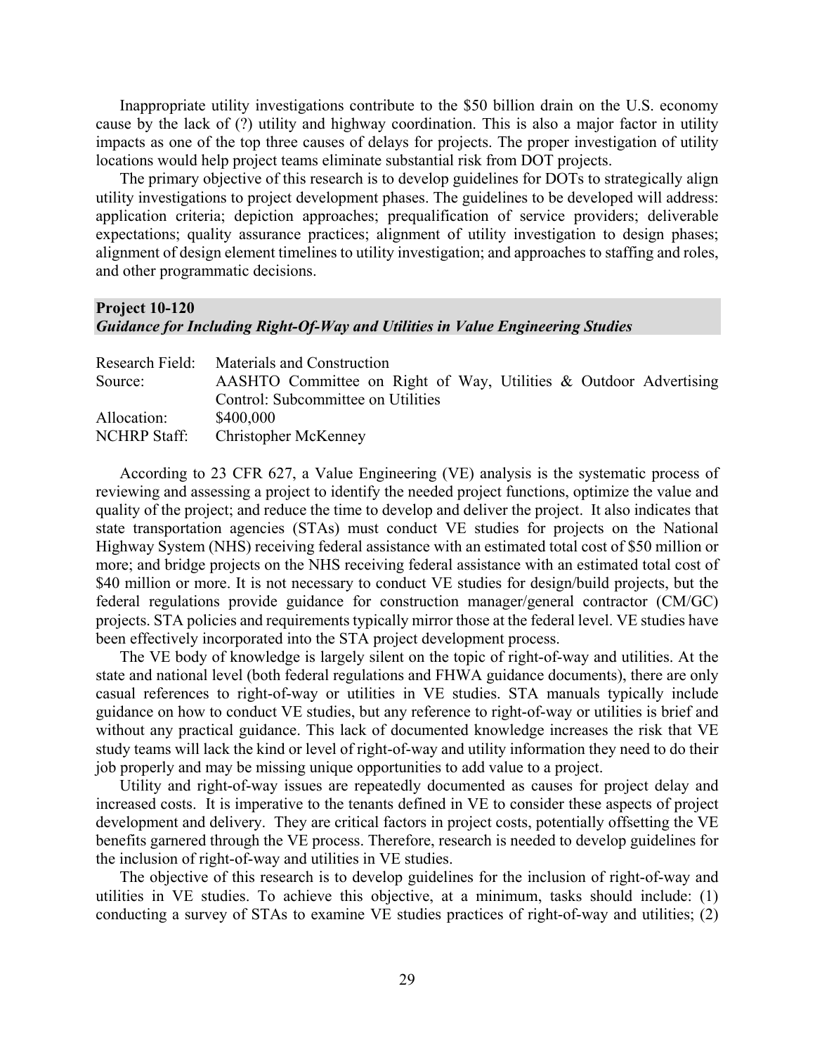Inappropriate utility investigations contribute to the $50 billion drain on the U.S. economy cause by the lack of (?) utility and highway coordination. This is also a major factor in utility impacts as one of the top three causes of delays for projects. The proper investigation of utility locations would help project teams eliminate substantial risk from DOT projects.

The primary objective of this research is to develop guidelines for DOTs to strategically align utility investigations to project development phases. The guidelines to be developed will address: application criteria; depiction approaches; prequalification of service providers; deliverable expectations; quality assurance practices; alignment of utility investigation to design phases; alignment of design element timelines to utility investigation; and approaches to staffing and roles, and other programmatic decisions.

## Project 10-120
### *Guidance for Including Right-Of-Way and Utilities in Value Engineering Studies*

| | |
|---|---|
| Research Field: | Materials and Construction |
| Source: | AASHTO Committee on Right of Way, Utilities & Outdoor Advertising Control: Subcommittee on Utilities |
| Allocation: | $400,000 |
| NCHRP Staff: | Christopher McKenney |

According to 23 CFR 627, a Value Engineering (VE) analysis is the systematic process of reviewing and assessing a project to identify the needed project functions, optimize the value and quality of the project; and reduce the time to develop and deliver the project. It also indicates that state transportation agencies (STAs) must conduct VE studies for projects on the National Highway System (NHS) receiving federal assistance with an estimated total cost of $50 million or more; and bridge projects on the NHS receiving federal assistance with an estimated total cost of $40 million or more. It is not necessary to conduct VE studies for design/build projects, but the federal regulations provide guidance for construction manager/general contractor (CM/GC) projects. STA policies and requirements typically mirror those at the federal level. VE studies have been effectively incorporated into the STA project development process.

The VE body of knowledge is largely silent on the topic of right-of-way and utilities. At the state and national level (both federal regulations and FHWA guidance documents), there are only casual references to right-of-way or utilities in VE studies. STA manuals typically include guidance on how to conduct VE studies, but any reference to right-of-way or utilities is brief and without any practical guidance. This lack of documented knowledge increases the risk that VE study teams will lack the kind or level of right-of-way and utility information they need to do their job properly and may be missing unique opportunities to add value to a project.

Utility and right-of-way issues are repeatedly documented as causes for project delay and increased costs. It is imperative to the tenants defined in VE to consider these aspects of project development and delivery. They are critical factors in project costs, potentially offsetting the VE benefits garnered through the VE process. Therefore, research is needed to develop guidelines for the inclusion of right-of-way and utilities in VE studies.

The objective of this research is to develop guidelines for the inclusion of right-of-way and utilities in VE studies. To achieve this objective, at a minimum, tasks should include: (1) conducting a survey of STAs to examine VE studies practices of right-of-way and utilities; (2)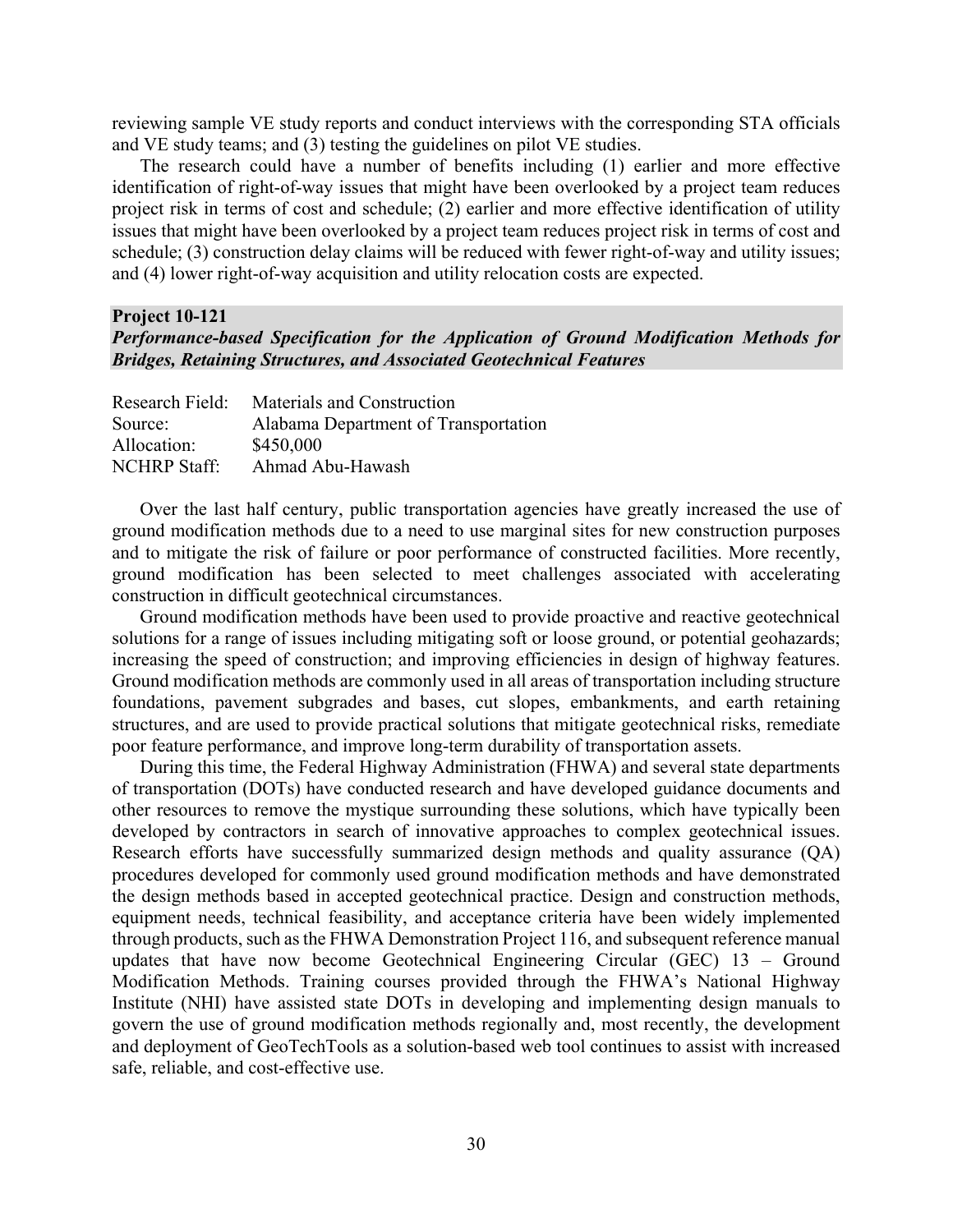reviewing sample VE study reports and conduct interviews with the corresponding STA officials and VE study teams; and (3) testing the guidelines on pilot VE studies.

The research could have a number of benefits including (1) earlier and more effective identification of right-of-way issues that might have been overlooked by a project team reduces project risk in terms of cost and schedule; (2) earlier and more effective identification of utility issues that might have been overlooked by a project team reduces project risk in terms of cost and schedule; (3) construction delay claims will be reduced with fewer right-of-way and utility issues; and (4) lower right-of-way acquisition and utility relocation costs are expected.

## Project 10-121

***Performance-based Specification for the Application of Ground Modification Methods for Bridges, Retaining Structures, and Associated Geotechnical Features***

Research Field: Materials and Construction
Source: Alabama Department of Transportation
Allocation: $450,000
NCHRP Staff: Ahmad Abu-Hawash

Over the last half century, public transportation agencies have greatly increased the use of ground modification methods due to a need to use marginal sites for new construction purposes and to mitigate the risk of failure or poor performance of constructed facilities. More recently, ground modification has been selected to meet challenges associated with accelerating construction in difficult geotechnical circumstances.

Ground modification methods have been used to provide proactive and reactive geotechnical solutions for a range of issues including mitigating soft or loose ground, or potential geohazards; increasing the speed of construction; and improving efficiencies in design of highway features. Ground modification methods are commonly used in all areas of transportation including structure foundations, pavement subgrades and bases, cut slopes, embankments, and earth retaining structures, and are used to provide practical solutions that mitigate geotechnical risks, remediate poor feature performance, and improve long-term durability of transportation assets.

During this time, the Federal Highway Administration (FHWA) and several state departments of transportation (DOTs) have conducted research and have developed guidance documents and other resources to remove the mystique surrounding these solutions, which have typically been developed by contractors in search of innovative approaches to complex geotechnical issues. Research efforts have successfully summarized design methods and quality assurance (QA) procedures developed for commonly used ground modification methods and have demonstrated the design methods based in accepted geotechnical practice. Design and construction methods, equipment needs, technical feasibility, and acceptance criteria have been widely implemented through products, such as the FHWA Demonstration Project 116, and subsequent reference manual updates that have now become Geotechnical Engineering Circular (GEC) 13 – Ground Modification Methods. Training courses provided through the FHWA's National Highway Institute (NHI) have assisted state DOTs in developing and implementing design manuals to govern the use of ground modification methods regionally and, most recently, the development and deployment of GeoTechTools as a solution-based web tool continues to assist with increased safe, reliable, and cost-effective use.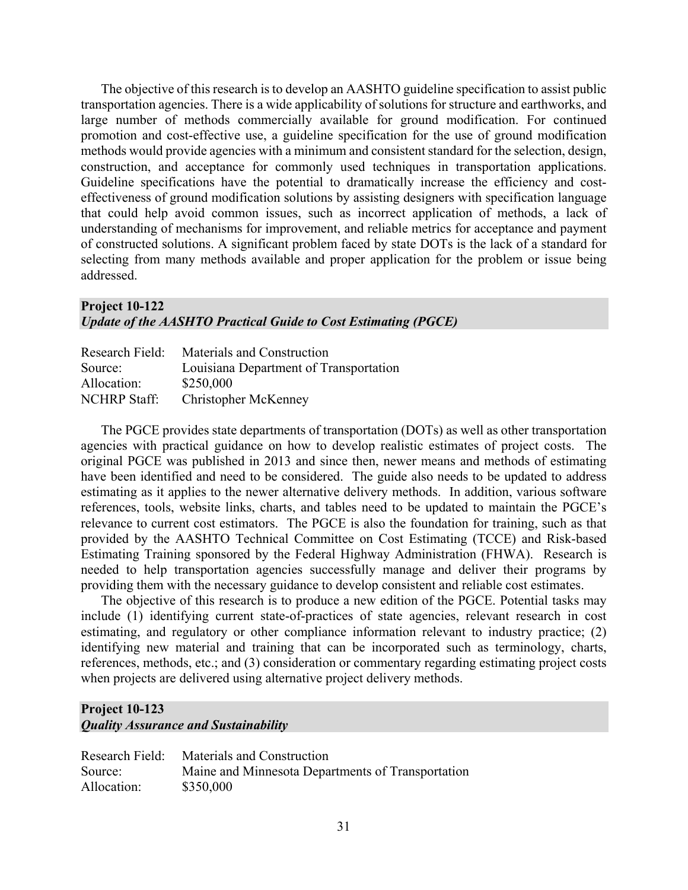The objective of this research is to develop an AASHTO guideline specification to assist public transportation agencies. There is a wide applicability of solutions for structure and earthworks, and large number of methods commercially available for ground modification. For continued promotion and cost-effective use, a guideline specification for the use of ground modification methods would provide agencies with a minimum and consistent standard for the selection, design, construction, and acceptance for commonly used techniques in transportation applications. Guideline specifications have the potential to dramatically increase the efficiency and cost-effectiveness of ground modification solutions by assisting designers with specification language that could help avoid common issues, such as incorrect application of methods, a lack of understanding of mechanisms for improvement, and reliable metrics for acceptance and payment of constructed solutions. A significant problem faced by state DOTs is the lack of a standard for selecting from many methods available and proper application for the problem or issue being addressed.

### Project 10-122
### *Update of the AASHTO Practical Guide to Cost Estimating (PGCE)*

| | |
|---|---|
| Research Field: | Materials and Construction |
| Source: | Louisiana Department of Transportation |
| Allocation: | $250,000 |
| NCHRP Staff: | Christopher McKenney |

The PGCE provides state departments of transportation (DOTs) as well as other transportation agencies with practical guidance on how to develop realistic estimates of project costs. The original PGCE was published in 2013 and since then, newer means and methods of estimating have been identified and need to be considered. The guide also needs to be updated to address estimating as it applies to the newer alternative delivery methods. In addition, various software references, tools, website links, charts, and tables need to be updated to maintain the PGCE's relevance to current cost estimators. The PGCE is also the foundation for training, such as that provided by the AASHTO Technical Committee on Cost Estimating (TCCE) and Risk-based Estimating Training sponsored by the Federal Highway Administration (FHWA). Research is needed to help transportation agencies successfully manage and deliver their programs by providing them with the necessary guidance to develop consistent and reliable cost estimates.

The objective of this research is to produce a new edition of the PGCE. Potential tasks may include (1) identifying current state-of-practices of state agencies, relevant research in cost estimating, and regulatory or other compliance information relevant to industry practice; (2) identifying new material and training that can be incorporated such as terminology, charts, references, methods, etc.; and (3) consideration or commentary regarding estimating project costs when projects are delivered using alternative project delivery methods.

### Project 10-123
### *Quality Assurance and Sustainability*

| | |
|---|---|
| Research Field: | Materials and Construction |
| Source: | Maine and Minnesota Departments of Transportation |
| Allocation: | $350,000 |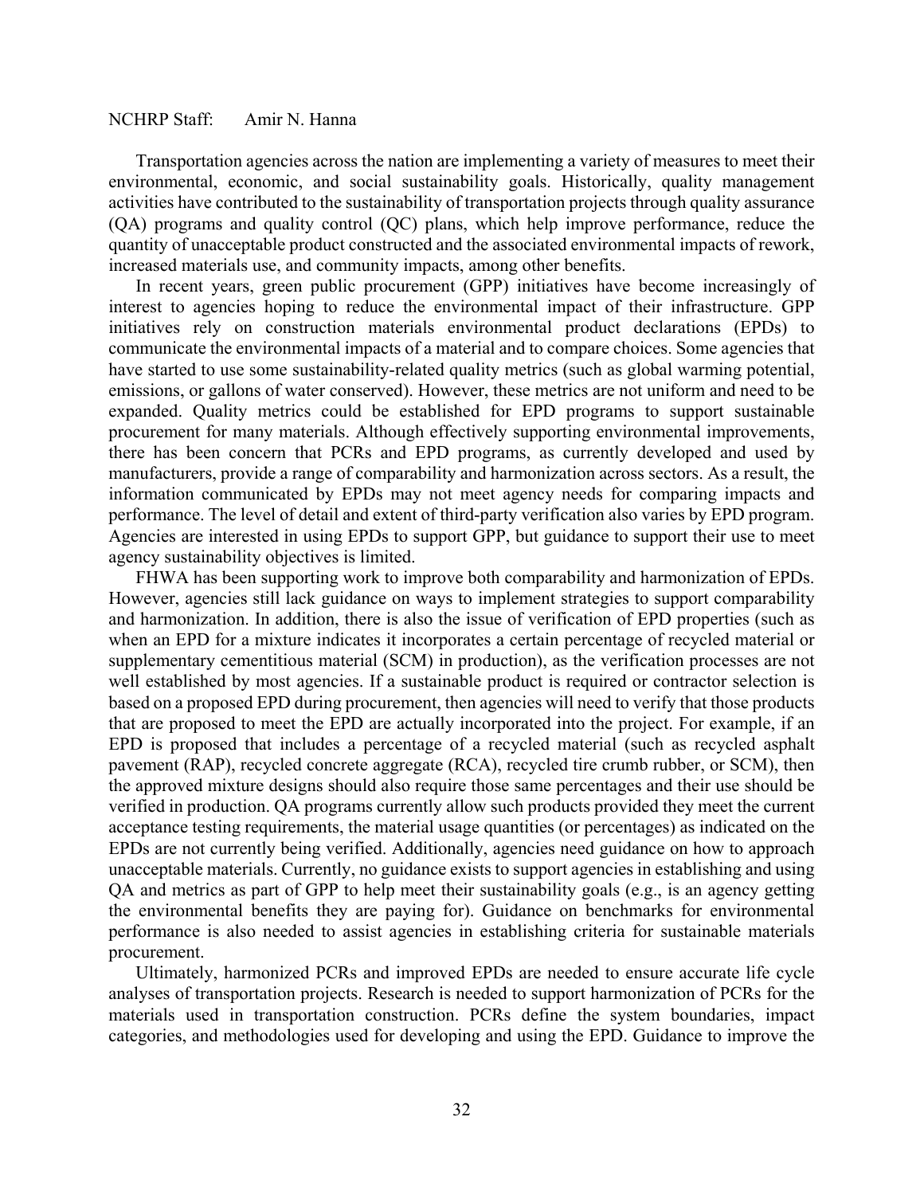NCHRP Staff: Amir N. Hanna

Transportation agencies across the nation are implementing a variety of measures to meet their environmental, economic, and social sustainability goals. Historically, quality management activities have contributed to the sustainability of transportation projects through quality assurance (QA) programs and quality control (QC) plans, which help improve performance, reduce the quantity of unacceptable product constructed and the associated environmental impacts of rework, increased materials use, and community impacts, among other benefits.

In recent years, green public procurement (GPP) initiatives have become increasingly of interest to agencies hoping to reduce the environmental impact of their infrastructure. GPP initiatives rely on construction materials environmental product declarations (EPDs) to communicate the environmental impacts of a material and to compare choices. Some agencies that have started to use some sustainability-related quality metrics (such as global warming potential, emissions, or gallons of water conserved). However, these metrics are not uniform and need to be expanded. Quality metrics could be established for EPD programs to support sustainable procurement for many materials. Although effectively supporting environmental improvements, there has been concern that PCRs and EPD programs, as currently developed and used by manufacturers, provide a range of comparability and harmonization across sectors. As a result, the information communicated by EPDs may not meet agency needs for comparing impacts and performance. The level of detail and extent of third-party verification also varies by EPD program. Agencies are interested in using EPDs to support GPP, but guidance to support their use to meet agency sustainability objectives is limited.

FHWA has been supporting work to improve both comparability and harmonization of EPDs. However, agencies still lack guidance on ways to implement strategies to support comparability and harmonization. In addition, there is also the issue of verification of EPD properties (such as when an EPD for a mixture indicates it incorporates a certain percentage of recycled material or supplementary cementitious material (SCM) in production), as the verification processes are not well established by most agencies. If a sustainable product is required or contractor selection is based on a proposed EPD during procurement, then agencies will need to verify that those products that are proposed to meet the EPD are actually incorporated into the project. For example, if an EPD is proposed that includes a percentage of a recycled material (such as recycled asphalt pavement (RAP), recycled concrete aggregate (RCA), recycled tire crumb rubber, or SCM), then the approved mixture designs should also require those same percentages and their use should be verified in production. QA programs currently allow such products provided they meet the current acceptance testing requirements, the material usage quantities (or percentages) as indicated on the EPDs are not currently being verified. Additionally, agencies need guidance on how to approach unacceptable materials. Currently, no guidance exists to support agencies in establishing and using QA and metrics as part of GPP to help meet their sustainability goals (e.g., is an agency getting the environmental benefits they are paying for). Guidance on benchmarks for environmental performance is also needed to assist agencies in establishing criteria for sustainable materials procurement.

Ultimately, harmonized PCRs and improved EPDs are needed to ensure accurate life cycle analyses of transportation projects. Research is needed to support harmonization of PCRs for the materials used in transportation construction. PCRs define the system boundaries, impact categories, and methodologies used for developing and using the EPD. Guidance to improve the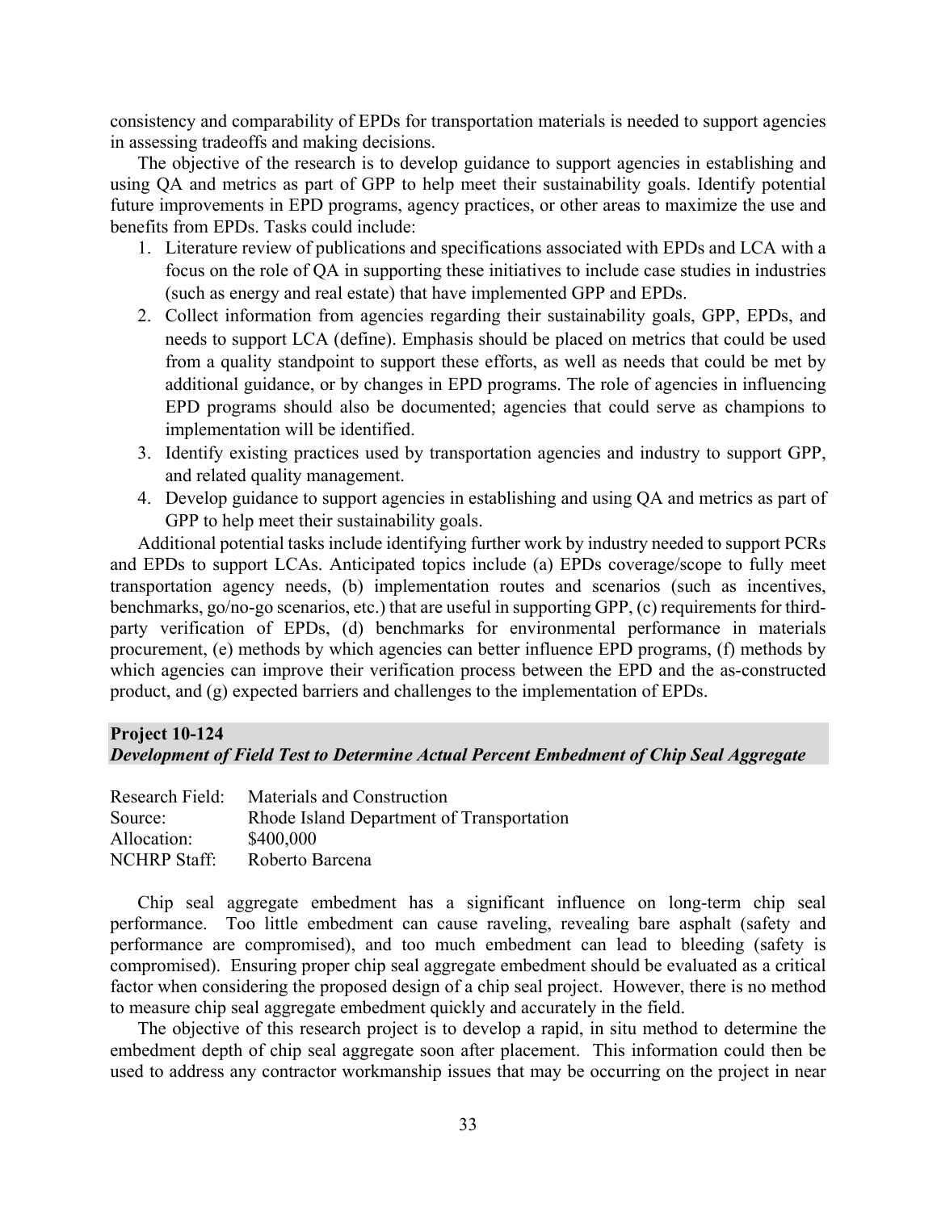consistency and comparability of EPDs for transportation materials is needed to support agencies in assessing tradeoffs and making decisions.

The objective of the research is to develop guidance to support agencies in establishing and using QA and metrics as part of GPP to help meet their sustainability goals. Identify potential future improvements in EPD programs, agency practices, or other areas to maximize the use and benefits from EPDs. Tasks could include:

1. Literature review of publications and specifications associated with EPDs and LCA with a focus on the role of QA in supporting these initiatives to include case studies in industries (such as energy and real estate) that have implemented GPP and EPDs.
2. Collect information from agencies regarding their sustainability goals, GPP, EPDs, and needs to support LCA (define). Emphasis should be placed on metrics that could be used from a quality standpoint to support these efforts, as well as needs that could be met by additional guidance, or by changes in EPD programs. The role of agencies in influencing EPD programs should also be documented; agencies that could serve as champions to implementation will be identified.
3. Identify existing practices used by transportation agencies and industry to support GPP, and related quality management.
4. Develop guidance to support agencies in establishing and using QA and metrics as part of GPP to help meet their sustainability goals.

Additional potential tasks include identifying further work by industry needed to support PCRs and EPDs to support LCAs. Anticipated topics include (a) EPDs coverage/scope to fully meet transportation agency needs, (b) implementation routes and scenarios (such as incentives, benchmarks, go/no-go scenarios, etc.) that are useful in supporting GPP, (c) requirements for third-party verification of EPDs, (d) benchmarks for environmental performance in materials procurement, (e) methods by which agencies can better influence EPD programs, (f) methods by which agencies can improve their verification process between the EPD and the as-constructed product, and (g) expected barriers and challenges to the implementation of EPDs.

## Project 10-124
### *Development of Field Test to Determine Actual Percent Embedment of Chip Seal Aggregate*

Research Field: Materials and Construction
Source: Rhode Island Department of Transportation
Allocation: $400,000
NCHRP Staff: Roberto Barcena

Chip seal aggregate embedment has a significant influence on long-term chip seal performance. Too little embedment can cause raveling, revealing bare asphalt (safety and performance are compromised), and too much embedment can lead to bleeding (safety is compromised). Ensuring proper chip seal aggregate embedment should be evaluated as a critical factor when considering the proposed design of a chip seal project. However, there is no method to measure chip seal aggregate embedment quickly and accurately in the field.

The objective of this research project is to develop a rapid, in situ method to determine the embedment depth of chip seal aggregate soon after placement. This information could then be used to address any contractor workmanship issues that may be occurring on the project in near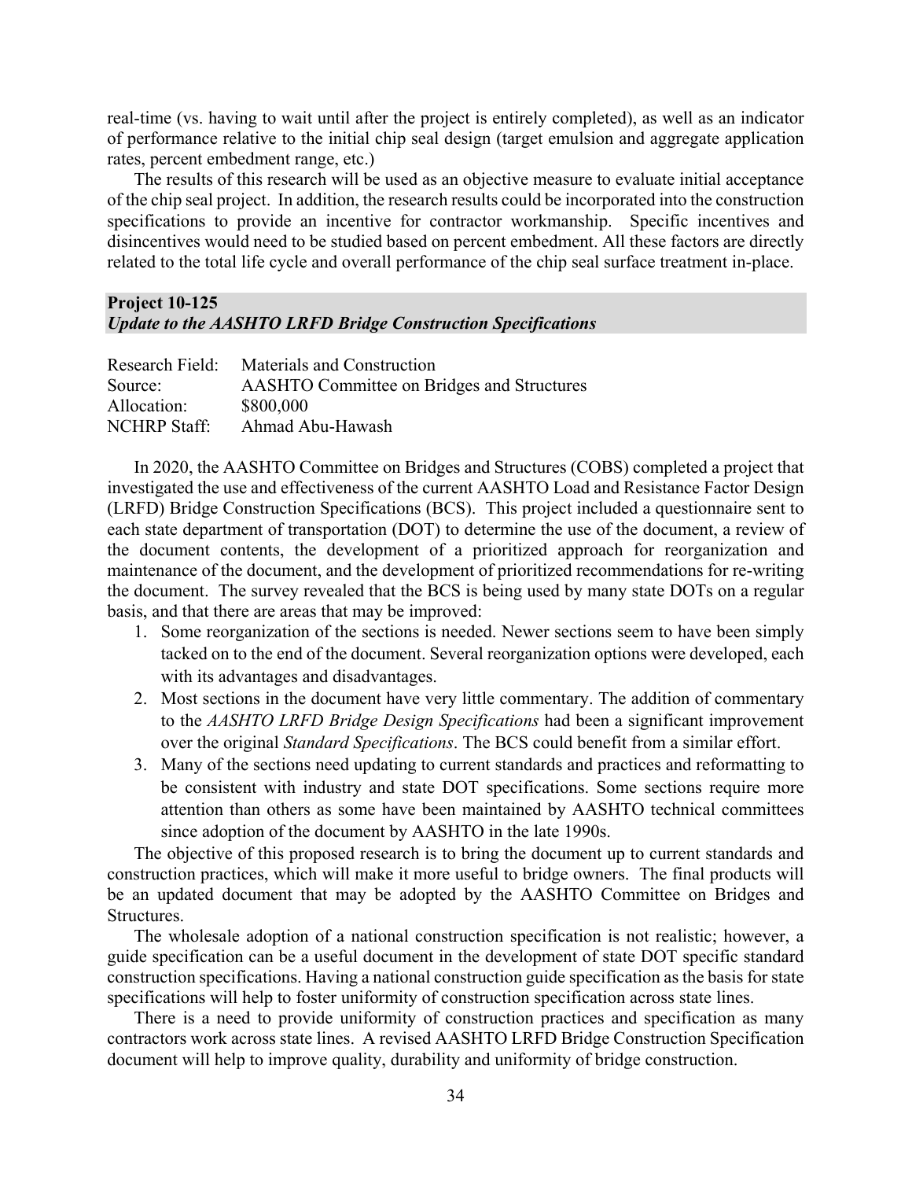real-time (vs. having to wait until after the project is entirely completed), as well as an indicator of performance relative to the initial chip seal design (target emulsion and aggregate application rates, percent embedment range, etc.)

The results of this research will be used as an objective measure to evaluate initial acceptance of the chip seal project. In addition, the research results could be incorporated into the construction specifications to provide an incentive for contractor workmanship. Specific incentives and disincentives would need to be studied based on percent embedment. All these factors are directly related to the total life cycle and overall performance of the chip seal surface treatment in-place.

## Project 10-125
### *Update to the AASHTO LRFD Bridge Construction Specifications*

Research Field: Materials and Construction
Source: AASHTO Committee on Bridges and Structures
Allocation: $800,000
NCHRP Staff: Ahmad Abu-Hawash

In 2020, the AASHTO Committee on Bridges and Structures (COBS) completed a project that investigated the use and effectiveness of the current AASHTO Load and Resistance Factor Design (LRFD) Bridge Construction Specifications (BCS). This project included a questionnaire sent to each state department of transportation (DOT) to determine the use of the document, a review of the document contents, the development of a prioritized approach for reorganization and maintenance of the document, and the development of prioritized recommendations for re-writing the document. The survey revealed that the BCS is being used by many state DOTs on a regular basis, and that there are areas that may be improved:

1. Some reorganization of the sections is needed. Newer sections seem to have been simply tacked on to the end of the document. Several reorganization options were developed, each with its advantages and disadvantages.
2. Most sections in the document have very little commentary. The addition of commentary to the *AASHTO LRFD Bridge Design Specifications* had been a significant improvement over the original *Standard Specifications*. The BCS could benefit from a similar effort.
3. Many of the sections need updating to current standards and practices and reformatting to be consistent with industry and state DOT specifications. Some sections require more attention than others as some have been maintained by AASHTO technical committees since adoption of the document by AASHTO in the late 1990s.

The objective of this proposed research is to bring the document up to current standards and construction practices, which will make it more useful to bridge owners. The final products will be an updated document that may be adopted by the AASHTO Committee on Bridges and Structures.

The wholesale adoption of a national construction specification is not realistic; however, a guide specification can be a useful document in the development of state DOT specific standard construction specifications. Having a national construction guide specification as the basis for state specifications will help to foster uniformity of construction specification across state lines.

There is a need to provide uniformity of construction practices and specification as many contractors work across state lines. A revised AASHTO LRFD Bridge Construction Specification document will help to improve quality, durability and uniformity of bridge construction.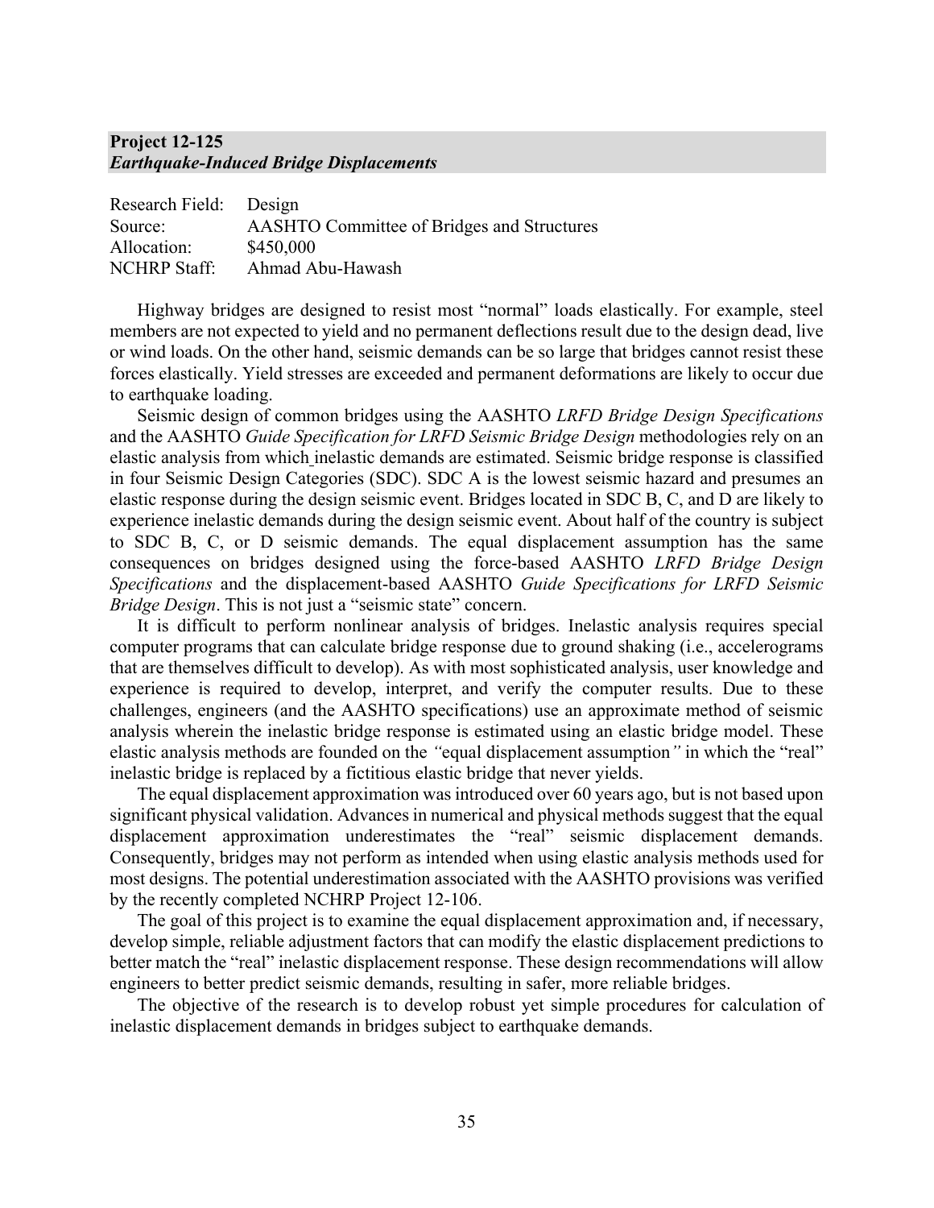## Project 12-125
### *Earthquake-Induced Bridge Displacements*

Research Field: Design
Source: AASHTO Committee of Bridges and Structures
Allocation: $450,000
NCHRP Staff: Ahmad Abu-Hawash

Highway bridges are designed to resist most "normal" loads elastically. For example, steel members are not expected to yield and no permanent deflections result due to the design dead, live or wind loads. On the other hand, seismic demands can be so large that bridges cannot resist these forces elastically. Yield stresses are exceeded and permanent deformations are likely to occur due to earthquake loading.

Seismic design of common bridges using the AASHTO *LRFD Bridge Design Specifications* and the AASHTO *Guide Specification for LRFD Seismic Bridge Design* methodologies rely on an elastic analysis from which inelastic demands are estimated. Seismic bridge response is classified in four Seismic Design Categories (SDC). SDC A is the lowest seismic hazard and presumes an elastic response during the design seismic event. Bridges located in SDC B, C, and D are likely to experience inelastic demands during the design seismic event. About half of the country is subject to SDC B, C, or D seismic demands. The equal displacement assumption has the same consequences on bridges designed using the force-based AASHTO *LRFD Bridge Design Specifications* and the displacement-based AASHTO *Guide Specifications for LRFD Seismic Bridge Design*. This is not just a "seismic state" concern.

It is difficult to perform nonlinear analysis of bridges. Inelastic analysis requires special computer programs that can calculate bridge response due to ground shaking (i.e., accelerograms that are themselves difficult to develop). As with most sophisticated analysis, user knowledge and experience is required to develop, interpret, and verify the computer results. Due to these challenges, engineers (and the AASHTO specifications) use an approximate method of seismic analysis wherein the inelastic bridge response is estimated using an elastic bridge model. These elastic analysis methods are founded on the "equal displacement assumption" in which the "real" inelastic bridge is replaced by a fictitious elastic bridge that never yields.

The equal displacement approximation was introduced over 60 years ago, but is not based upon significant physical validation. Advances in numerical and physical methods suggest that the equal displacement approximation underestimates the "real" seismic displacement demands. Consequently, bridges may not perform as intended when using elastic analysis methods used for most designs. The potential underestimation associated with the AASHTO provisions was verified by the recently completed NCHRP Project 12-106.

The goal of this project is to examine the equal displacement approximation and, if necessary, develop simple, reliable adjustment factors that can modify the elastic displacement predictions to better match the "real" inelastic displacement response. These design recommendations will allow engineers to better predict seismic demands, resulting in safer, more reliable bridges.

The objective of the research is to develop robust yet simple procedures for calculation of inelastic displacement demands in bridges subject to earthquake demands.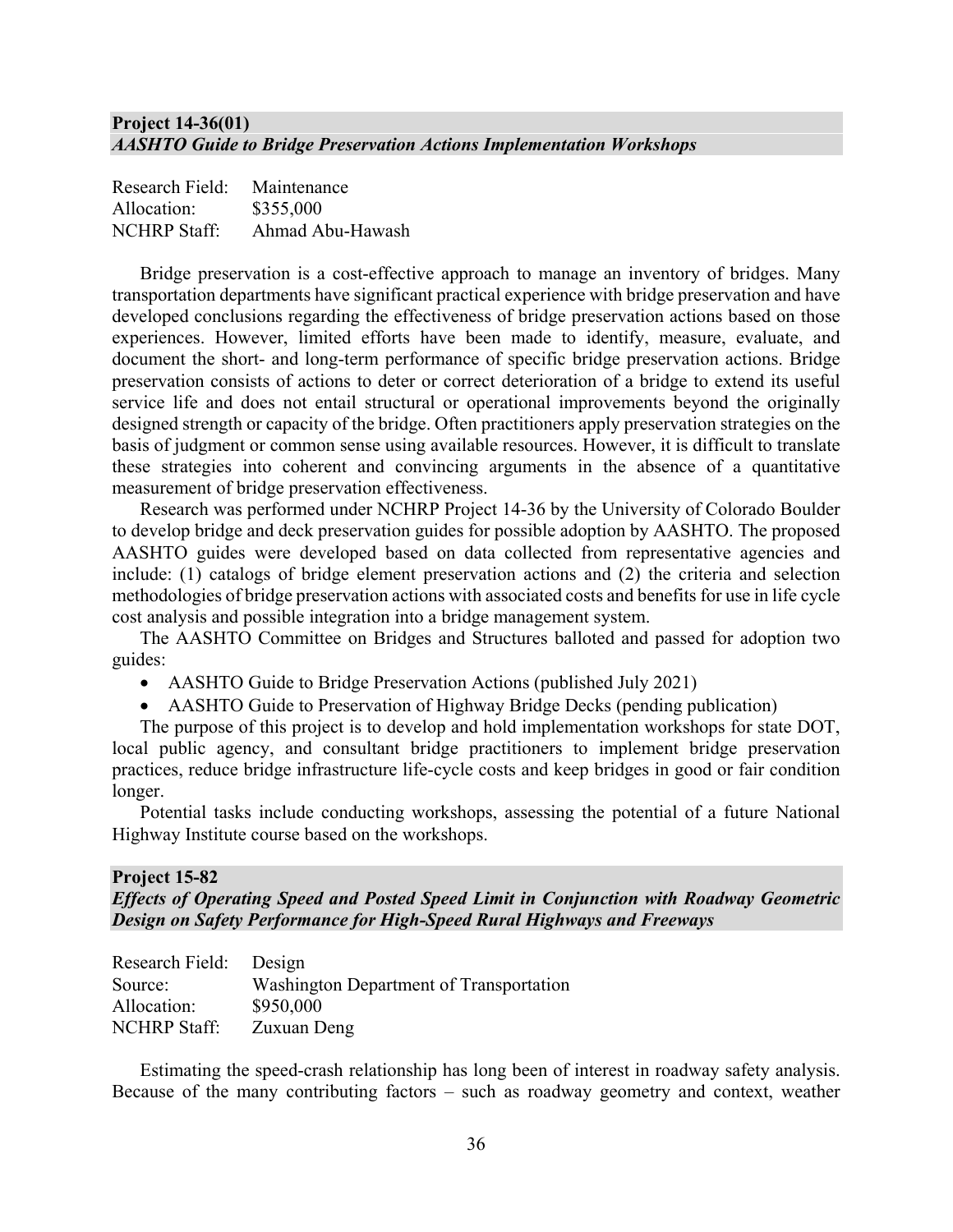## Project 14-36(01)
### *AASHTO Guide to Bridge Preservation Actions Implementation Workshops*

Research Field: Maintenance
Allocation: $355,000
NCHRP Staff: Ahmad Abu-Hawash

Bridge preservation is a cost-effective approach to manage an inventory of bridges. Many transportation departments have significant practical experience with bridge preservation and have developed conclusions regarding the effectiveness of bridge preservation actions based on those experiences. However, limited efforts have been made to identify, measure, evaluate, and document the short- and long-term performance of specific bridge preservation actions. Bridge preservation consists of actions to deter or correct deterioration of a bridge to extend its useful service life and does not entail structural or operational improvements beyond the originally designed strength or capacity of the bridge. Often practitioners apply preservation strategies on the basis of judgment or common sense using available resources. However, it is difficult to translate these strategies into coherent and convincing arguments in the absence of a quantitative measurement of bridge preservation effectiveness.

Research was performed under NCHRP Project 14-36 by the University of Colorado Boulder to develop bridge and deck preservation guides for possible adoption by AASHTO. The proposed AASHTO guides were developed based on data collected from representative agencies and include: (1) catalogs of bridge element preservation actions and (2) the criteria and selection methodologies of bridge preservation actions with associated costs and benefits for use in life cycle cost analysis and possible integration into a bridge management system.

The AASHTO Committee on Bridges and Structures balloted and passed for adoption two guides:

- AASHTO Guide to Bridge Preservation Actions (published July 2021)
- AASHTO Guide to Preservation of Highway Bridge Decks (pending publication)

The purpose of this project is to develop and hold implementation workshops for state DOT, local public agency, and consultant bridge practitioners to implement bridge preservation practices, reduce bridge infrastructure life-cycle costs and keep bridges in good or fair condition longer.

Potential tasks include conducting workshops, assessing the potential of a future National Highway Institute course based on the workshops.

## Project 15-82
### *Effects of Operating Speed and Posted Speed Limit in Conjunction with Roadway Geometric Design on Safety Performance for High-Speed Rural Highways and Freeways*

Research Field: Design
Source: Washington Department of Transportation
Allocation: $950,000
NCHRP Staff: Zuxuan Deng

Estimating the speed-crash relationship has long been of interest in roadway safety analysis. Because of the many contributing factors – such as roadway geometry and context, weather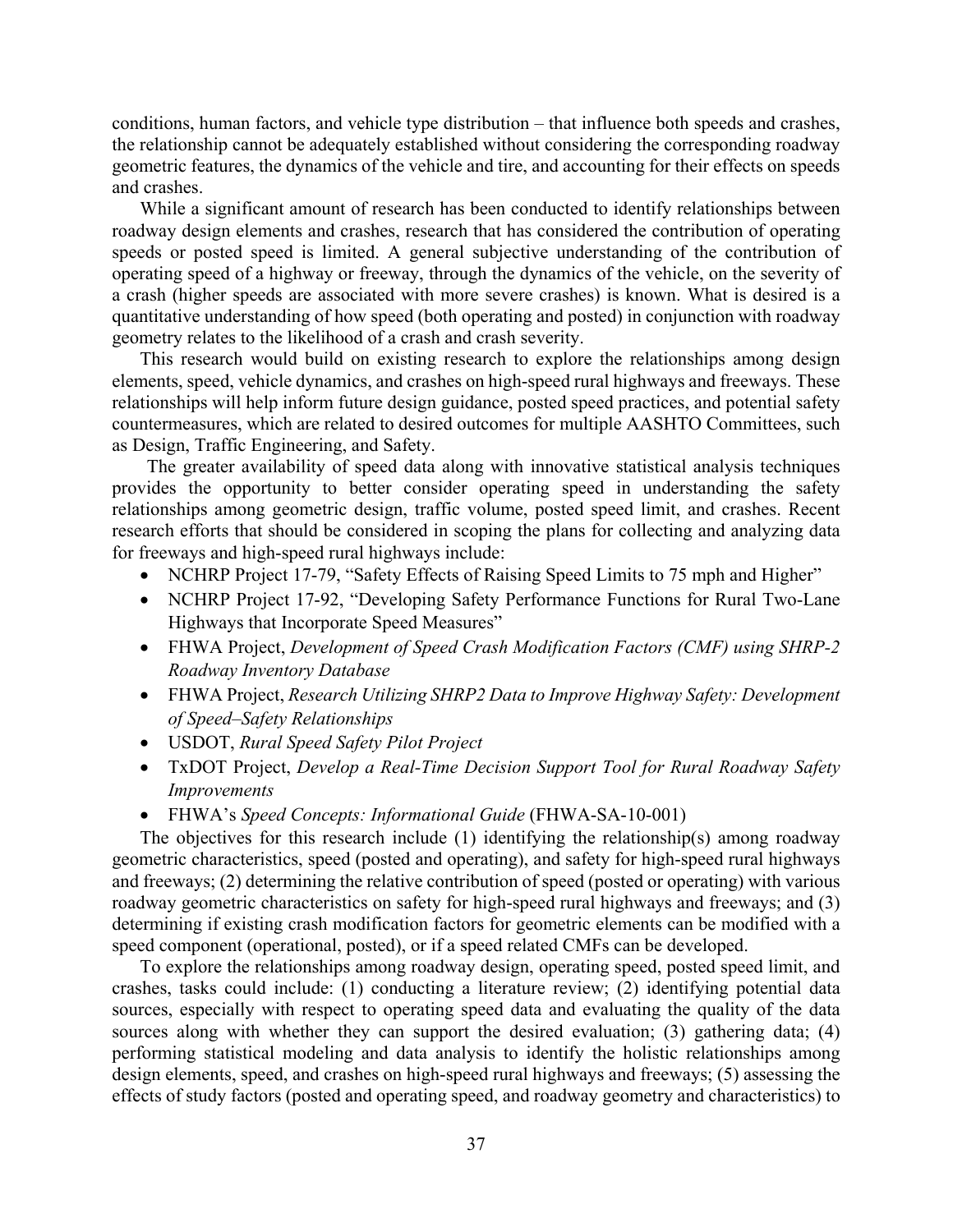conditions, human factors, and vehicle type distribution – that influence both speeds and crashes, the relationship cannot be adequately established without considering the corresponding roadway geometric features, the dynamics of the vehicle and tire, and accounting for their effects on speeds and crashes.

While a significant amount of research has been conducted to identify relationships between roadway design elements and crashes, research that has considered the contribution of operating speeds or posted speed is limited. A general subjective understanding of the contribution of operating speed of a highway or freeway, through the dynamics of the vehicle, on the severity of a crash (higher speeds are associated with more severe crashes) is known. What is desired is a quantitative understanding of how speed (both operating and posted) in conjunction with roadway geometry relates to the likelihood of a crash and crash severity.

This research would build on existing research to explore the relationships among design elements, speed, vehicle dynamics, and crashes on high-speed rural highways and freeways. These relationships will help inform future design guidance, posted speed practices, and potential safety countermeasures, which are related to desired outcomes for multiple AASHTO Committees, such as Design, Traffic Engineering, and Safety.

The greater availability of speed data along with innovative statistical analysis techniques provides the opportunity to better consider operating speed in understanding the safety relationships among geometric design, traffic volume, posted speed limit, and crashes. Recent research efforts that should be considered in scoping the plans for collecting and analyzing data for freeways and high-speed rural highways include:

- NCHRP Project 17-79, "Safety Effects of Raising Speed Limits to 75 mph and Higher"
- NCHRP Project 17-92, "Developing Safety Performance Functions for Rural Two-Lane Highways that Incorporate Speed Measures"
- FHWA Project, *Development of Speed Crash Modification Factors (CMF) using SHRP-2 Roadway Inventory Database*
- FHWA Project, *Research Utilizing SHRP2 Data to Improve Highway Safety: Development of Speed–Safety Relationships*
- USDOT, *Rural Speed Safety Pilot Project*
- TxDOT Project, *Develop a Real-Time Decision Support Tool for Rural Roadway Safety Improvements*
- FHWA's *Speed Concepts: Informational Guide* (FHWA-SA-10-001)

The objectives for this research include (1) identifying the relationship(s) among roadway geometric characteristics, speed (posted and operating), and safety for high-speed rural highways and freeways; (2) determining the relative contribution of speed (posted or operating) with various roadway geometric characteristics on safety for high-speed rural highways and freeways; and (3) determining if existing crash modification factors for geometric elements can be modified with a speed component (operational, posted), or if a speed related CMFs can be developed.

To explore the relationships among roadway design, operating speed, posted speed limit, and crashes, tasks could include: (1) conducting a literature review; (2) identifying potential data sources, especially with respect to operating speed data and evaluating the quality of the data sources along with whether they can support the desired evaluation; (3) gathering data; (4) performing statistical modeling and data analysis to identify the holistic relationships among design elements, speed, and crashes on high-speed rural highways and freeways; (5) assessing the effects of study factors (posted and operating speed, and roadway geometry and characteristics) to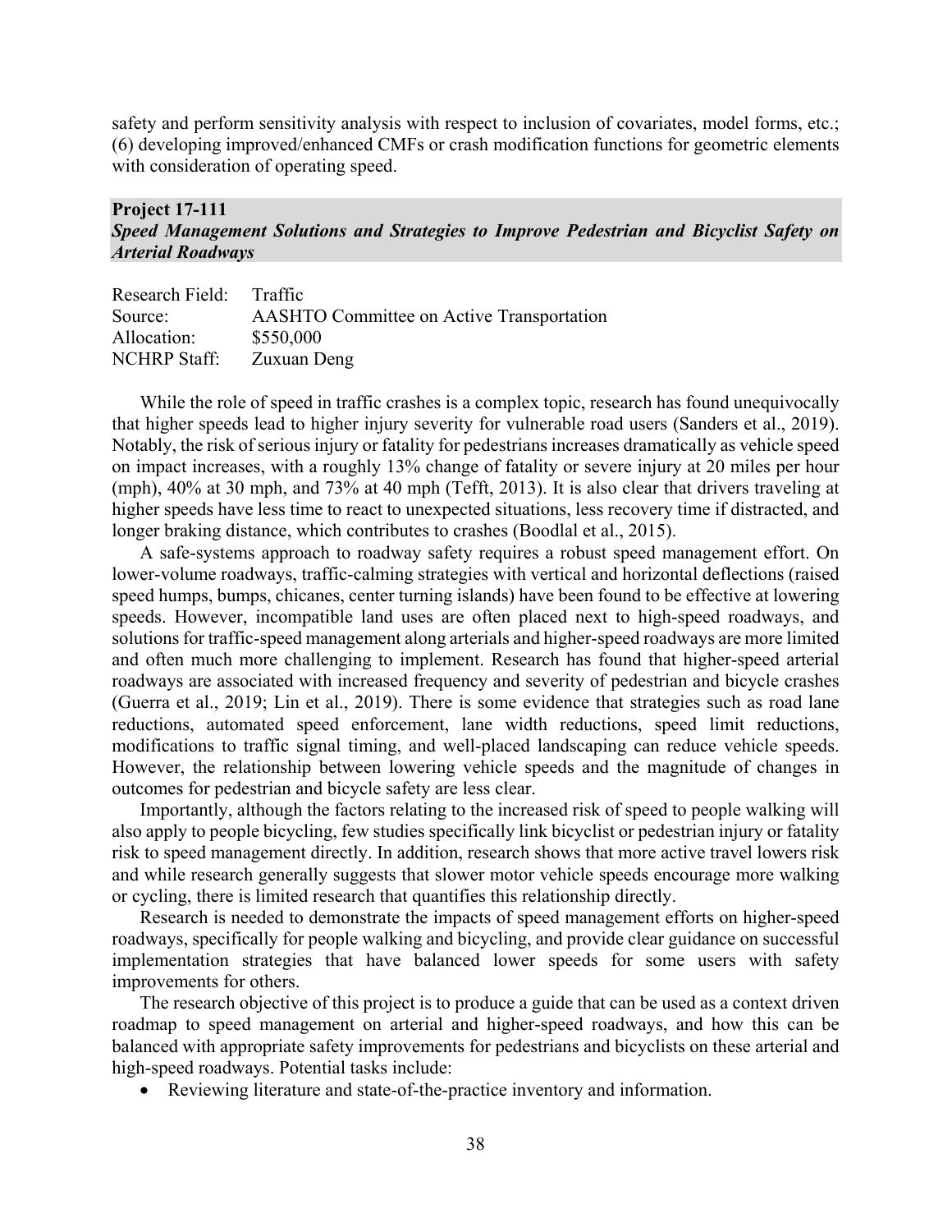safety and perform sensitivity analysis with respect to inclusion of covariates, model forms, etc.; (6) developing improved/enhanced CMFs or crash modification functions for geometric elements with consideration of operating speed.

## Project 17-111
## *Speed Management Solutions and Strategies to Improve Pedestrian and Bicyclist Safety on Arterial Roadways*

| | |
|---|---|
| Research Field: | Traffic |
| Source: | AASHTO Committee on Active Transportation |
| Allocation: | \$550,000 |
| NCHRP Staff: | Zuxuan Deng |

While the role of speed in traffic crashes is a complex topic, research has found unequivocally that higher speeds lead to higher injury severity for vulnerable road users (Sanders et al., 2019). Notably, the risk of serious injury or fatality for pedestrians increases dramatically as vehicle speed on impact increases, with a roughly 13% change of fatality or severe injury at 20 miles per hour (mph), 40% at 30 mph, and 73% at 40 mph (Tefft, 2013). It is also clear that drivers traveling at higher speeds have less time to react to unexpected situations, less recovery time if distracted, and longer braking distance, which contributes to crashes (Boodlal et al., 2015).

A safe-systems approach to roadway safety requires a robust speed management effort. On lower-volume roadways, traffic-calming strategies with vertical and horizontal deflections (raised speed humps, bumps, chicanes, center turning islands) have been found to be effective at lowering speeds. However, incompatible land uses are often placed next to high-speed roadways, and solutions for traffic-speed management along arterials and higher-speed roadways are more limited and often much more challenging to implement. Research has found that higher-speed arterial roadways are associated with increased frequency and severity of pedestrian and bicycle crashes (Guerra et al., 2019; Lin et al., 2019). There is some evidence that strategies such as road lane reductions, automated speed enforcement, lane width reductions, speed limit reductions, modifications to traffic signal timing, and well-placed landscaping can reduce vehicle speeds. However, the relationship between lowering vehicle speeds and the magnitude of changes in outcomes for pedestrian and bicycle safety are less clear.

Importantly, although the factors relating to the increased risk of speed to people walking will also apply to people bicycling, few studies specifically link bicyclist or pedestrian injury or fatality risk to speed management directly. In addition, research shows that more active travel lowers risk and while research generally suggests that slower motor vehicle speeds encourage more walking or cycling, there is limited research that quantifies this relationship directly.

Research is needed to demonstrate the impacts of speed management efforts on higher-speed roadways, specifically for people walking and bicycling, and provide clear guidance on successful implementation strategies that have balanced lower speeds for some users with safety improvements for others.

The research objective of this project is to produce a guide that can be used as a context driven roadmap to speed management on arterial and higher-speed roadways, and how this can be balanced with appropriate safety improvements for pedestrians and bicyclists on these arterial and high-speed roadways. Potential tasks include:

- Reviewing literature and state-of-the-practice inventory and information.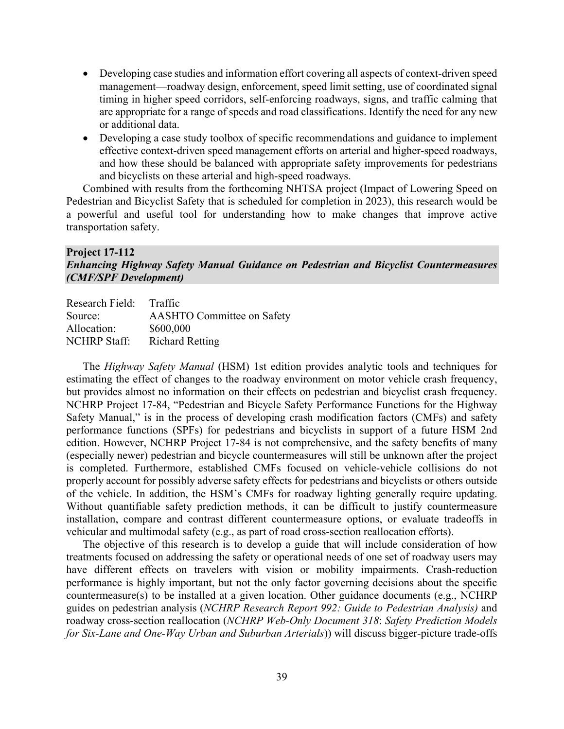- Developing case studies and information effort covering all aspects of context-driven speed management—roadway design, enforcement, speed limit setting, use of coordinated signal timing in higher speed corridors, self-enforcing roadways, signs, and traffic calming that are appropriate for a range of speeds and road classifications. Identify the need for any new or additional data.
- Developing a case study toolbox of specific recommendations and guidance to implement effective context-driven speed management efforts on arterial and higher-speed roadways, and how these should be balanced with appropriate safety improvements for pedestrians and bicyclists on these arterial and high-speed roadways.

Combined with results from the forthcoming NHTSA project (Impact of Lowering Speed on Pedestrian and Bicyclist Safety that is scheduled for completion in 2023), this research would be a powerful and useful tool for understanding how to make changes that improve active transportation safety.

## Project 17-112
### *Enhancing Highway Safety Manual Guidance on Pedestrian and Bicyclist Countermeasures (CMF/SPF Development)*

Research Field: Traffic
Source: AASHTO Committee on Safety
Allocation: $600,000
NCHRP Staff: Richard Retting

The *Highway Safety Manual* (HSM) 1st edition provides analytic tools and techniques for estimating the effect of changes to the roadway environment on motor vehicle crash frequency, but provides almost no information on their effects on pedestrian and bicyclist crash frequency. NCHRP Project 17-84, "Pedestrian and Bicycle Safety Performance Functions for the Highway Safety Manual," is in the process of developing crash modification factors (CMFs) and safety performance functions (SPFs) for pedestrians and bicyclists in support of a future HSM 2nd edition. However, NCHRP Project 17-84 is not comprehensive, and the safety benefits of many (especially newer) pedestrian and bicycle countermeasures will still be unknown after the project is completed. Furthermore, established CMFs focused on vehicle-vehicle collisions do not properly account for possibly adverse safety effects for pedestrians and bicyclists or others outside of the vehicle. In addition, the HSM's CMFs for roadway lighting generally require updating. Without quantifiable safety prediction methods, it can be difficult to justify countermeasure installation, compare and contrast different countermeasure options, or evaluate tradeoffs in vehicular and multimodal safety (e.g., as part of road cross-section reallocation efforts).

The objective of this research is to develop a guide that will include consideration of how treatments focused on addressing the safety or operational needs of one set of roadway users may have different effects on travelers with vision or mobility impairments. Crash-reduction performance is highly important, but not the only factor governing decisions about the specific countermeasure(s) to be installed at a given location. Other guidance documents (e.g., NCHRP guides on pedestrian analysis (*NCHRP Research Report 992: Guide to Pedestrian Analysis)* and roadway cross-section reallocation (*NCHRP Web-Only Document 318*: *Safety Prediction Models for Six-Lane and One-Way Urban and Suburban Arterials*)) will discuss bigger-picture trade-offs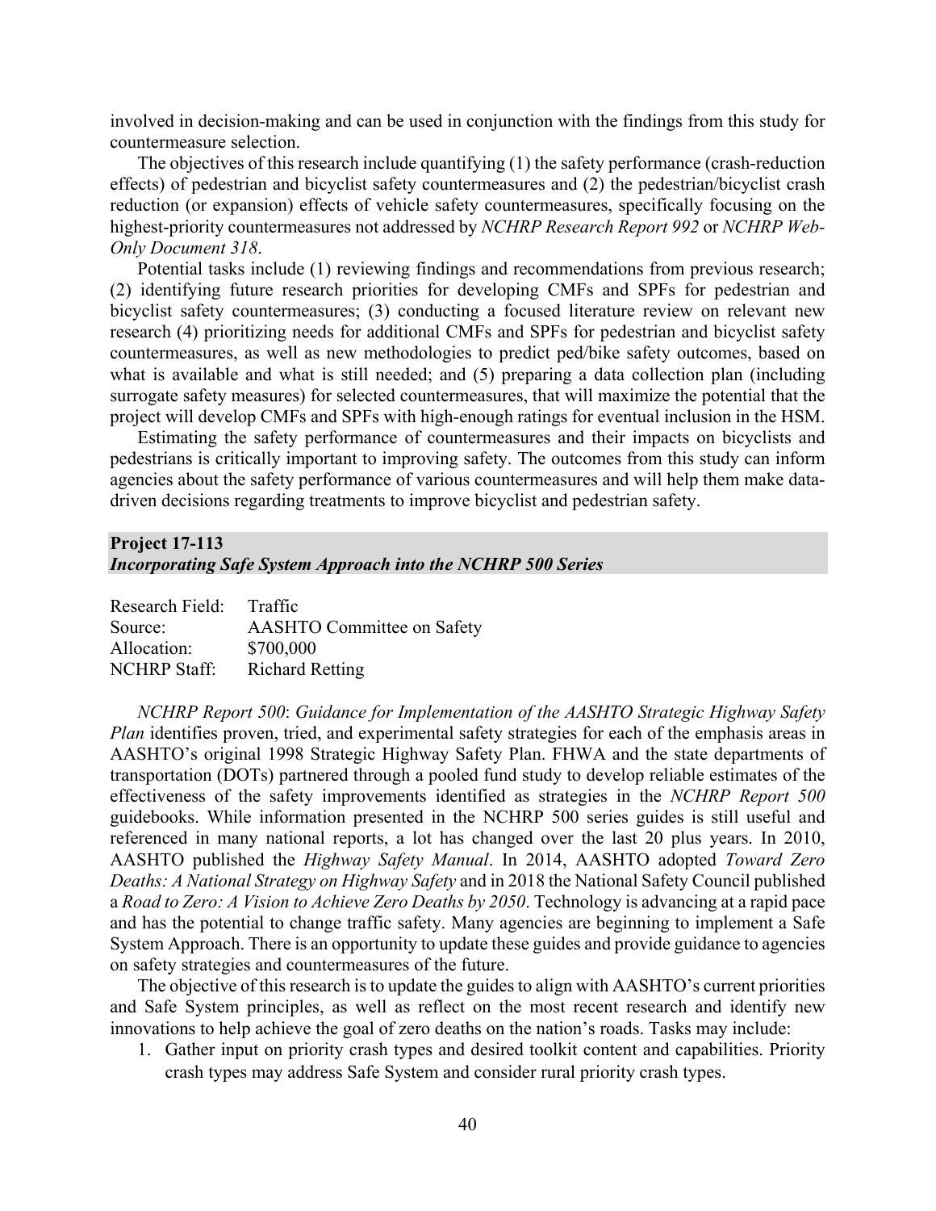involved in decision-making and can be used in conjunction with the findings from this study for countermeasure selection.

The objectives of this research include quantifying (1) the safety performance (crash-reduction effects) of pedestrian and bicyclist safety countermeasures and (2) the pedestrian/bicyclist crash reduction (or expansion) effects of vehicle safety countermeasures, specifically focusing on the highest-priority countermeasures not addressed by *NCHRP Research Report 992* or *NCHRP Web-Only Document 318*.

Potential tasks include (1) reviewing findings and recommendations from previous research; (2) identifying future research priorities for developing CMFs and SPFs for pedestrian and bicyclist safety countermeasures; (3) conducting a focused literature review on relevant new research (4) prioritizing needs for additional CMFs and SPFs for pedestrian and bicyclist safety countermeasures, as well as new methodologies to predict ped/bike safety outcomes, based on what is available and what is still needed; and (5) preparing a data collection plan (including surrogate safety measures) for selected countermeasures, that will maximize the potential that the project will develop CMFs and SPFs with high-enough ratings for eventual inclusion in the HSM.

Estimating the safety performance of countermeasures and their impacts on bicyclists and pedestrians is critically important to improving safety. The outcomes from this study can inform agencies about the safety performance of various countermeasures and will help them make data-driven decisions regarding treatments to improve bicyclist and pedestrian safety.

## Project 17-113
### *Incorporating Safe System Approach into the NCHRP 500 Series*

| | |
|---|---|
| Research Field: | Traffic |
| Source: | AASHTO Committee on Safety |
| Allocation: | $700,000 |
| NCHRP Staff: | Richard Retting |

*NCHRP Report 500*: *Guidance for Implementation of the AASHTO Strategic Highway Safety Plan* identifies proven, tried, and experimental safety strategies for each of the emphasis areas in AASHTO's original 1998 Strategic Highway Safety Plan. FHWA and the state departments of transportation (DOTs) partnered through a pooled fund study to develop reliable estimates of the effectiveness of the safety improvements identified as strategies in the *NCHRP Report 500* guidebooks. While information presented in the NCHRP 500 series guides is still useful and referenced in many national reports, a lot has changed over the last 20 plus years. In 2010, AASHTO published the *Highway Safety Manual*. In 2014, AASHTO adopted *Toward Zero Deaths: A National Strategy on Highway Safety* and in 2018 the National Safety Council published a *Road to Zero: A Vision to Achieve Zero Deaths by 2050*. Technology is advancing at a rapid pace and has the potential to change traffic safety. Many agencies are beginning to implement a Safe System Approach. There is an opportunity to update these guides and provide guidance to agencies on safety strategies and countermeasures of the future.

The objective of this research is to update the guides to align with AASHTO's current priorities and Safe System principles, as well as reflect on the most recent research and identify new innovations to help achieve the goal of zero deaths on the nation's roads. Tasks may include:

1. Gather input on priority crash types and desired toolkit content and capabilities. Priority crash types may address Safe System and consider rural priority crash types.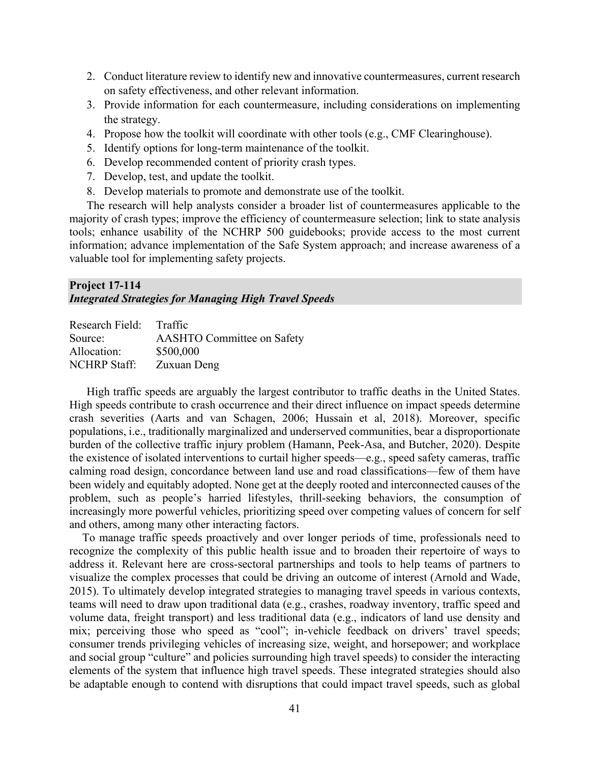2. Conduct literature review to identify new and innovative countermeasures, current research on safety effectiveness, and other relevant information.
3. Provide information for each countermeasure, including considerations on implementing the strategy.
4. Propose how the toolkit will coordinate with other tools (e.g., CMF Clearinghouse).
5. Identify options for long-term maintenance of the toolkit.
6. Develop recommended content of priority crash types.
7. Develop, test, and update the toolkit.
8. Develop materials to promote and demonstrate use of the toolkit.

The research will help analysts consider a broader list of countermeasures applicable to the majority of crash types; improve the efficiency of countermeasure selection; link to state analysis tools; enhance usability of the NCHRP 500 guidebooks; provide access to the most current information; advance implementation of the Safe System approach; and increase awareness of a valuable tool for implementing safety projects.

## Project 17-114
### *Integrated Strategies for Managing High Travel Speeds*

| | |
|---|---|
| Research Field: | Traffic |
| Source: | AASHTO Committee on Safety |
| Allocation: | $500,000 |
| NCHRP Staff: | Zuxuan Deng |

High traffic speeds are arguably the largest contributor to traffic deaths in the United States. High speeds contribute to crash occurrence and their direct influence on impact speeds determine crash severities (Aarts and van Schagen, 2006; Hussain et al, 2018). Moreover, specific populations, i.e., traditionally marginalized and underserved communities, bear a disproportionate burden of the collective traffic injury problem (Hamann, Peek-Asa, and Butcher, 2020). Despite the existence of isolated interventions to curtail higher speeds—e.g., speed safety cameras, traffic calming road design, concordance between land use and road classifications—few of them have been widely and equitably adopted. None get at the deeply rooted and interconnected causes of the problem, such as people's harried lifestyles, thrill-seeking behaviors, the consumption of increasingly more powerful vehicles, prioritizing speed over competing values of concern for self and others, among many other interacting factors.

To manage traffic speeds proactively and over longer periods of time, professionals need to recognize the complexity of this public health issue and to broaden their repertoire of ways to address it. Relevant here are cross-sectoral partnerships and tools to help teams of partners to visualize the complex processes that could be driving an outcome of interest (Arnold and Wade, 2015). To ultimately develop integrated strategies to managing travel speeds in various contexts, teams will need to draw upon traditional data (e.g., crashes, roadway inventory, traffic speed and volume data, freight transport) and less traditional data (e.g., indicators of land use density and mix; perceiving those who speed as "cool"; in-vehicle feedback on drivers' travel speeds; consumer trends privileging vehicles of increasing size, weight, and horsepower; and workplace and social group "culture" and policies surrounding high travel speeds) to consider the interacting elements of the system that influence high travel speeds. These integrated strategies should also be adaptable enough to contend with disruptions that could impact travel speeds, such as global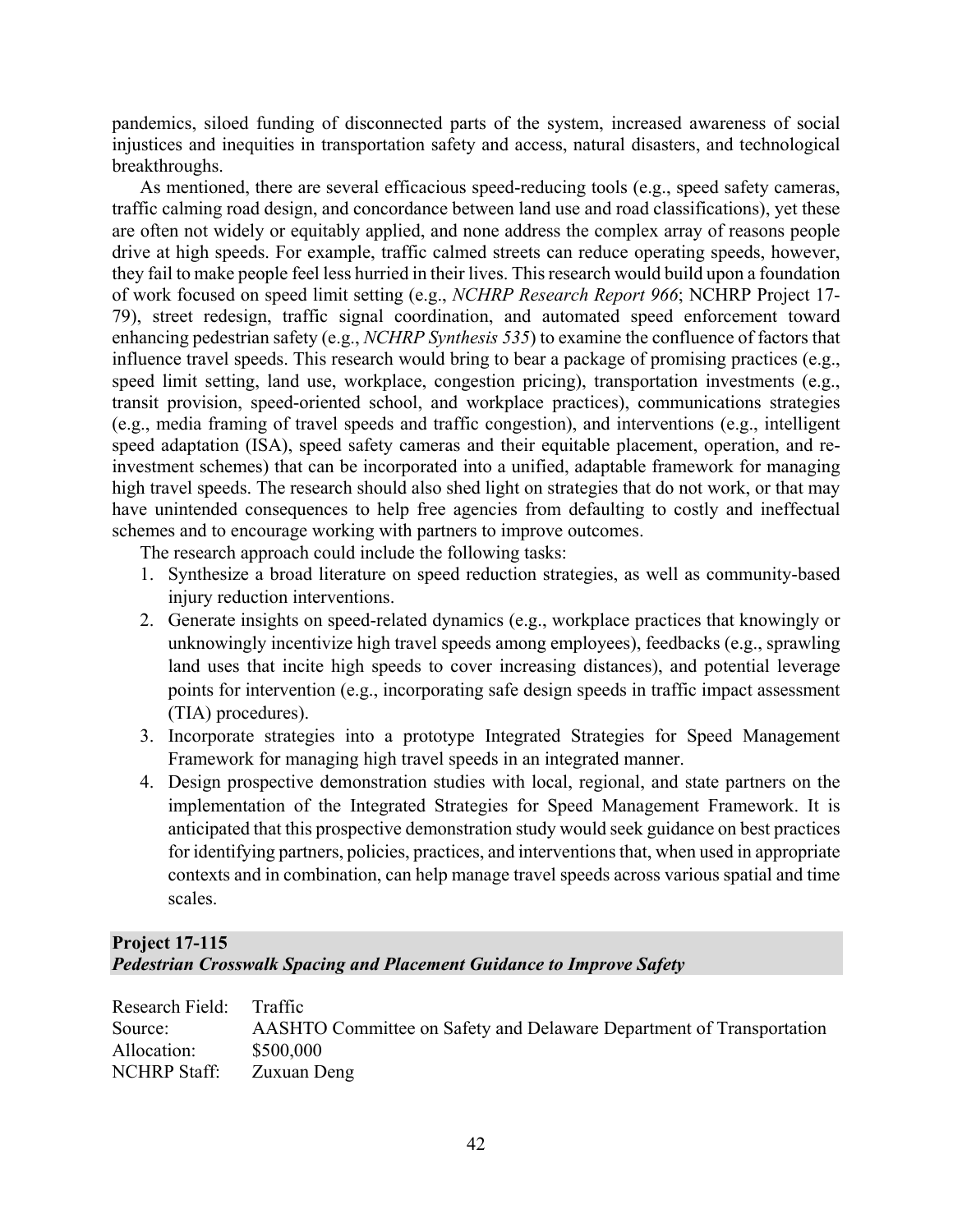pandemics, siloed funding of disconnected parts of the system, increased awareness of social injustices and inequities in transportation safety and access, natural disasters, and technological breakthroughs.

As mentioned, there are several efficacious speed-reducing tools (e.g., speed safety cameras, traffic calming road design, and concordance between land use and road classifications), yet these are often not widely or equitably applied, and none address the complex array of reasons people drive at high speeds. For example, traffic calmed streets can reduce operating speeds, however, they fail to make people feel less hurried in their lives. This research would build upon a foundation of work focused on speed limit setting (e.g., *NCHRP Research Report 966*; NCHRP Project 17-79), street redesign, traffic signal coordination, and automated speed enforcement toward enhancing pedestrian safety (e.g., *NCHRP Synthesis 535*) to examine the confluence of factors that influence travel speeds. This research would bring to bear a package of promising practices (e.g., speed limit setting, land use, workplace, congestion pricing), transportation investments (e.g., transit provision, speed-oriented school, and workplace practices), communications strategies (e.g., media framing of travel speeds and traffic congestion), and interventions (e.g., intelligent speed adaptation (ISA), speed safety cameras and their equitable placement, operation, and re-investment schemes) that can be incorporated into a unified, adaptable framework for managing high travel speeds. The research should also shed light on strategies that do not work, or that may have unintended consequences to help free agencies from defaulting to costly and ineffectual schemes and to encourage working with partners to improve outcomes.

The research approach could include the following tasks:

1. Synthesize a broad literature on speed reduction strategies, as well as community-based injury reduction interventions.
2. Generate insights on speed-related dynamics (e.g., workplace practices that knowingly or unknowingly incentivize high travel speeds among employees), feedbacks (e.g., sprawling land uses that incite high speeds to cover increasing distances), and potential leverage points for intervention (e.g., incorporating safe design speeds in traffic impact assessment (TIA) procedures).
3. Incorporate strategies into a prototype Integrated Strategies for Speed Management Framework for managing high travel speeds in an integrated manner.
4. Design prospective demonstration studies with local, regional, and state partners on the implementation of the Integrated Strategies for Speed Management Framework. It is anticipated that this prospective demonstration study would seek guidance on best practices for identifying partners, policies, practices, and interventions that, when used in appropriate contexts and in combination, can help manage travel speeds across various spatial and time scales.

## Project 17-115
### *Pedestrian Crosswalk Spacing and Placement Guidance to Improve Safety*

Research Field: Traffic
Source: AASHTO Committee on Safety and Delaware Department of Transportation
Allocation: $500,000
NCHRP Staff: Zuxuan Deng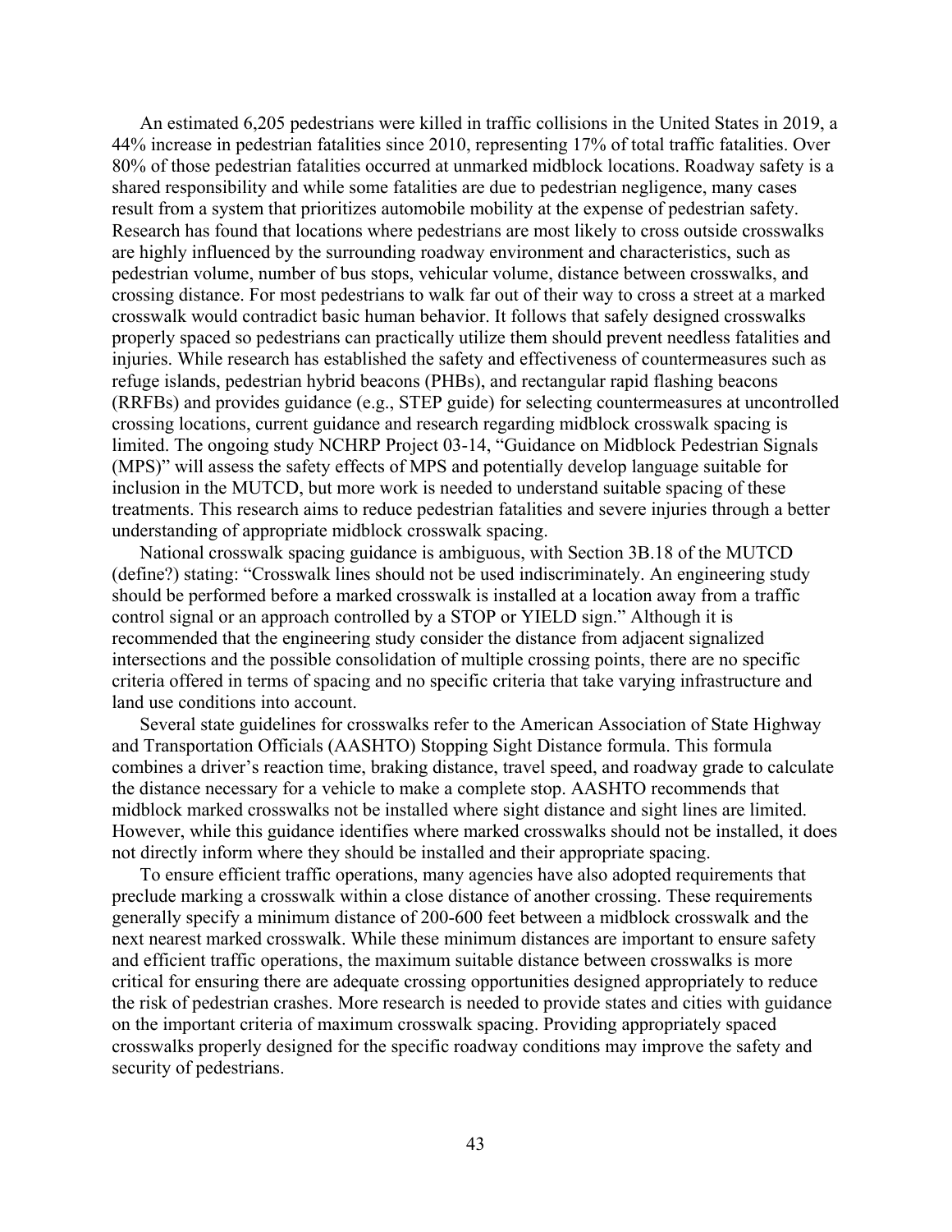An estimated 6,205 pedestrians were killed in traffic collisions in the United States in 2019, a 44% increase in pedestrian fatalities since 2010, representing 17% of total traffic fatalities. Over 80% of those pedestrian fatalities occurred at unmarked midblock locations. Roadway safety is a shared responsibility and while some fatalities are due to pedestrian negligence, many cases result from a system that prioritizes automobile mobility at the expense of pedestrian safety. Research has found that locations where pedestrians are most likely to cross outside crosswalks are highly influenced by the surrounding roadway environment and characteristics, such as pedestrian volume, number of bus stops, vehicular volume, distance between crosswalks, and crossing distance. For most pedestrians to walk far out of their way to cross a street at a marked crosswalk would contradict basic human behavior. It follows that safely designed crosswalks properly spaced so pedestrians can practically utilize them should prevent needless fatalities and injuries. While research has established the safety and effectiveness of countermeasures such as refuge islands, pedestrian hybrid beacons (PHBs), and rectangular rapid flashing beacons (RRFBs) and provides guidance (e.g., STEP guide) for selecting countermeasures at uncontrolled crossing locations, current guidance and research regarding midblock crosswalk spacing is limited. The ongoing study NCHRP Project 03-14, "Guidance on Midblock Pedestrian Signals (MPS)" will assess the safety effects of MPS and potentially develop language suitable for inclusion in the MUTCD, but more work is needed to understand suitable spacing of these treatments. This research aims to reduce pedestrian fatalities and severe injuries through a better understanding of appropriate midblock crosswalk spacing.

National crosswalk spacing guidance is ambiguous, with Section 3B.18 of the MUTCD (define?) stating: "Crosswalk lines should not be used indiscriminately. An engineering study should be performed before a marked crosswalk is installed at a location away from a traffic control signal or an approach controlled by a STOP or YIELD sign." Although it is recommended that the engineering study consider the distance from adjacent signalized intersections and the possible consolidation of multiple crossing points, there are no specific criteria offered in terms of spacing and no specific criteria that take varying infrastructure and land use conditions into account.

Several state guidelines for crosswalks refer to the American Association of State Highway and Transportation Officials (AASHTO) Stopping Sight Distance formula. This formula combines a driver's reaction time, braking distance, travel speed, and roadway grade to calculate the distance necessary for a vehicle to make a complete stop. AASHTO recommends that midblock marked crosswalks not be installed where sight distance and sight lines are limited. However, while this guidance identifies where marked crosswalks should not be installed, it does not directly inform where they should be installed and their appropriate spacing.

To ensure efficient traffic operations, many agencies have also adopted requirements that preclude marking a crosswalk within a close distance of another crossing. These requirements generally specify a minimum distance of 200-600 feet between a midblock crosswalk and the next nearest marked crosswalk. While these minimum distances are important to ensure safety and efficient traffic operations, the maximum suitable distance between crosswalks is more critical for ensuring there are adequate crossing opportunities designed appropriately to reduce the risk of pedestrian crashes. More research is needed to provide states and cities with guidance on the important criteria of maximum crosswalk spacing. Providing appropriately spaced crosswalks properly designed for the specific roadway conditions may improve the safety and security of pedestrians.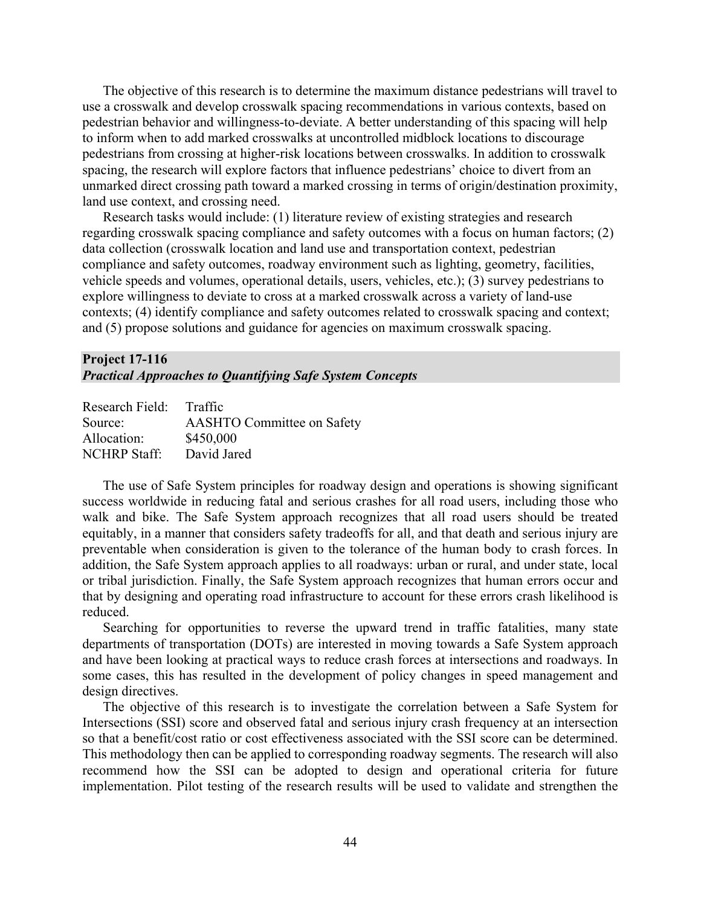The objective of this research is to determine the maximum distance pedestrians will travel to use a crosswalk and develop crosswalk spacing recommendations in various contexts, based on pedestrian behavior and willingness-to-deviate. A better understanding of this spacing will help to inform when to add marked crosswalks at uncontrolled midblock locations to discourage pedestrians from crossing at higher-risk locations between crosswalks. In addition to crosswalk spacing, the research will explore factors that influence pedestrians' choice to divert from an unmarked direct crossing path toward a marked crossing in terms of origin/destination proximity, land use context, and crossing need.

Research tasks would include: (1) literature review of existing strategies and research regarding crosswalk spacing compliance and safety outcomes with a focus on human factors; (2) data collection (crosswalk location and land use and transportation context, pedestrian compliance and safety outcomes, roadway environment such as lighting, geometry, facilities, vehicle speeds and volumes, operational details, users, vehicles, etc.); (3) survey pedestrians to explore willingness to deviate to cross at a marked crosswalk across a variety of land-use contexts; (4) identify compliance and safety outcomes related to crosswalk spacing and context; and (5) propose solutions and guidance for agencies on maximum crosswalk spacing.

## Project 17-116
### *Practical Approaches to Quantifying Safe System Concepts*

Research Field: Traffic
Source: AASHTO Committee on Safety
Allocation: $450,000
NCHRP Staff: David Jared

The use of Safe System principles for roadway design and operations is showing significant success worldwide in reducing fatal and serious crashes for all road users, including those who walk and bike. The Safe System approach recognizes that all road users should be treated equitably, in a manner that considers safety tradeoffs for all, and that death and serious injury are preventable when consideration is given to the tolerance of the human body to crash forces. In addition, the Safe System approach applies to all roadways: urban or rural, and under state, local or tribal jurisdiction. Finally, the Safe System approach recognizes that human errors occur and that by designing and operating road infrastructure to account for these errors crash likelihood is reduced.

Searching for opportunities to reverse the upward trend in traffic fatalities, many state departments of transportation (DOTs) are interested in moving towards a Safe System approach and have been looking at practical ways to reduce crash forces at intersections and roadways. In some cases, this has resulted in the development of policy changes in speed management and design directives.

The objective of this research is to investigate the correlation between a Safe System for Intersections (SSI) score and observed fatal and serious injury crash frequency at an intersection so that a benefit/cost ratio or cost effectiveness associated with the SSI score can be determined. This methodology then can be applied to corresponding roadway segments. The research will also recommend how the SSI can be adopted to design and operational criteria for future implementation. Pilot testing of the research results will be used to validate and strengthen the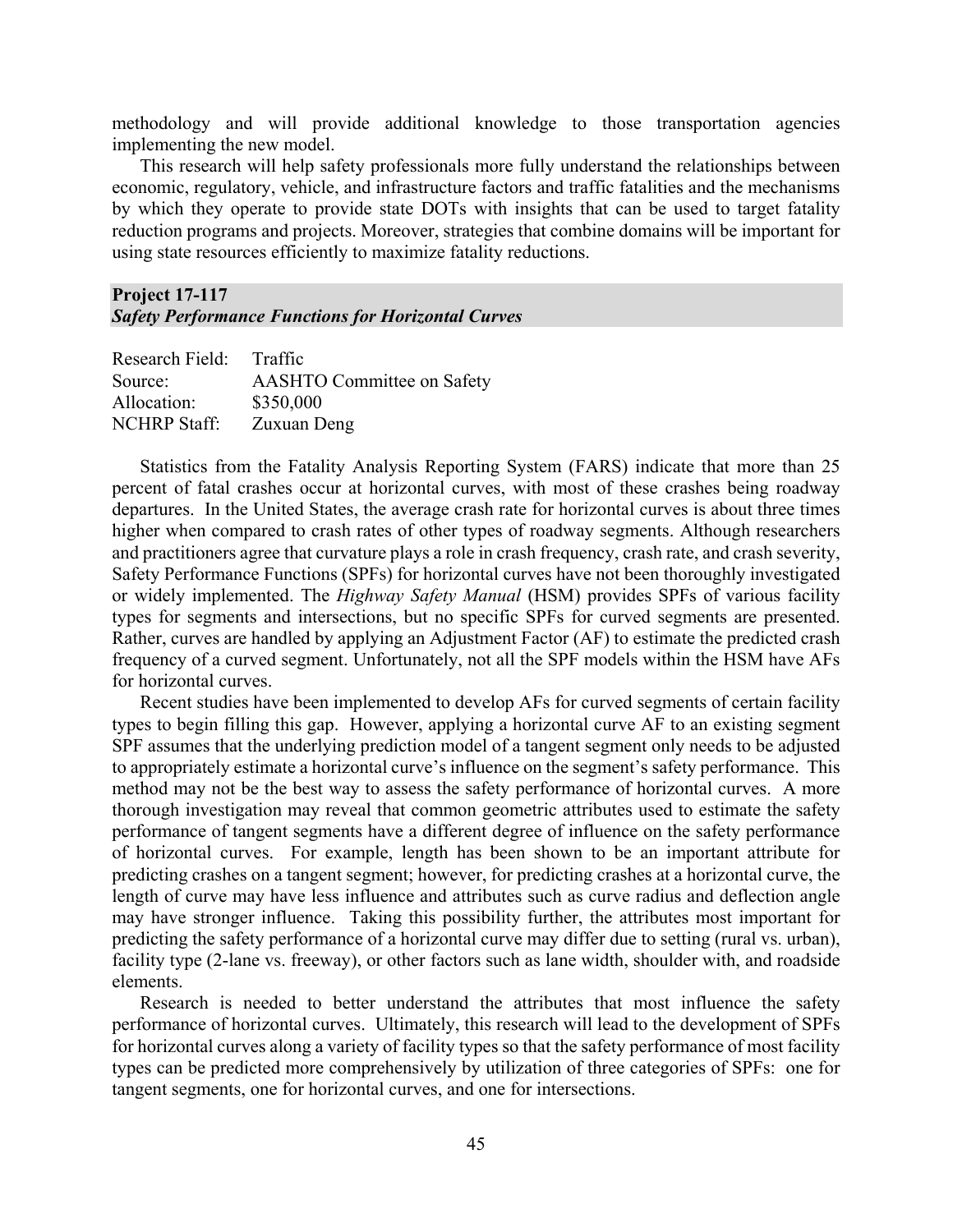methodology and will provide additional knowledge to those transportation agencies implementing the new model.

This research will help safety professionals more fully understand the relationships between economic, regulatory, vehicle, and infrastructure factors and traffic fatalities and the mechanisms by which they operate to provide state DOTs with insights that can be used to target fatality reduction programs and projects. Moreover, strategies that combine domains will be important for using state resources efficiently to maximize fatality reductions.

## Project 17-117
### *Safety Performance Functions for Horizontal Curves*

Research Field: Traffic
Source: AASHTO Committee on Safety
Allocation: $350,000
NCHRP Staff: Zuxuan Deng

Statistics from the Fatality Analysis Reporting System (FARS) indicate that more than 25 percent of fatal crashes occur at horizontal curves, with most of these crashes being roadway departures. In the United States, the average crash rate for horizontal curves is about three times higher when compared to crash rates of other types of roadway segments. Although researchers and practitioners agree that curvature plays a role in crash frequency, crash rate, and crash severity, Safety Performance Functions (SPFs) for horizontal curves have not been thoroughly investigated or widely implemented. The *Highway Safety Manual* (HSM) provides SPFs of various facility types for segments and intersections, but no specific SPFs for curved segments are presented. Rather, curves are handled by applying an Adjustment Factor (AF) to estimate the predicted crash frequency of a curved segment. Unfortunately, not all the SPF models within the HSM have AFs for horizontal curves.

Recent studies have been implemented to develop AFs for curved segments of certain facility types to begin filling this gap. However, applying a horizontal curve AF to an existing segment SPF assumes that the underlying prediction model of a tangent segment only needs to be adjusted to appropriately estimate a horizontal curve's influence on the segment's safety performance. This method may not be the best way to assess the safety performance of horizontal curves. A more thorough investigation may reveal that common geometric attributes used to estimate the safety performance of tangent segments have a different degree of influence on the safety performance of horizontal curves. For example, length has been shown to be an important attribute for predicting crashes on a tangent segment; however, for predicting crashes at a horizontal curve, the length of curve may have less influence and attributes such as curve radius and deflection angle may have stronger influence. Taking this possibility further, the attributes most important for predicting the safety performance of a horizontal curve may differ due to setting (rural vs. urban), facility type (2-lane vs. freeway), or other factors such as lane width, shoulder with, and roadside elements.

Research is needed to better understand the attributes that most influence the safety performance of horizontal curves. Ultimately, this research will lead to the development of SPFs for horizontal curves along a variety of facility types so that the safety performance of most facility types can be predicted more comprehensively by utilization of three categories of SPFs: one for tangent segments, one for horizontal curves, and one for intersections.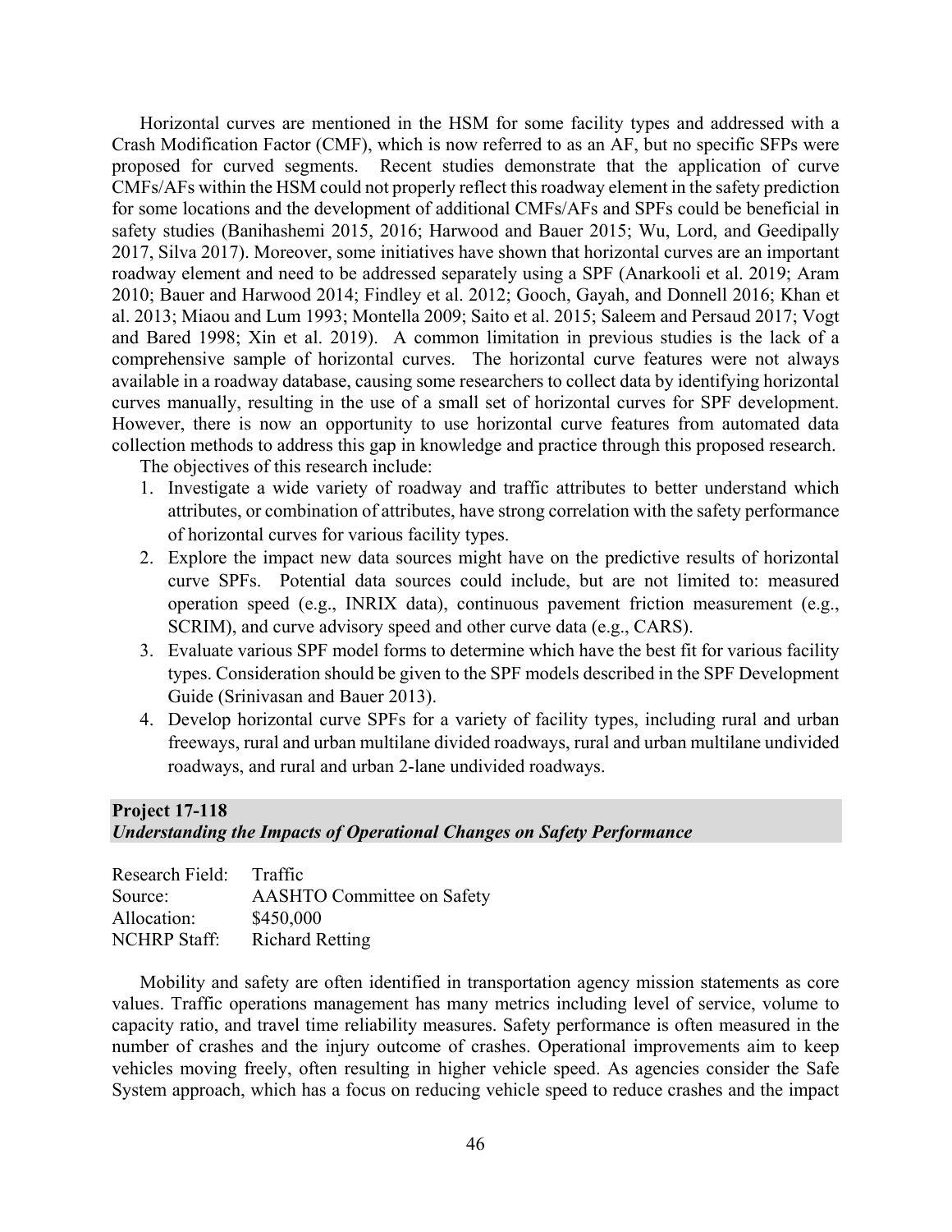Horizontal curves are mentioned in the HSM for some facility types and addressed with a Crash Modification Factor (CMF), which is now referred to as an AF, but no specific SFPs were proposed for curved segments. Recent studies demonstrate that the application of curve CMFs/AFs within the HSM could not properly reflect this roadway element in the safety prediction for some locations and the development of additional CMFs/AFs and SPFs could be beneficial in safety studies (Banihashemi 2015, 2016; Harwood and Bauer 2015; Wu, Lord, and Geedipally 2017, Silva 2017). Moreover, some initiatives have shown that horizontal curves are an important roadway element and need to be addressed separately using a SPF (Anarkooli et al. 2019; Aram 2010; Bauer and Harwood 2014; Findley et al. 2012; Gooch, Gayah, and Donnell 2016; Khan et al. 2013; Miaou and Lum 1993; Montella 2009; Saito et al. 2015; Saleem and Persaud 2017; Vogt and Bared 1998; Xin et al. 2019). A common limitation in previous studies is the lack of a comprehensive sample of horizontal curves. The horizontal curve features were not always available in a roadway database, causing some researchers to collect data by identifying horizontal curves manually, resulting in the use of a small set of horizontal curves for SPF development. However, there is now an opportunity to use horizontal curve features from automated data collection methods to address this gap in knowledge and practice through this proposed research.

The objectives of this research include:

1. Investigate a wide variety of roadway and traffic attributes to better understand which attributes, or combination of attributes, have strong correlation with the safety performance of horizontal curves for various facility types.
2. Explore the impact new data sources might have on the predictive results of horizontal curve SPFs. Potential data sources could include, but are not limited to: measured operation speed (e.g., INRIX data), continuous pavement friction measurement (e.g., SCRIM), and curve advisory speed and other curve data (e.g., CARS).
3. Evaluate various SPF model forms to determine which have the best fit for various facility types. Consideration should be given to the SPF models described in the SPF Development Guide (Srinivasan and Bauer 2013).
4. Develop horizontal curve SPFs for a variety of facility types, including rural and urban freeways, rural and urban multilane divided roadways, rural and urban multilane undivided roadways, and rural and urban 2-lane undivided roadways.

## Project 17-118
### *Understanding the Impacts of Operational Changes on Safety Performance*

Research Field: Traffic
Source: AASHTO Committee on Safety
Allocation: $450,000
NCHRP Staff: Richard Retting

Mobility and safety are often identified in transportation agency mission statements as core values. Traffic operations management has many metrics including level of service, volume to capacity ratio, and travel time reliability measures. Safety performance is often measured in the number of crashes and the injury outcome of crashes. Operational improvements aim to keep vehicles moving freely, often resulting in higher vehicle speed. As agencies consider the Safe System approach, which has a focus on reducing vehicle speed to reduce crashes and the impact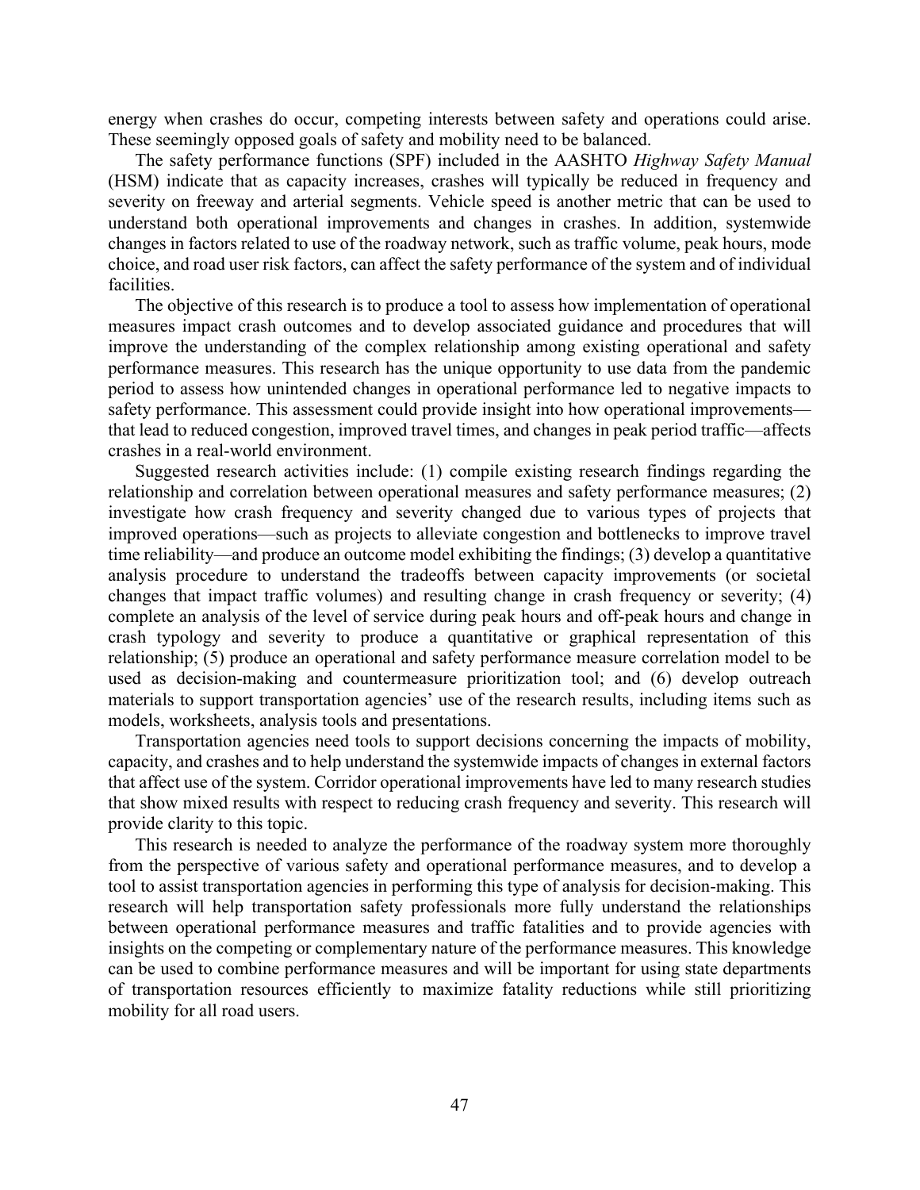energy when crashes do occur, competing interests between safety and operations could arise. These seemingly opposed goals of safety and mobility need to be balanced.

The safety performance functions (SPF) included in the AASHTO *Highway Safety Manual* (HSM) indicate that as capacity increases, crashes will typically be reduced in frequency and severity on freeway and arterial segments. Vehicle speed is another metric that can be used to understand both operational improvements and changes in crashes. In addition, systemwide changes in factors related to use of the roadway network, such as traffic volume, peak hours, mode choice, and road user risk factors, can affect the safety performance of the system and of individual facilities.

The objective of this research is to produce a tool to assess how implementation of operational measures impact crash outcomes and to develop associated guidance and procedures that will improve the understanding of the complex relationship among existing operational and safety performance measures. This research has the unique opportunity to use data from the pandemic period to assess how unintended changes in operational performance led to negative impacts to safety performance. This assessment could provide insight into how operational improvements—that lead to reduced congestion, improved travel times, and changes in peak period traffic—affects crashes in a real-world environment.

Suggested research activities include: (1) compile existing research findings regarding the relationship and correlation between operational measures and safety performance measures; (2) investigate how crash frequency and severity changed due to various types of projects that improved operations—such as projects to alleviate congestion and bottlenecks to improve travel time reliability—and produce an outcome model exhibiting the findings; (3) develop a quantitative analysis procedure to understand the tradeoffs between capacity improvements (or societal changes that impact traffic volumes) and resulting change in crash frequency or severity; (4) complete an analysis of the level of service during peak hours and off-peak hours and change in crash typology and severity to produce a quantitative or graphical representation of this relationship; (5) produce an operational and safety performance measure correlation model to be used as decision-making and countermeasure prioritization tool; and (6) develop outreach materials to support transportation agencies' use of the research results, including items such as models, worksheets, analysis tools and presentations.

Transportation agencies need tools to support decisions concerning the impacts of mobility, capacity, and crashes and to help understand the systemwide impacts of changes in external factors that affect use of the system. Corridor operational improvements have led to many research studies that show mixed results with respect to reducing crash frequency and severity. This research will provide clarity to this topic.

This research is needed to analyze the performance of the roadway system more thoroughly from the perspective of various safety and operational performance measures, and to develop a tool to assist transportation agencies in performing this type of analysis for decision-making. This research will help transportation safety professionals more fully understand the relationships between operational performance measures and traffic fatalities and to provide agencies with insights on the competing or complementary nature of the performance measures. This knowledge can be used to combine performance measures and will be important for using state departments of transportation resources efficiently to maximize fatality reductions while still prioritizing mobility for all road users.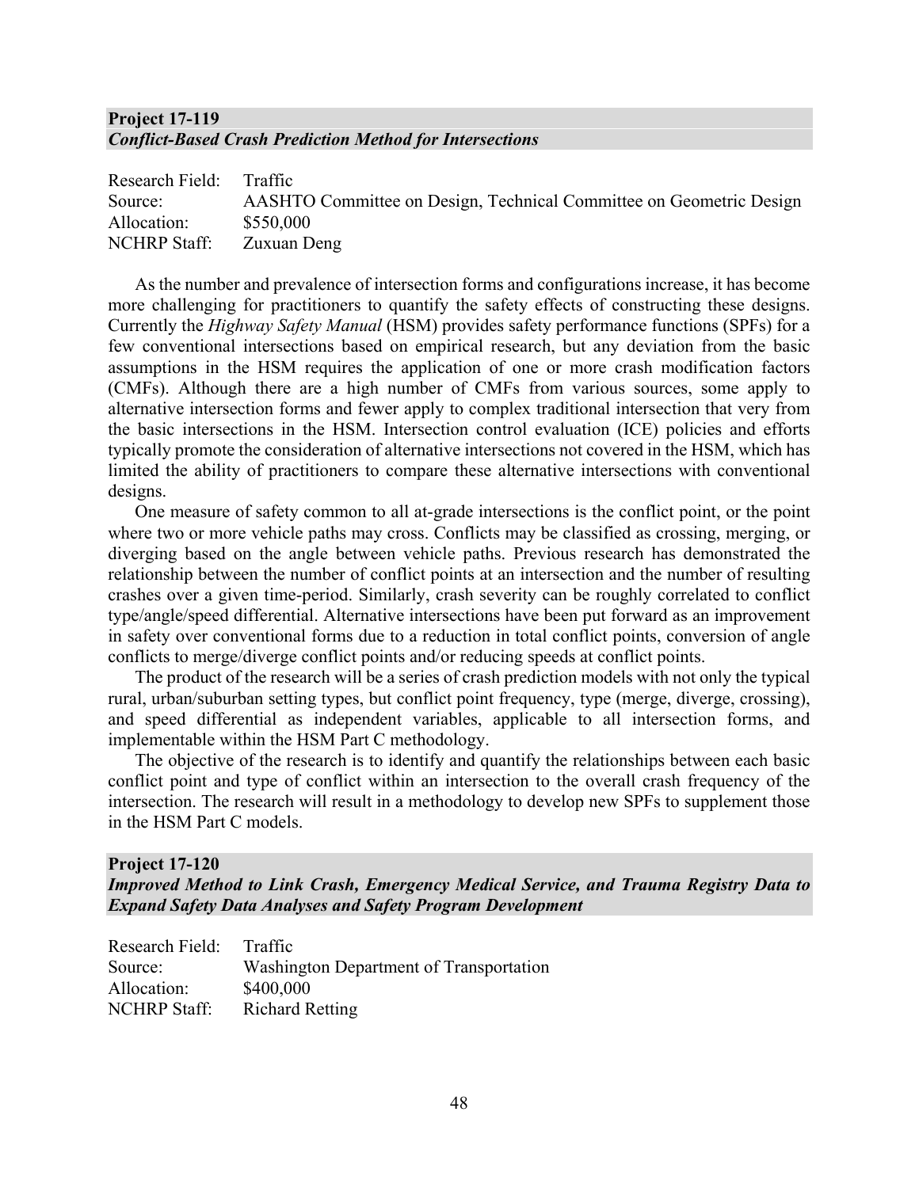**Project 17-119**
***Conflict-Based Crash Prediction Method for Intersections***

Research Field: Traffic
Source: AASHTO Committee on Design, Technical Committee on Geometric Design
Allocation: $550,000
NCHRP Staff: Zuxuan Deng

As the number and prevalence of intersection forms and configurations increase, it has become more challenging for practitioners to quantify the safety effects of constructing these designs. Currently the *Highway Safety Manual* (HSM) provides safety performance functions (SPFs) for a few conventional intersections based on empirical research, but any deviation from the basic assumptions in the HSM requires the application of one or more crash modification factors (CMFs). Although there are a high number of CMFs from various sources, some apply to alternative intersection forms and fewer apply to complex traditional intersection that very from the basic intersections in the HSM. Intersection control evaluation (ICE) policies and efforts typically promote the consideration of alternative intersections not covered in the HSM, which has limited the ability of practitioners to compare these alternative intersections with conventional designs.

One measure of safety common to all at-grade intersections is the conflict point, or the point where two or more vehicle paths may cross. Conflicts may be classified as crossing, merging, or diverging based on the angle between vehicle paths. Previous research has demonstrated the relationship between the number of conflict points at an intersection and the number of resulting crashes over a given time-period. Similarly, crash severity can be roughly correlated to conflict type/angle/speed differential. Alternative intersections have been put forward as an improvement in safety over conventional forms due to a reduction in total conflict points, conversion of angle conflicts to merge/diverge conflict points and/or reducing speeds at conflict points.

The product of the research will be a series of crash prediction models with not only the typical rural, urban/suburban setting types, but conflict point frequency, type (merge, diverge, crossing), and speed differential as independent variables, applicable to all intersection forms, and implementable within the HSM Part C methodology.

The objective of the research is to identify and quantify the relationships between each basic conflict point and type of conflict within an intersection to the overall crash frequency of the intersection. The research will result in a methodology to develop new SPFs to supplement those in the HSM Part C models.

**Project 17-120**
***Improved Method to Link Crash, Emergency Medical Service, and Trauma Registry Data to Expand Safety Data Analyses and Safety Program Development***

Research Field: Traffic
Source: Washington Department of Transportation
Allocation: $400,000
NCHRP Staff: Richard Retting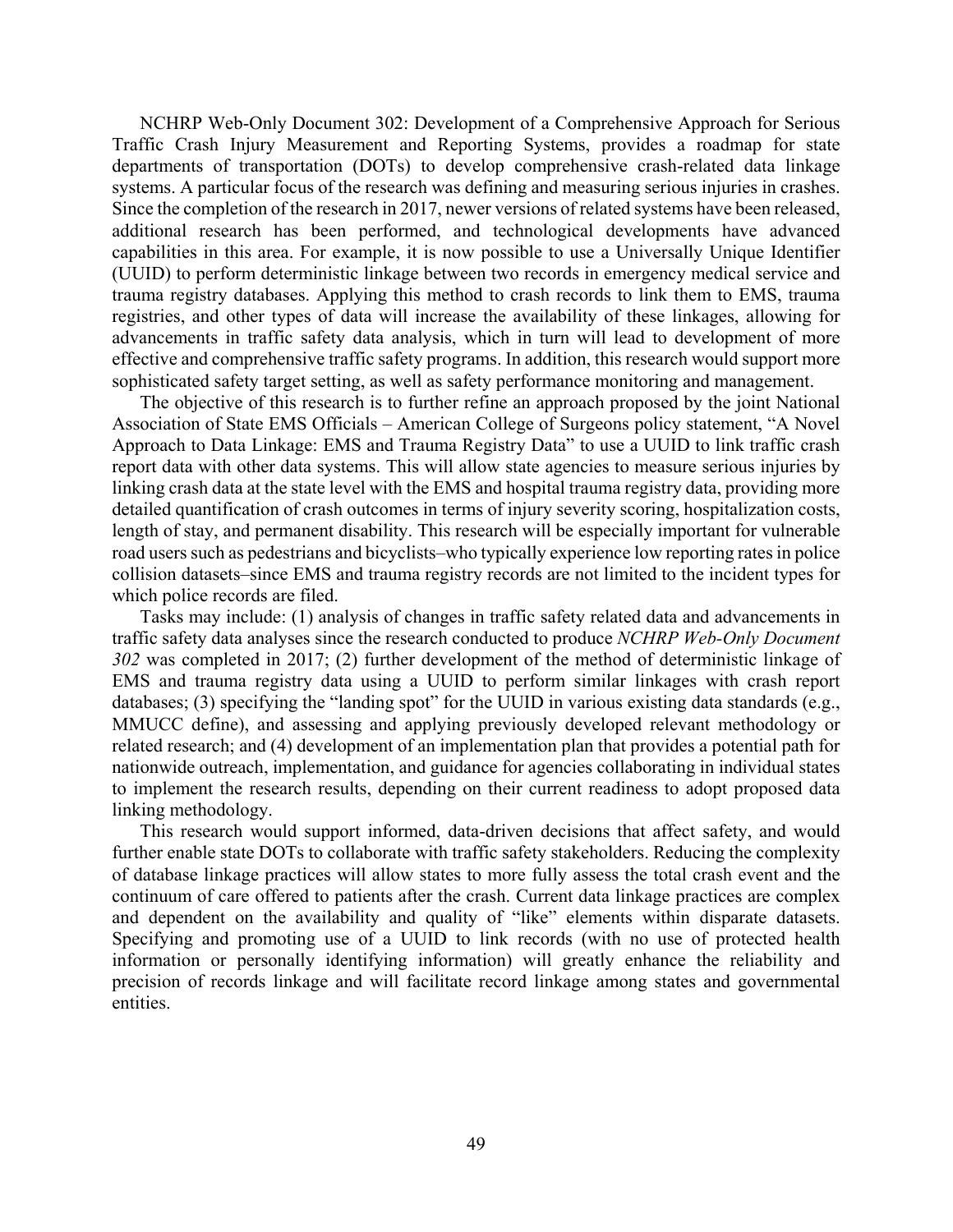NCHRP Web-Only Document 302: Development of a Comprehensive Approach for Serious Traffic Crash Injury Measurement and Reporting Systems, provides a roadmap for state departments of transportation (DOTs) to develop comprehensive crash-related data linkage systems. A particular focus of the research was defining and measuring serious injuries in crashes. Since the completion of the research in 2017, newer versions of related systems have been released, additional research has been performed, and technological developments have advanced capabilities in this area. For example, it is now possible to use a Universally Unique Identifier (UUID) to perform deterministic linkage between two records in emergency medical service and trauma registry databases. Applying this method to crash records to link them to EMS, trauma registries, and other types of data will increase the availability of these linkages, allowing for advancements in traffic safety data analysis, which in turn will lead to development of more effective and comprehensive traffic safety programs. In addition, this research would support more sophisticated safety target setting, as well as safety performance monitoring and management.

The objective of this research is to further refine an approach proposed by the joint National Association of State EMS Officials – American College of Surgeons policy statement, "A Novel Approach to Data Linkage: EMS and Trauma Registry Data" to use a UUID to link traffic crash report data with other data systems. This will allow state agencies to measure serious injuries by linking crash data at the state level with the EMS and hospital trauma registry data, providing more detailed quantification of crash outcomes in terms of injury severity scoring, hospitalization costs, length of stay, and permanent disability. This research will be especially important for vulnerable road users such as pedestrians and bicyclists–who typically experience low reporting rates in police collision datasets–since EMS and trauma registry records are not limited to the incident types for which police records are filed.

Tasks may include: (1) analysis of changes in traffic safety related data and advancements in traffic safety data analyses since the research conducted to produce *NCHRP Web-Only Document 302* was completed in 2017; (2) further development of the method of deterministic linkage of EMS and trauma registry data using a UUID to perform similar linkages with crash report databases; (3) specifying the "landing spot" for the UUID in various existing data standards (e.g., MMUCC define), and assessing and applying previously developed relevant methodology or related research; and (4) development of an implementation plan that provides a potential path for nationwide outreach, implementation, and guidance for agencies collaborating in individual states to implement the research results, depending on their current readiness to adopt proposed data linking methodology.

This research would support informed, data-driven decisions that affect safety, and would further enable state DOTs to collaborate with traffic safety stakeholders. Reducing the complexity of database linkage practices will allow states to more fully assess the total crash event and the continuum of care offered to patients after the crash. Current data linkage practices are complex and dependent on the availability and quality of "like" elements within disparate datasets. Specifying and promoting use of a UUID to link records (with no use of protected health information or personally identifying information) will greatly enhance the reliability and precision of records linkage and will facilitate record linkage among states and governmental entities.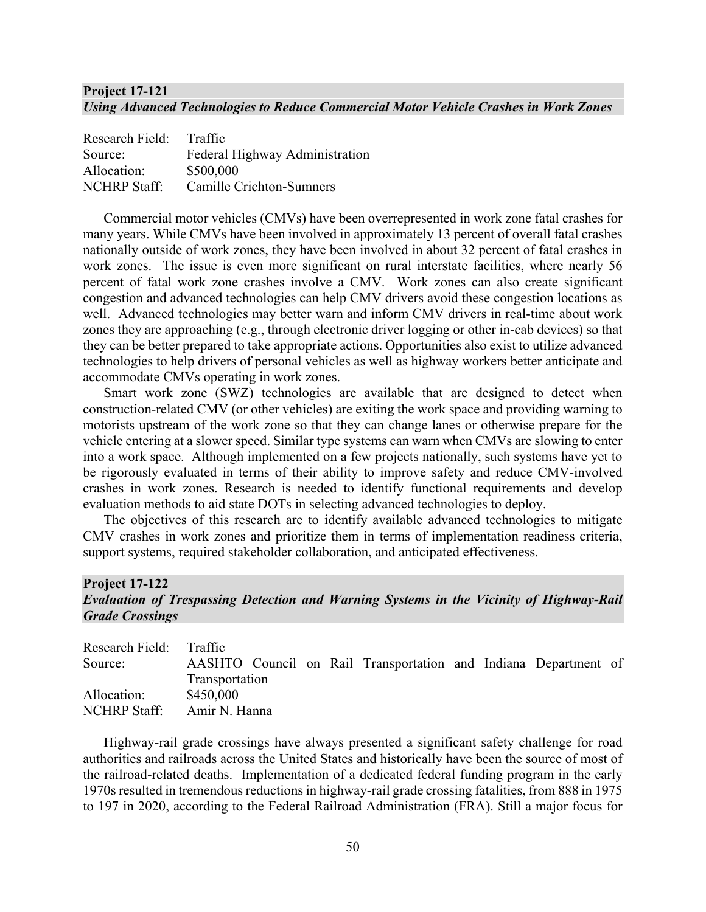## Project 17-121
### *Using Advanced Technologies to Reduce Commercial Motor Vehicle Crashes in Work Zones*

Research Field: Traffic
Source: Federal Highway Administration
Allocation: $500,000
NCHRP Staff: Camille Crichton-Sumners

Commercial motor vehicles (CMVs) have been overrepresented in work zone fatal crashes for many years. While CMVs have been involved in approximately 13 percent of overall fatal crashes nationally outside of work zones, they have been involved in about 32 percent of fatal crashes in work zones. The issue is even more significant on rural interstate facilities, where nearly 56 percent of fatal work zone crashes involve a CMV. Work zones can also create significant congestion and advanced technologies can help CMV drivers avoid these congestion locations as well. Advanced technologies may better warn and inform CMV drivers in real-time about work zones they are approaching (e.g., through electronic driver logging or other in-cab devices) so that they can be better prepared to take appropriate actions. Opportunities also exist to utilize advanced technologies to help drivers of personal vehicles as well as highway workers better anticipate and accommodate CMVs operating in work zones.

Smart work zone (SWZ) technologies are available that are designed to detect when construction-related CMV (or other vehicles) are exiting the work space and providing warning to motorists upstream of the work zone so that they can change lanes or otherwise prepare for the vehicle entering at a slower speed. Similar type systems can warn when CMVs are slowing to enter into a work space. Although implemented on a few projects nationally, such systems have yet to be rigorously evaluated in terms of their ability to improve safety and reduce CMV-involved crashes in work zones. Research is needed to identify functional requirements and develop evaluation methods to aid state DOTs in selecting advanced technologies to deploy.

The objectives of this research are to identify available advanced technologies to mitigate CMV crashes in work zones and prioritize them in terms of implementation readiness criteria, support systems, required stakeholder collaboration, and anticipated effectiveness.

## Project 17-122
### *Evaluation of Trespassing Detection and Warning Systems in the Vicinity of Highway-Rail Grade Crossings*

Research Field: Traffic
Source: AASHTO Council on Rail Transportation and Indiana Department of Transportation
Allocation: $450,000
NCHRP Staff: Amir N. Hanna

Highway-rail grade crossings have always presented a significant safety challenge for road authorities and railroads across the United States and historically have been the source of most of the railroad-related deaths. Implementation of a dedicated federal funding program in the early 1970s resulted in tremendous reductions in highway-rail grade crossing fatalities, from 888 in 1975 to 197 in 2020, according to the Federal Railroad Administration (FRA). Still a major focus for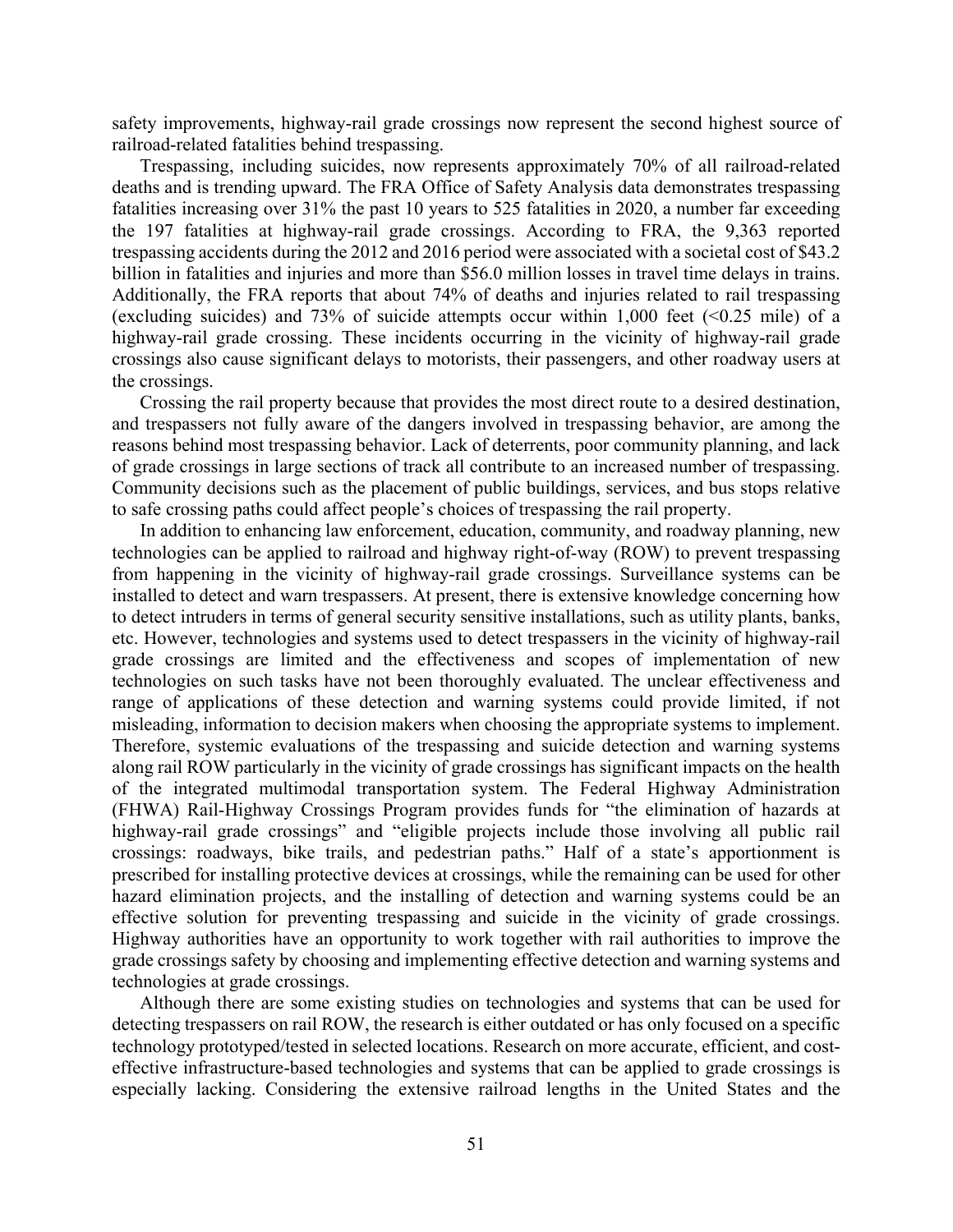safety improvements, highway-rail grade crossings now represent the second highest source of railroad-related fatalities behind trespassing.

Trespassing, including suicides, now represents approximately 70% of all railroad-related deaths and is trending upward. The FRA Office of Safety Analysis data demonstrates trespassing fatalities increasing over 31% the past 10 years to 525 fatalities in 2020, a number far exceeding the 197 fatalities at highway-rail grade crossings. According to FRA, the 9,363 reported trespassing accidents during the 2012 and 2016 period were associated with a societal cost of $43.2 billion in fatalities and injuries and more than $56.0 million losses in travel time delays in trains. Additionally, the FRA reports that about 74% of deaths and injuries related to rail trespassing (excluding suicides) and 73% of suicide attempts occur within 1,000 feet (<0.25 mile) of a highway-rail grade crossing. These incidents occurring in the vicinity of highway-rail grade crossings also cause significant delays to motorists, their passengers, and other roadway users at the crossings.

Crossing the rail property because that provides the most direct route to a desired destination, and trespassers not fully aware of the dangers involved in trespassing behavior, are among the reasons behind most trespassing behavior. Lack of deterrents, poor community planning, and lack of grade crossings in large sections of track all contribute to an increased number of trespassing. Community decisions such as the placement of public buildings, services, and bus stops relative to safe crossing paths could affect people's choices of trespassing the rail property.

In addition to enhancing law enforcement, education, community, and roadway planning, new technologies can be applied to railroad and highway right-of-way (ROW) to prevent trespassing from happening in the vicinity of highway-rail grade crossings. Surveillance systems can be installed to detect and warn trespassers. At present, there is extensive knowledge concerning how to detect intruders in terms of general security sensitive installations, such as utility plants, banks, etc. However, technologies and systems used to detect trespassers in the vicinity of highway-rail grade crossings are limited and the effectiveness and scopes of implementation of new technologies on such tasks have not been thoroughly evaluated. The unclear effectiveness and range of applications of these detection and warning systems could provide limited, if not misleading, information to decision makers when choosing the appropriate systems to implement. Therefore, systemic evaluations of the trespassing and suicide detection and warning systems along rail ROW particularly in the vicinity of grade crossings has significant impacts on the health of the integrated multimodal transportation system. The Federal Highway Administration (FHWA) Rail-Highway Crossings Program provides funds for "the elimination of hazards at highway-rail grade crossings" and "eligible projects include those involving all public rail crossings: roadways, bike trails, and pedestrian paths." Half of a state's apportionment is prescribed for installing protective devices at crossings, while the remaining can be used for other hazard elimination projects, and the installing of detection and warning systems could be an effective solution for preventing trespassing and suicide in the vicinity of grade crossings. Highway authorities have an opportunity to work together with rail authorities to improve the grade crossings safety by choosing and implementing effective detection and warning systems and technologies at grade crossings.

Although there are some existing studies on technologies and systems that can be used for detecting trespassers on rail ROW, the research is either outdated or has only focused on a specific technology prototyped/tested in selected locations. Research on more accurate, efficient, and cost-effective infrastructure-based technologies and systems that can be applied to grade crossings is especially lacking. Considering the extensive railroad lengths in the United States and the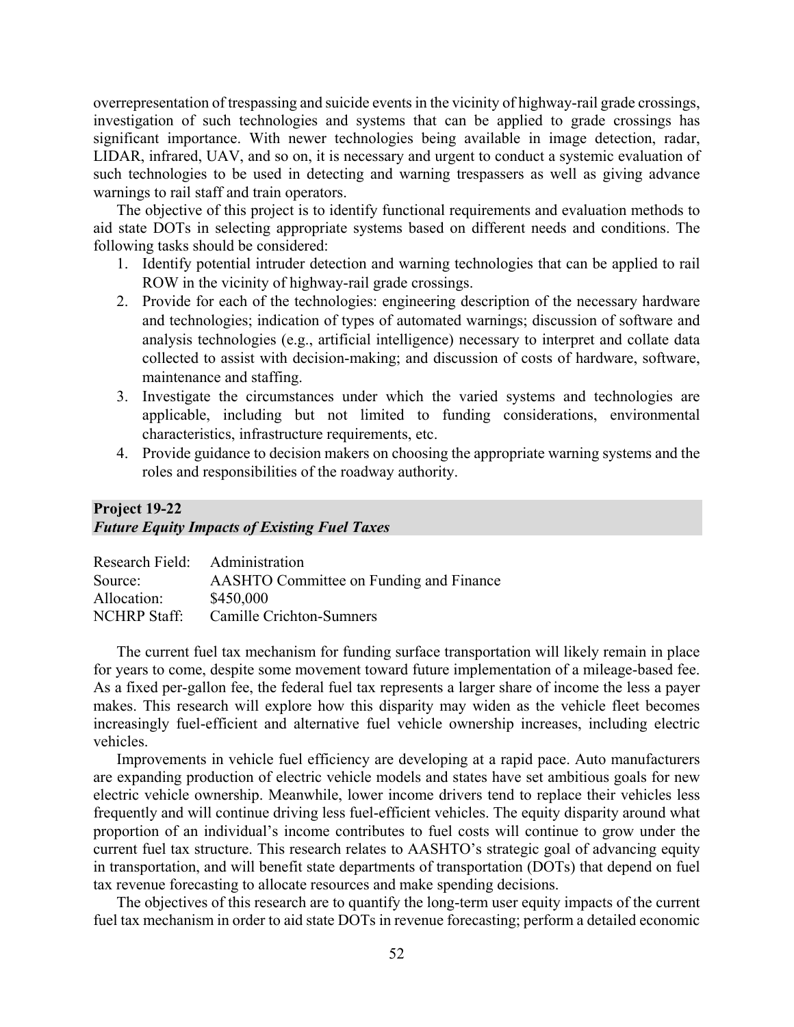overrepresentation of trespassing and suicide events in the vicinity of highway-rail grade crossings, investigation of such technologies and systems that can be applied to grade crossings has significant importance. With newer technologies being available in image detection, radar, LIDAR, infrared, UAV, and so on, it is necessary and urgent to conduct a systemic evaluation of such technologies to be used in detecting and warning trespassers as well as giving advance warnings to rail staff and train operators.

The objective of this project is to identify functional requirements and evaluation methods to aid state DOTs in selecting appropriate systems based on different needs and conditions. The following tasks should be considered:

1. Identify potential intruder detection and warning technologies that can be applied to rail ROW in the vicinity of highway-rail grade crossings.
2. Provide for each of the technologies: engineering description of the necessary hardware and technologies; indication of types of automated warnings; discussion of software and analysis technologies (e.g., artificial intelligence) necessary to interpret and collate data collected to assist with decision-making; and discussion of costs of hardware, software, maintenance and staffing.
3. Investigate the circumstances under which the varied systems and technologies are applicable, including but not limited to funding considerations, environmental characteristics, infrastructure requirements, etc.
4. Provide guidance to decision makers on choosing the appropriate warning systems and the roles and responsibilities of the roadway authority.

## Project 19-22
### *Future Equity Impacts of Existing Fuel Taxes*

Research Field: Administration
Source: AASHTO Committee on Funding and Finance
Allocation: $450,000
NCHRP Staff: Camille Crichton-Sumners

The current fuel tax mechanism for funding surface transportation will likely remain in place for years to come, despite some movement toward future implementation of a mileage-based fee. As a fixed per-gallon fee, the federal fuel tax represents a larger share of income the less a payer makes. This research will explore how this disparity may widen as the vehicle fleet becomes increasingly fuel-efficient and alternative fuel vehicle ownership increases, including electric vehicles.

Improvements in vehicle fuel efficiency are developing at a rapid pace. Auto manufacturers are expanding production of electric vehicle models and states have set ambitious goals for new electric vehicle ownership. Meanwhile, lower income drivers tend to replace their vehicles less frequently and will continue driving less fuel-efficient vehicles. The equity disparity around what proportion of an individual's income contributes to fuel costs will continue to grow under the current fuel tax structure. This research relates to AASHTO's strategic goal of advancing equity in transportation, and will benefit state departments of transportation (DOTs) that depend on fuel tax revenue forecasting to allocate resources and make spending decisions.

The objectives of this research are to quantify the long-term user equity impacts of the current fuel tax mechanism in order to aid state DOTs in revenue forecasting; perform a detailed economic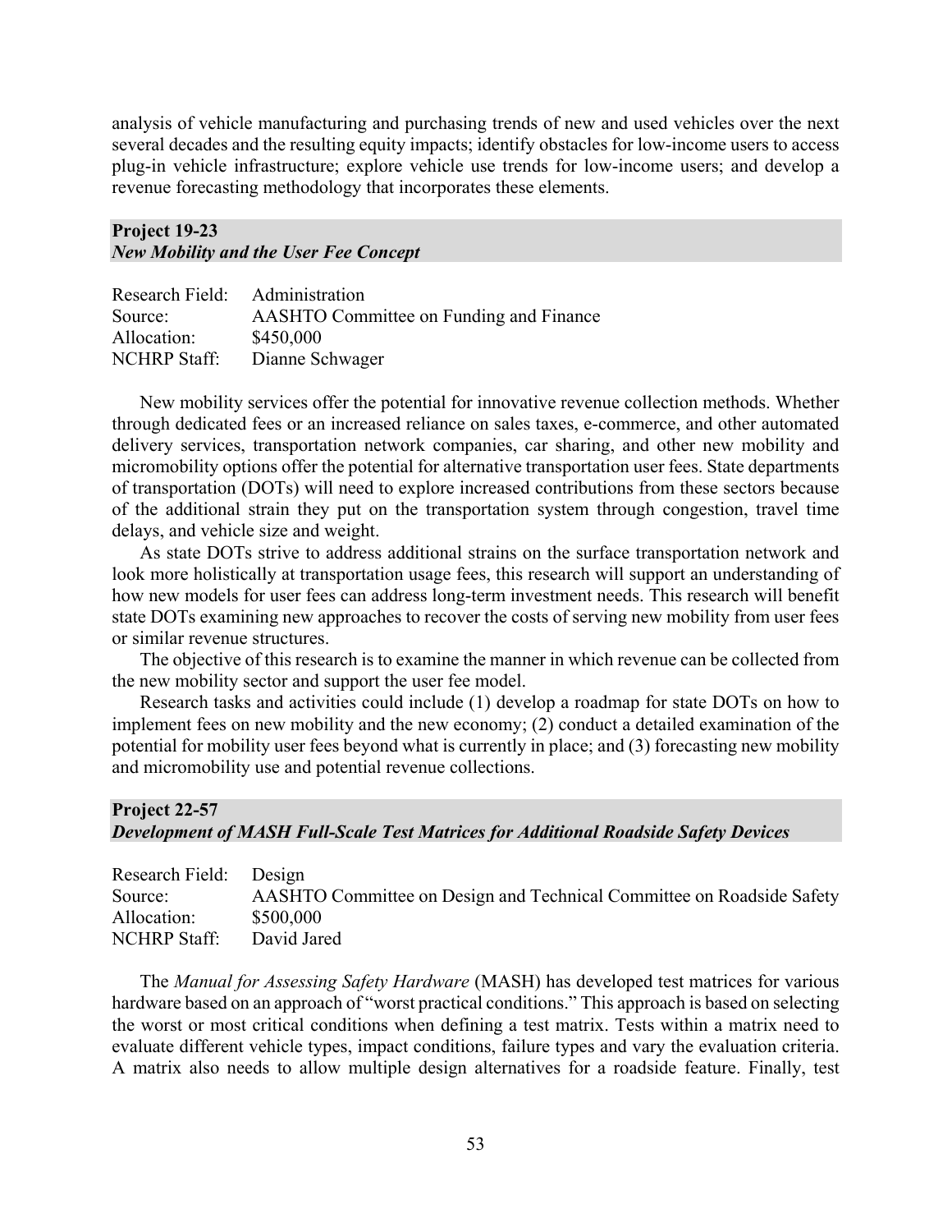analysis of vehicle manufacturing and purchasing trends of new and used vehicles over the next several decades and the resulting equity impacts; identify obstacles for low-income users to access plug-in vehicle infrastructure; explore vehicle use trends for low-income users; and develop a revenue forecasting methodology that incorporates these elements.

## Project 19-23
### *New Mobility and the User Fee Concept*

Research Field: Administration
Source: AASHTO Committee on Funding and Finance
Allocation: $450,000
NCHRP Staff: Dianne Schwager

New mobility services offer the potential for innovative revenue collection methods. Whether through dedicated fees or an increased reliance on sales taxes, e-commerce, and other automated delivery services, transportation network companies, car sharing, and other new mobility and micromobility options offer the potential for alternative transportation user fees. State departments of transportation (DOTs) will need to explore increased contributions from these sectors because of the additional strain they put on the transportation system through congestion, travel time delays, and vehicle size and weight.

As state DOTs strive to address additional strains on the surface transportation network and look more holistically at transportation usage fees, this research will support an understanding of how new models for user fees can address long-term investment needs. This research will benefit state DOTs examining new approaches to recover the costs of serving new mobility from user fees or similar revenue structures.

The objective of this research is to examine the manner in which revenue can be collected from the new mobility sector and support the user fee model.

Research tasks and activities could include (1) develop a roadmap for state DOTs on how to implement fees on new mobility and the new economy; (2) conduct a detailed examination of the potential for mobility user fees beyond what is currently in place; and (3) forecasting new mobility and micromobility use and potential revenue collections.

## Project 22-57
### *Development of MASH Full-Scale Test Matrices for Additional Roadside Safety Devices*

Research Field: Design
Source: AASHTO Committee on Design and Technical Committee on Roadside Safety
Allocation: $500,000
NCHRP Staff: David Jared

The *Manual for Assessing Safety Hardware* (MASH) has developed test matrices for various hardware based on an approach of "worst practical conditions." This approach is based on selecting the worst or most critical conditions when defining a test matrix. Tests within a matrix need to evaluate different vehicle types, impact conditions, failure types and vary the evaluation criteria. A matrix also needs to allow multiple design alternatives for a roadside feature. Finally, test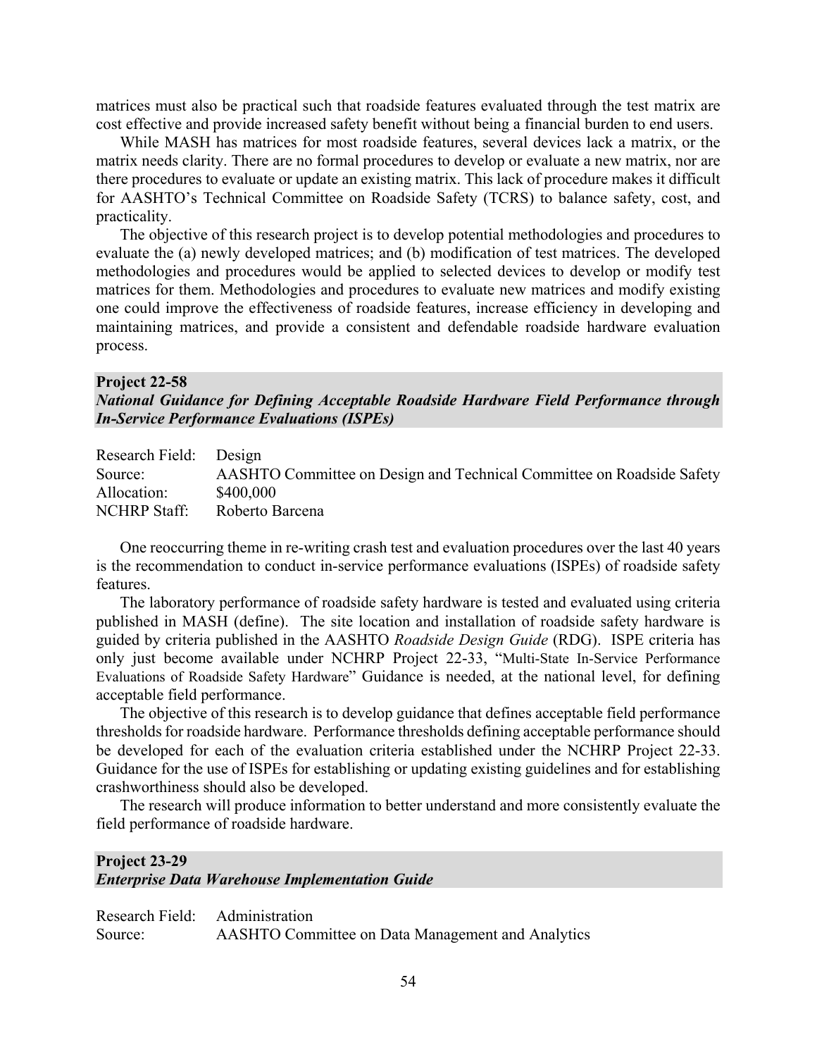matrices must also be practical such that roadside features evaluated through the test matrix are cost effective and provide increased safety benefit without being a financial burden to end users.

While MASH has matrices for most roadside features, several devices lack a matrix, or the matrix needs clarity. There are no formal procedures to develop or evaluate a new matrix, nor are there procedures to evaluate or update an existing matrix. This lack of procedure makes it difficult for AASHTO's Technical Committee on Roadside Safety (TCRS) to balance safety, cost, and practicality.

The objective of this research project is to develop potential methodologies and procedures to evaluate the (a) newly developed matrices; and (b) modification of test matrices. The developed methodologies and procedures would be applied to selected devices to develop or modify test matrices for them. Methodologies and procedures to evaluate new matrices and modify existing one could improve the effectiveness of roadside features, increase efficiency in developing and maintaining matrices, and provide a consistent and defendable roadside hardware evaluation process.

**Project 22-58**
***National Guidance for Defining Acceptable Roadside Hardware Field Performance through In-Service Performance Evaluations (ISPEs)***

Research Field: Design
Source: AASHTO Committee on Design and Technical Committee on Roadside Safety
Allocation: $400,000
NCHRP Staff: Roberto Barcena

One reoccurring theme in re-writing crash test and evaluation procedures over the last 40 years is the recommendation to conduct in-service performance evaluations (ISPEs) of roadside safety features.

The laboratory performance of roadside safety hardware is tested and evaluated using criteria published in MASH (define). The site location and installation of roadside safety hardware is guided by criteria published in the AASHTO *Roadside Design Guide* (RDG). ISPE criteria has only just become available under NCHRP Project 22-33, "Multi-State In-Service Performance Evaluations of Roadside Safety Hardware" Guidance is needed, at the national level, for defining acceptable field performance.

The objective of this research is to develop guidance that defines acceptable field performance thresholds for roadside hardware. Performance thresholds defining acceptable performance should be developed for each of the evaluation criteria established under the NCHRP Project 22-33. Guidance for the use of ISPEs for establishing or updating existing guidelines and for establishing crashworthiness should also be developed.

The research will produce information to better understand and more consistently evaluate the field performance of roadside hardware.

**Project 23-29**
***Enterprise Data Warehouse Implementation Guide***

Research Field: Administration
Source: AASHTO Committee on Data Management and Analytics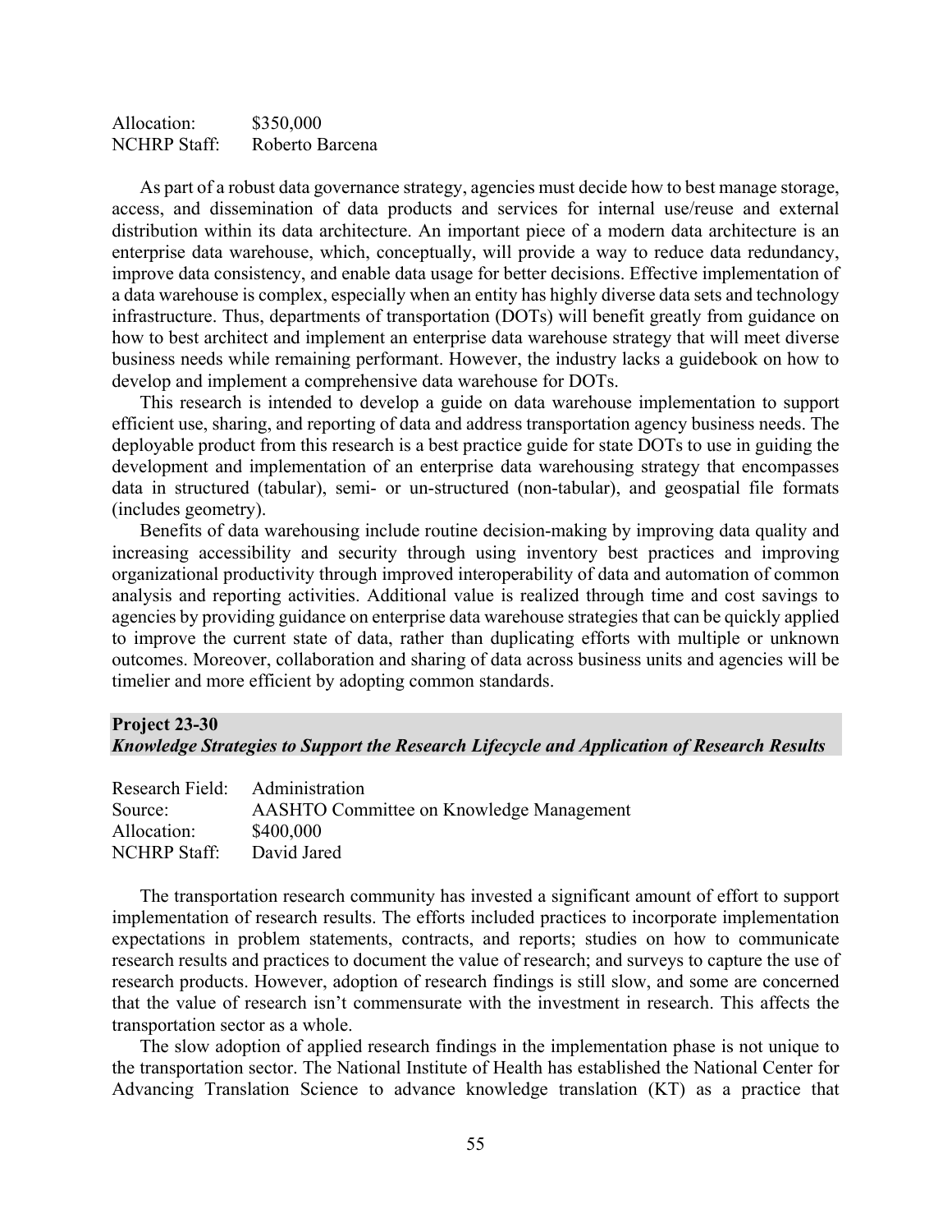Allocation: $350,000
NCHRP Staff: Roberto Barcena

As part of a robust data governance strategy, agencies must decide how to best manage storage, access, and dissemination of data products and services for internal use/reuse and external distribution within its data architecture. An important piece of a modern data architecture is an enterprise data warehouse, which, conceptually, will provide a way to reduce data redundancy, improve data consistency, and enable data usage for better decisions. Effective implementation of a data warehouse is complex, especially when an entity has highly diverse data sets and technology infrastructure. Thus, departments of transportation (DOTs) will benefit greatly from guidance on how to best architect and implement an enterprise data warehouse strategy that will meet diverse business needs while remaining performant. However, the industry lacks a guidebook on how to develop and implement a comprehensive data warehouse for DOTs.

This research is intended to develop a guide on data warehouse implementation to support efficient use, sharing, and reporting of data and address transportation agency business needs. The deployable product from this research is a best practice guide for state DOTs to use in guiding the development and implementation of an enterprise data warehousing strategy that encompasses data in structured (tabular), semi- or un-structured (non-tabular), and geospatial file formats (includes geometry).

Benefits of data warehousing include routine decision-making by improving data quality and increasing accessibility and security through using inventory best practices and improving organizational productivity through improved interoperability of data and automation of common analysis and reporting activities. Additional value is realized through time and cost savings to agencies by providing guidance on enterprise data warehouse strategies that can be quickly applied to improve the current state of data, rather than duplicating efforts with multiple or unknown outcomes. Moreover, collaboration and sharing of data across business units and agencies will be timelier and more efficient by adopting common standards.

## Project 23-30
### *Knowledge Strategies to Support the Research Lifecycle and Application of Research Results*

Research Field: Administration
Source: AASHTO Committee on Knowledge Management
Allocation: $400,000
NCHRP Staff: David Jared

The transportation research community has invested a significant amount of effort to support implementation of research results. The efforts included practices to incorporate implementation expectations in problem statements, contracts, and reports; studies on how to communicate research results and practices to document the value of research; and surveys to capture the use of research products. However, adoption of research findings is still slow, and some are concerned that the value of research isn't commensurate with the investment in research. This affects the transportation sector as a whole.

The slow adoption of applied research findings in the implementation phase is not unique to the transportation sector. The National Institute of Health has established the National Center for Advancing Translation Science to advance knowledge translation (KT) as a practice that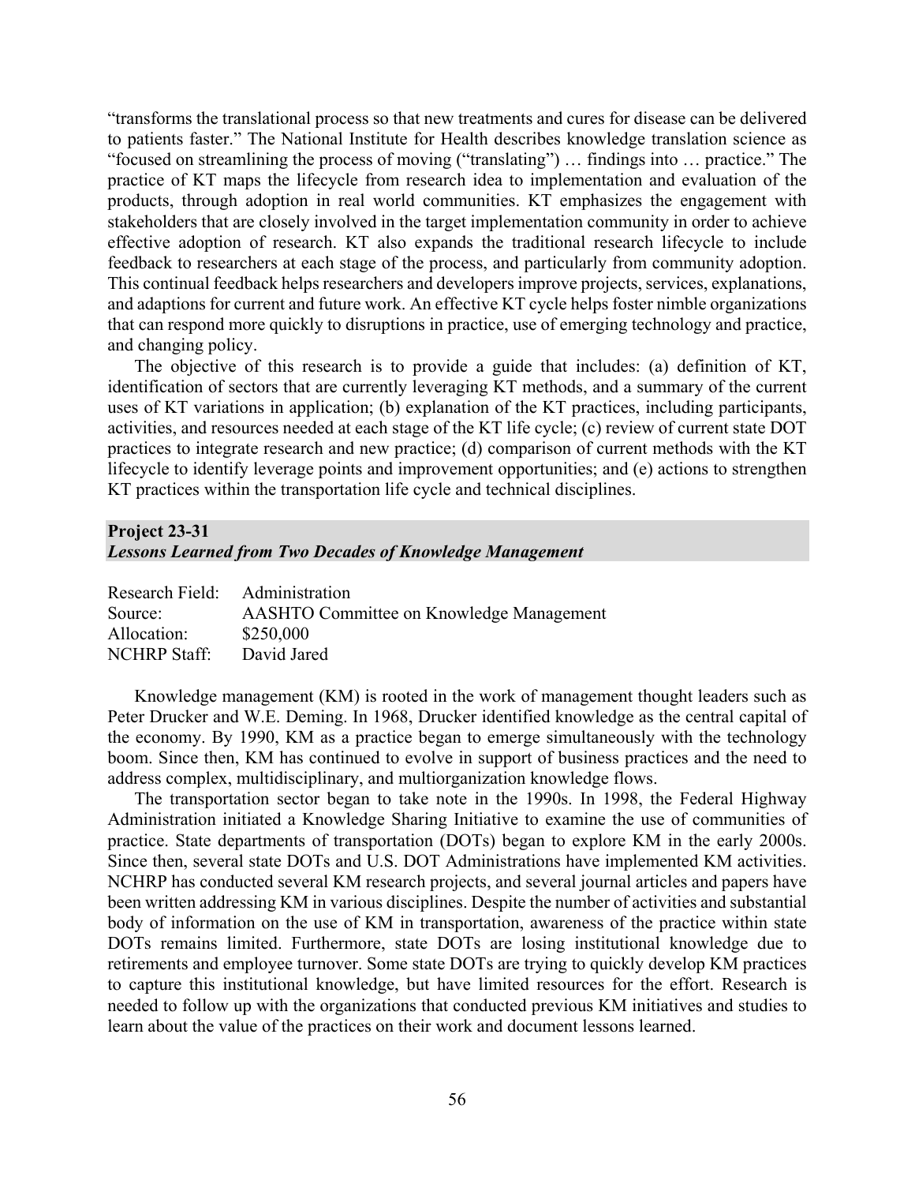"transforms the translational process so that new treatments and cures for disease can be delivered to patients faster." The National Institute for Health describes knowledge translation science as "focused on streamlining the process of moving ("translating") … findings into … practice." The practice of KT maps the lifecycle from research idea to implementation and evaluation of the products, through adoption in real world communities. KT emphasizes the engagement with stakeholders that are closely involved in the target implementation community in order to achieve effective adoption of research. KT also expands the traditional research lifecycle to include feedback to researchers at each stage of the process, and particularly from community adoption. This continual feedback helps researchers and developers improve projects, services, explanations, and adaptions for current and future work. An effective KT cycle helps foster nimble organizations that can respond more quickly to disruptions in practice, use of emerging technology and practice, and changing policy.

The objective of this research is to provide a guide that includes: (a) definition of KT, identification of sectors that are currently leveraging KT methods, and a summary of the current uses of KT variations in application; (b) explanation of the KT practices, including participants, activities, and resources needed at each stage of the KT life cycle; (c) review of current state DOT practices to integrate research and new practice; (d) comparison of current methods with the KT lifecycle to identify leverage points and improvement opportunities; and (e) actions to strengthen KT practices within the transportation life cycle and technical disciplines.

## Project 23-31
### *Lessons Learned from Two Decades of Knowledge Management*

Research Field: Administration
Source: AASHTO Committee on Knowledge Management
Allocation: $250,000
NCHRP Staff: David Jared

Knowledge management (KM) is rooted in the work of management thought leaders such as Peter Drucker and W.E. Deming. In 1968, Drucker identified knowledge as the central capital of the economy. By 1990, KM as a practice began to emerge simultaneously with the technology boom. Since then, KM has continued to evolve in support of business practices and the need to address complex, multidisciplinary, and multiorganization knowledge flows.

The transportation sector began to take note in the 1990s. In 1998, the Federal Highway Administration initiated a Knowledge Sharing Initiative to examine the use of communities of practice. State departments of transportation (DOTs) began to explore KM in the early 2000s. Since then, several state DOTs and U.S. DOT Administrations have implemented KM activities. NCHRP has conducted several KM research projects, and several journal articles and papers have been written addressing KM in various disciplines. Despite the number of activities and substantial body of information on the use of KM in transportation, awareness of the practice within state DOTs remains limited. Furthermore, state DOTs are losing institutional knowledge due to retirements and employee turnover. Some state DOTs are trying to quickly develop KM practices to capture this institutional knowledge, but have limited resources for the effort. Research is needed to follow up with the organizations that conducted previous KM initiatives and studies to learn about the value of the practices on their work and document lessons learned.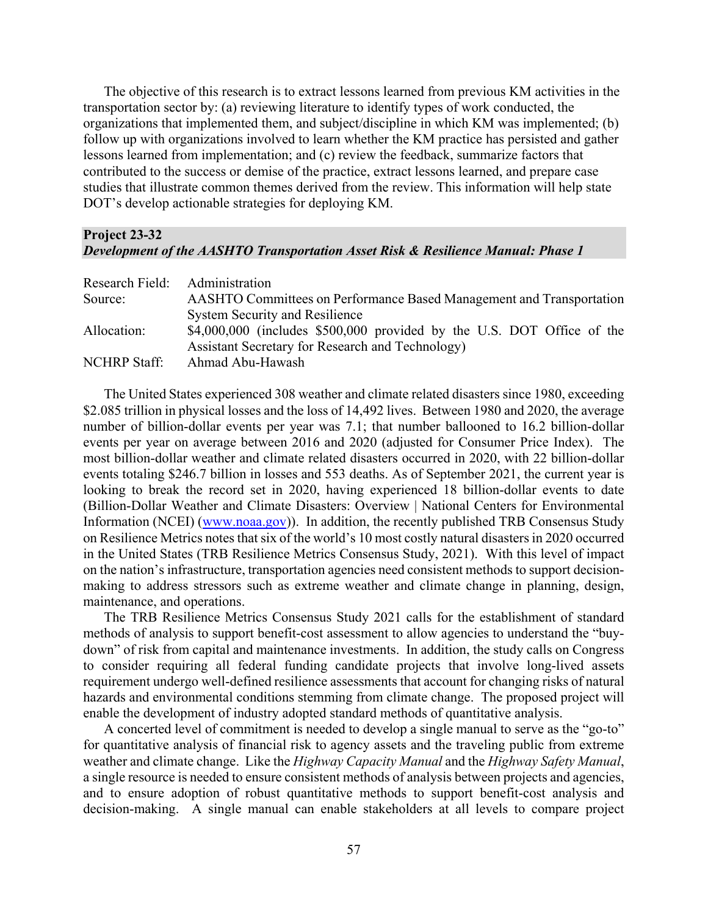The objective of this research is to extract lessons learned from previous KM activities in the transportation sector by: (a) reviewing literature to identify types of work conducted, the organizations that implemented them, and subject/discipline in which KM was implemented; (b) follow up with organizations involved to learn whether the KM practice has persisted and gather lessons learned from implementation; and (c) review the feedback, summarize factors that contributed to the success or demise of the practice, extract lessons learned, and prepare case studies that illustrate common themes derived from the review. This information will help state DOT's develop actionable strategies for deploying KM.

## Project 23-32
### *Development of the AASHTO Transportation Asset Risk & Resilience Manual: Phase 1*

| | |
|---|---|
| Research Field: | Administration |
| Source: | AASHTO Committees on Performance Based Management and Transportation System Security and Resilience |
| Allocation: | $4,000,000 (includes $500,000 provided by the U.S. DOT Office of the Assistant Secretary for Research and Technology) |
| NCHRP Staff: | Ahmad Abu-Hawash |

The United States experienced 308 weather and climate related disasters since 1980, exceeding $2.085 trillion in physical losses and the loss of 14,492 lives. Between 1980 and 2020, the average number of billion-dollar events per year was 7.1; that number ballooned to 16.2 billion-dollar events per year on average between 2016 and 2020 (adjusted for Consumer Price Index). The most billion-dollar weather and climate related disasters occurred in 2020, with 22 billion-dollar events totaling $246.7 billion in losses and 553 deaths. As of September 2021, the current year is looking to break the record set in 2020, having experienced 18 billion-dollar events to date (Billion-Dollar Weather and Climate Disasters: Overview | National Centers for Environmental Information (NCEI) (www.noaa.gov)). In addition, the recently published TRB Consensus Study on Resilience Metrics notes that six of the world's 10 most costly natural disasters in 2020 occurred in the United States (TRB Resilience Metrics Consensus Study, 2021). With this level of impact on the nation's infrastructure, transportation agencies need consistent methods to support decision-making to address stressors such as extreme weather and climate change in planning, design, maintenance, and operations.

The TRB Resilience Metrics Consensus Study 2021 calls for the establishment of standard methods of analysis to support benefit-cost assessment to allow agencies to understand the "buy-down" of risk from capital and maintenance investments. In addition, the study calls on Congress to consider requiring all federal funding candidate projects that involve long-lived assets requirement undergo well-defined resilience assessments that account for changing risks of natural hazards and environmental conditions stemming from climate change. The proposed project will enable the development of industry adopted standard methods of quantitative analysis.

A concerted level of commitment is needed to develop a single manual to serve as the "go-to" for quantitative analysis of financial risk to agency assets and the traveling public from extreme weather and climate change. Like the *Highway Capacity Manual* and the *Highway Safety Manual*, a single resource is needed to ensure consistent methods of analysis between projects and agencies, and to ensure adoption of robust quantitative methods to support benefit-cost analysis and decision-making. A single manual can enable stakeholders at all levels to compare project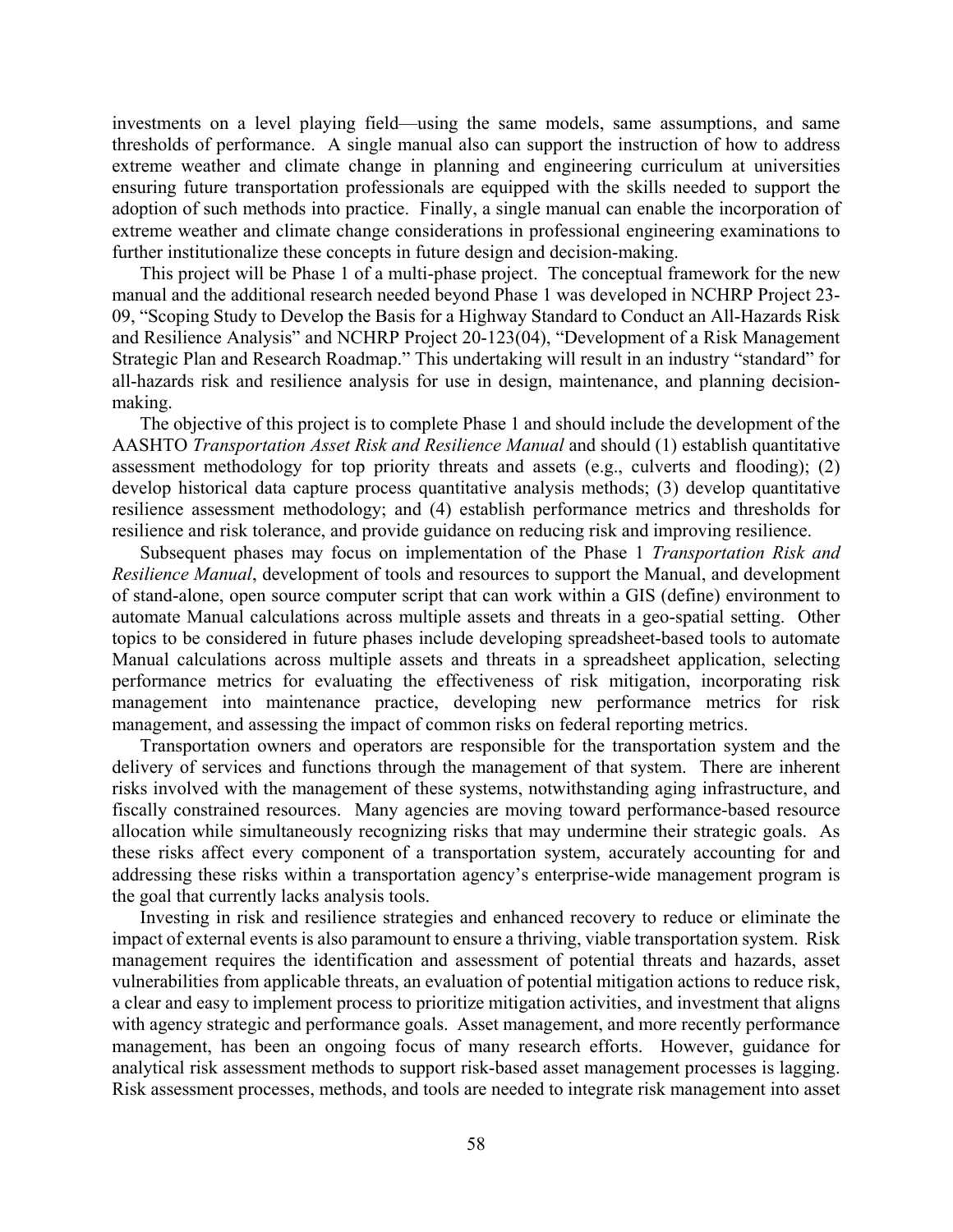investments on a level playing field—using the same models, same assumptions, and same thresholds of performance. A single manual also can support the instruction of how to address extreme weather and climate change in planning and engineering curriculum at universities ensuring future transportation professionals are equipped with the skills needed to support the adoption of such methods into practice. Finally, a single manual can enable the incorporation of extreme weather and climate change considerations in professional engineering examinations to further institutionalize these concepts in future design and decision-making.

This project will be Phase 1 of a multi-phase project. The conceptual framework for the new manual and the additional research needed beyond Phase 1 was developed in NCHRP Project 23-09, "Scoping Study to Develop the Basis for a Highway Standard to Conduct an All-Hazards Risk and Resilience Analysis" and NCHRP Project 20-123(04), "Development of a Risk Management Strategic Plan and Research Roadmap." This undertaking will result in an industry "standard" for all-hazards risk and resilience analysis for use in design, maintenance, and planning decision-making.

The objective of this project is to complete Phase 1 and should include the development of the AASHTO *Transportation Asset Risk and Resilience Manual* and should (1) establish quantitative assessment methodology for top priority threats and assets (e.g., culverts and flooding); (2) develop historical data capture process quantitative analysis methods; (3) develop quantitative resilience assessment methodology; and (4) establish performance metrics and thresholds for resilience and risk tolerance, and provide guidance on reducing risk and improving resilience.

Subsequent phases may focus on implementation of the Phase 1 *Transportation Risk and Resilience Manual*, development of tools and resources to support the Manual, and development of stand-alone, open source computer script that can work within a GIS (define) environment to automate Manual calculations across multiple assets and threats in a geo-spatial setting. Other topics to be considered in future phases include developing spreadsheet-based tools to automate Manual calculations across multiple assets and threats in a spreadsheet application, selecting performance metrics for evaluating the effectiveness of risk mitigation, incorporating risk management into maintenance practice, developing new performance metrics for risk management, and assessing the impact of common risks on federal reporting metrics.

Transportation owners and operators are responsible for the transportation system and the delivery of services and functions through the management of that system. There are inherent risks involved with the management of these systems, notwithstanding aging infrastructure, and fiscally constrained resources. Many agencies are moving toward performance-based resource allocation while simultaneously recognizing risks that may undermine their strategic goals. As these risks affect every component of a transportation system, accurately accounting for and addressing these risks within a transportation agency's enterprise-wide management program is the goal that currently lacks analysis tools.

Investing in risk and resilience strategies and enhanced recovery to reduce or eliminate the impact of external events is also paramount to ensure a thriving, viable transportation system. Risk management requires the identification and assessment of potential threats and hazards, asset vulnerabilities from applicable threats, an evaluation of potential mitigation actions to reduce risk, a clear and easy to implement process to prioritize mitigation activities, and investment that aligns with agency strategic and performance goals. Asset management, and more recently performance management, has been an ongoing focus of many research efforts. However, guidance for analytical risk assessment methods to support risk-based asset management processes is lagging. Risk assessment processes, methods, and tools are needed to integrate risk management into asset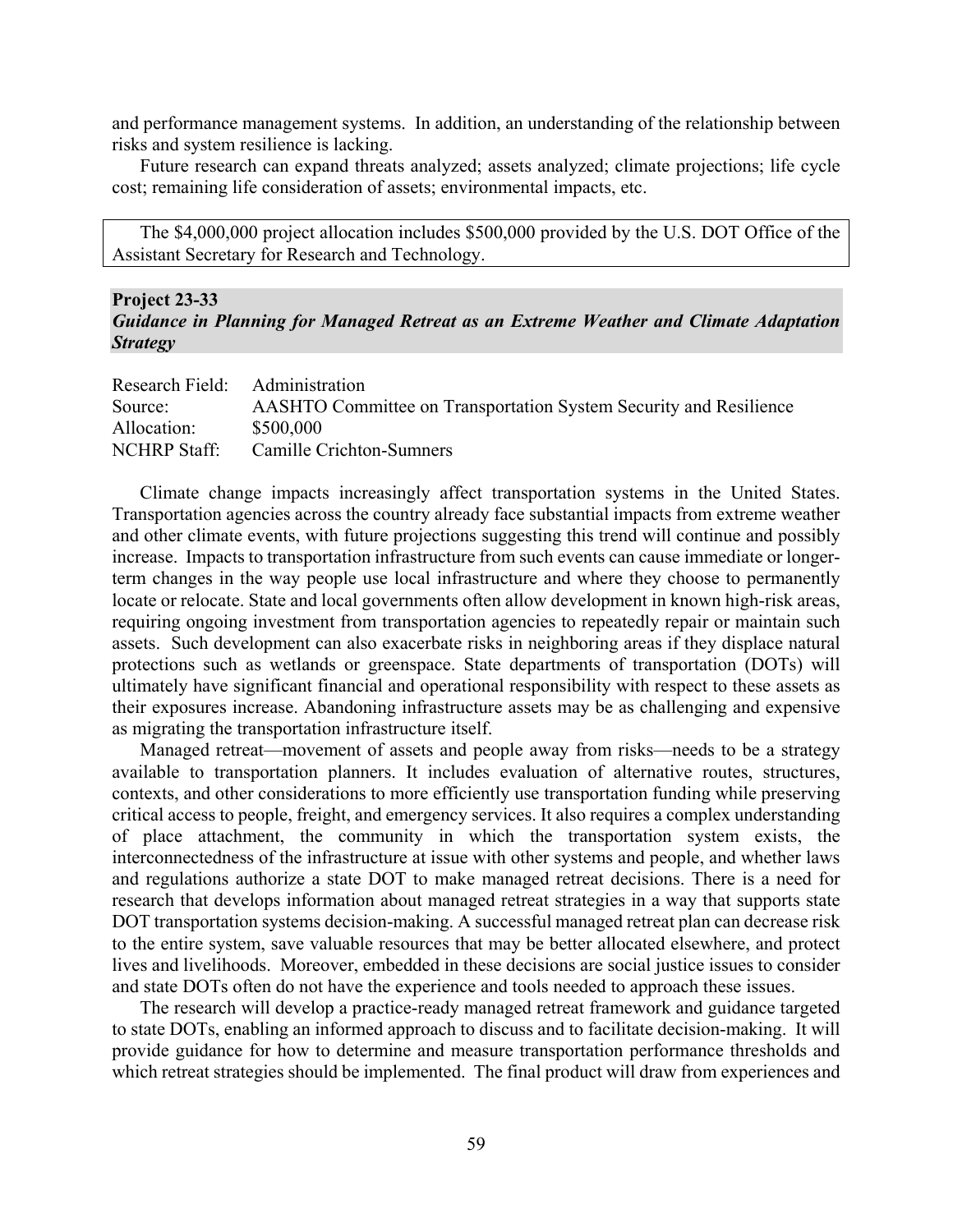and performance management systems. In addition, an understanding of the relationship between risks and system resilience is lacking.

Future research can expand threats analyzed; assets analyzed; climate projections; life cycle cost; remaining life consideration of assets; environmental impacts, etc.

The $4,000,000 project allocation includes $500,000 provided by the U.S. DOT Office of the Assistant Secretary for Research and Technology.

## Project 23-33
### *Guidance in Planning for Managed Retreat as an Extreme Weather and Climate Adaptation Strategy*

| | |
|---|---|
| Research Field: | Administration |
| Source: | AASHTO Committee on Transportation System Security and Resilience |
| Allocation: | $500,000 |
| NCHRP Staff: | Camille Crichton-Sumners |

Climate change impacts increasingly affect transportation systems in the United States. Transportation agencies across the country already face substantial impacts from extreme weather and other climate events, with future projections suggesting this trend will continue and possibly increase. Impacts to transportation infrastructure from such events can cause immediate or longer-term changes in the way people use local infrastructure and where they choose to permanently locate or relocate. State and local governments often allow development in known high-risk areas, requiring ongoing investment from transportation agencies to repeatedly repair or maintain such assets. Such development can also exacerbate risks in neighboring areas if they displace natural protections such as wetlands or greenspace. State departments of transportation (DOTs) will ultimately have significant financial and operational responsibility with respect to these assets as their exposures increase. Abandoning infrastructure assets may be as challenging and expensive as migrating the transportation infrastructure itself.

Managed retreat—movement of assets and people away from risks—needs to be a strategy available to transportation planners. It includes evaluation of alternative routes, structures, contexts, and other considerations to more efficiently use transportation funding while preserving critical access to people, freight, and emergency services. It also requires a complex understanding of place attachment, the community in which the transportation system exists, the interconnectedness of the infrastructure at issue with other systems and people, and whether laws and regulations authorize a state DOT to make managed retreat decisions. There is a need for research that develops information about managed retreat strategies in a way that supports state DOT transportation systems decision-making. A successful managed retreat plan can decrease risk to the entire system, save valuable resources that may be better allocated elsewhere, and protect lives and livelihoods. Moreover, embedded in these decisions are social justice issues to consider and state DOTs often do not have the experience and tools needed to approach these issues.

The research will develop a practice-ready managed retreat framework and guidance targeted to state DOTs, enabling an informed approach to discuss and to facilitate decision-making. It will provide guidance for how to determine and measure transportation performance thresholds and which retreat strategies should be implemented. The final product will draw from experiences and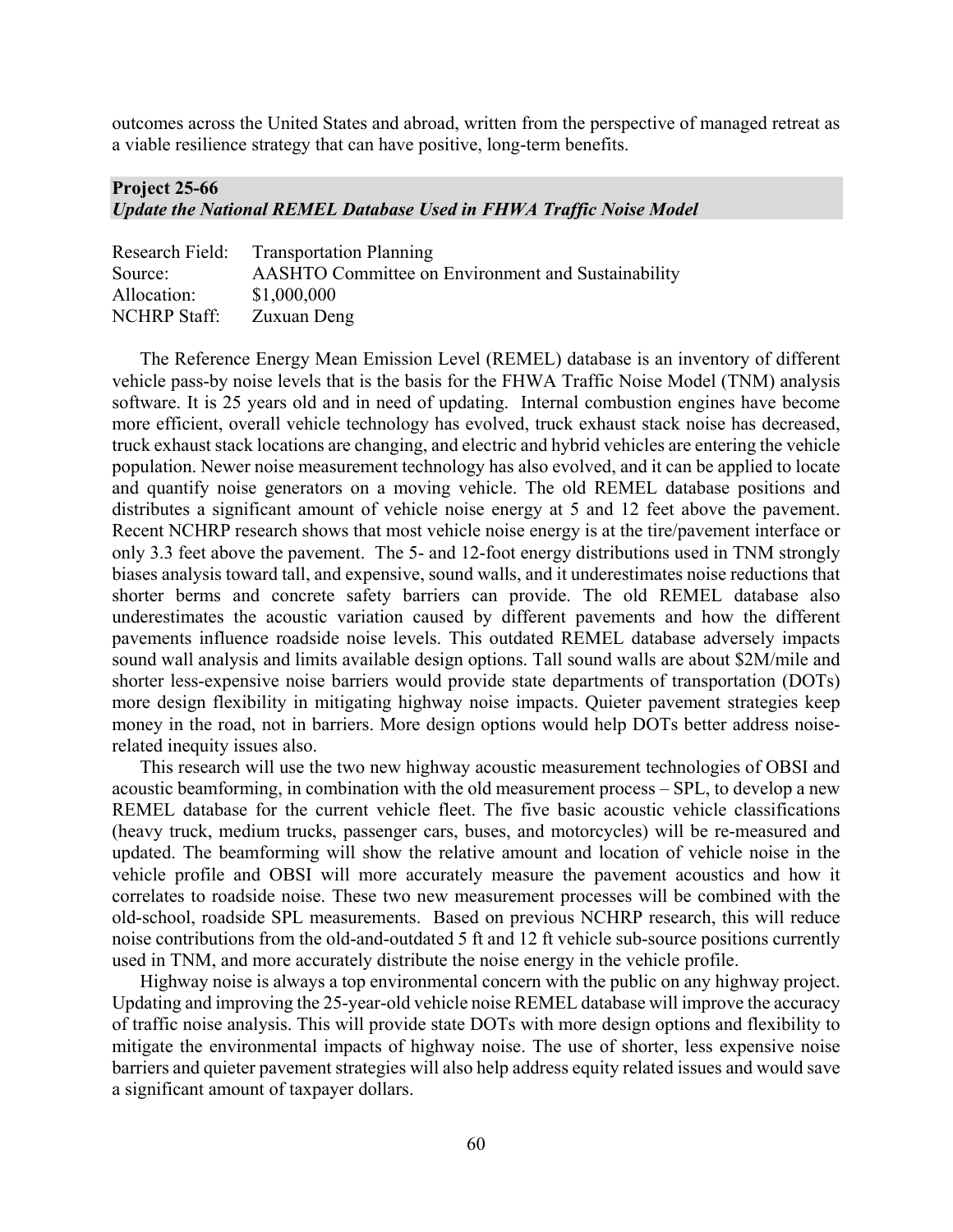outcomes across the United States and abroad, written from the perspective of managed retreat as a viable resilience strategy that can have positive, long-term benefits.

## Project 25-66
### *Update the National REMEL Database Used in FHWA Traffic Noise Model*

Research Field: Transportation Planning
Source: AASHTO Committee on Environment and Sustainability
Allocation: $1,000,000
NCHRP Staff: Zuxuan Deng

The Reference Energy Mean Emission Level (REMEL) database is an inventory of different vehicle pass-by noise levels that is the basis for the FHWA Traffic Noise Model (TNM) analysis software. It is 25 years old and in need of updating. Internal combustion engines have become more efficient, overall vehicle technology has evolved, truck exhaust stack noise has decreased, truck exhaust stack locations are changing, and electric and hybrid vehicles are entering the vehicle population. Newer noise measurement technology has also evolved, and it can be applied to locate and quantify noise generators on a moving vehicle. The old REMEL database positions and distributes a significant amount of vehicle noise energy at 5 and 12 feet above the pavement. Recent NCHRP research shows that most vehicle noise energy is at the tire/pavement interface or only 3.3 feet above the pavement. The 5- and 12-foot energy distributions used in TNM strongly biases analysis toward tall, and expensive, sound walls, and it underestimates noise reductions that shorter berms and concrete safety barriers can provide. The old REMEL database also underestimates the acoustic variation caused by different pavements and how the different pavements influence roadside noise levels. This outdated REMEL database adversely impacts sound wall analysis and limits available design options. Tall sound walls are about $2M/mile and shorter less-expensive noise barriers would provide state departments of transportation (DOTs) more design flexibility in mitigating highway noise impacts. Quieter pavement strategies keep money in the road, not in barriers. More design options would help DOTs better address noise-related inequity issues also.

This research will use the two new highway acoustic measurement technologies of OBSI and acoustic beamforming, in combination with the old measurement process – SPL, to develop a new REMEL database for the current vehicle fleet. The five basic acoustic vehicle classifications (heavy truck, medium trucks, passenger cars, buses, and motorcycles) will be re-measured and updated. The beamforming will show the relative amount and location of vehicle noise in the vehicle profile and OBSI will more accurately measure the pavement acoustics and how it correlates to roadside noise. These two new measurement processes will be combined with the old-school, roadside SPL measurements. Based on previous NCHRP research, this will reduce noise contributions from the old-and-outdated 5 ft and 12 ft vehicle sub-source positions currently used in TNM, and more accurately distribute the noise energy in the vehicle profile.

Highway noise is always a top environmental concern with the public on any highway project. Updating and improving the 25-year-old vehicle noise REMEL database will improve the accuracy of traffic noise analysis. This will provide state DOTs with more design options and flexibility to mitigate the environmental impacts of highway noise. The use of shorter, less expensive noise barriers and quieter pavement strategies will also help address equity related issues and would save a significant amount of taxpayer dollars.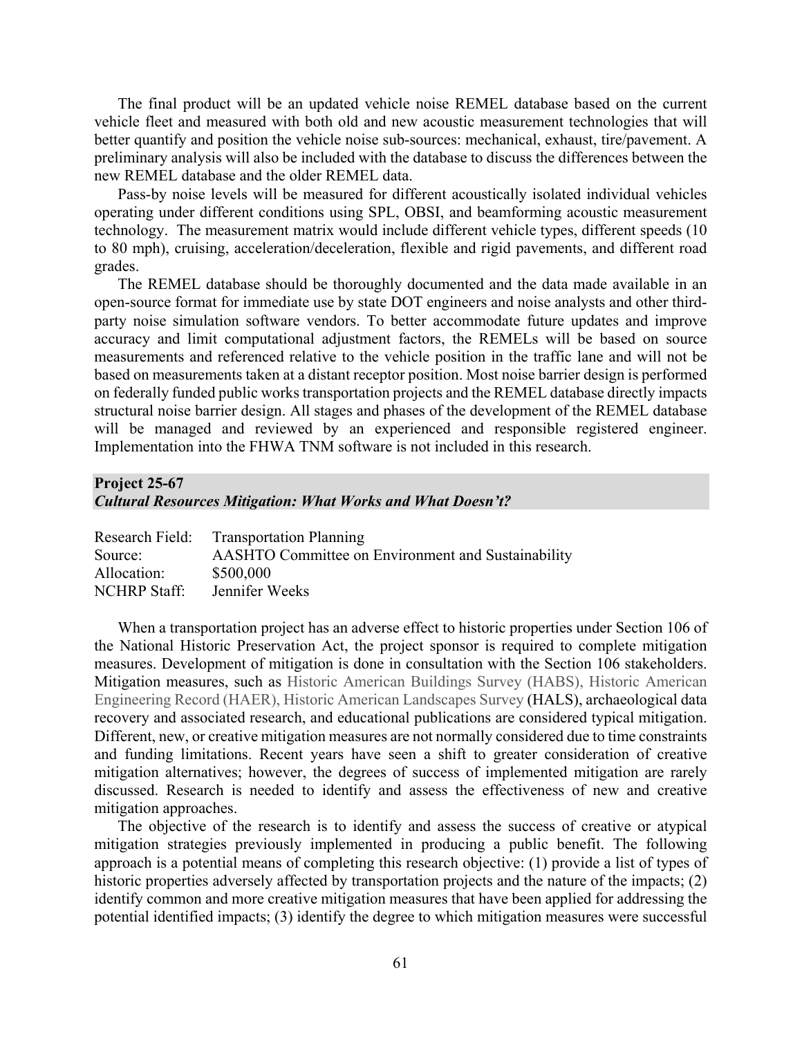The final product will be an updated vehicle noise REMEL database based on the current vehicle fleet and measured with both old and new acoustic measurement technologies that will better quantify and position the vehicle noise sub-sources: mechanical, exhaust, tire/pavement. A preliminary analysis will also be included with the database to discuss the differences between the new REMEL database and the older REMEL data.

Pass-by noise levels will be measured for different acoustically isolated individual vehicles operating under different conditions using SPL, OBSI, and beamforming acoustic measurement technology. The measurement matrix would include different vehicle types, different speeds (10 to 80 mph), cruising, acceleration/deceleration, flexible and rigid pavements, and different road grades.

The REMEL database should be thoroughly documented and the data made available in an open-source format for immediate use by state DOT engineers and noise analysts and other third-party noise simulation software vendors. To better accommodate future updates and improve accuracy and limit computational adjustment factors, the REMELs will be based on source measurements and referenced relative to the vehicle position in the traffic lane and will not be based on measurements taken at a distant receptor position. Most noise barrier design is performed on federally funded public works transportation projects and the REMEL database directly impacts structural noise barrier design. All stages and phases of the development of the REMEL database will be managed and reviewed by an experienced and responsible registered engineer. Implementation into the FHWA TNM software is not included in this research.

## Project 25-67
### *Cultural Resources Mitigation: What Works and What Doesn't?*

| | |
|---|---|
| Research Field: | Transportation Planning |
| Source: | AASHTO Committee on Environment and Sustainability |
| Allocation: | $500,000 |
| NCHRP Staff: | Jennifer Weeks |

When a transportation project has an adverse effect to historic properties under Section 106 of the National Historic Preservation Act, the project sponsor is required to complete mitigation measures. Development of mitigation is done in consultation with the Section 106 stakeholders. Mitigation measures, such as Historic American Buildings Survey (HABS), Historic American Engineering Record (HAER), Historic American Landscapes Survey (HALS), archaeological data recovery and associated research, and educational publications are considered typical mitigation. Different, new, or creative mitigation measures are not normally considered due to time constraints and funding limitations. Recent years have seen a shift to greater consideration of creative mitigation alternatives; however, the degrees of success of implemented mitigation are rarely discussed. Research is needed to identify and assess the effectiveness of new and creative mitigation approaches.

The objective of the research is to identify and assess the success of creative or atypical mitigation strategies previously implemented in producing a public benefit. The following approach is a potential means of completing this research objective: (1) provide a list of types of historic properties adversely affected by transportation projects and the nature of the impacts; (2) identify common and more creative mitigation measures that have been applied for addressing the potential identified impacts; (3) identify the degree to which mitigation measures were successful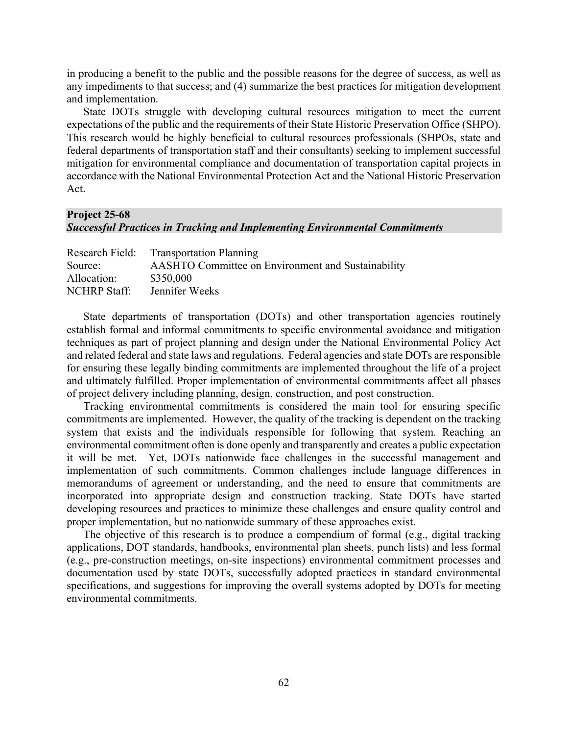in producing a benefit to the public and the possible reasons for the degree of success, as well as any impediments to that success; and (4) summarize the best practices for mitigation development and implementation.

State DOTs struggle with developing cultural resources mitigation to meet the current expectations of the public and the requirements of their State Historic Preservation Office (SHPO). This research would be highly beneficial to cultural resources professionals (SHPOs, state and federal departments of transportation staff and their consultants) seeking to implement successful mitigation for environmental compliance and documentation of transportation capital projects in accordance with the National Environmental Protection Act and the National Historic Preservation Act.

## Project 25-68
### *Successful Practices in Tracking and Implementing Environmental Commitments*

| | |
|---|---|
| Research Field: | Transportation Planning |
| Source: | AASHTO Committee on Environment and Sustainability |
| Allocation: | $350,000 |
| NCHRP Staff: | Jennifer Weeks |

State departments of transportation (DOTs) and other transportation agencies routinely establish formal and informal commitments to specific environmental avoidance and mitigation techniques as part of project planning and design under the National Environmental Policy Act and related federal and state laws and regulations. Federal agencies and state DOTs are responsible for ensuring these legally binding commitments are implemented throughout the life of a project and ultimately fulfilled. Proper implementation of environmental commitments affect all phases of project delivery including planning, design, construction, and post construction.

Tracking environmental commitments is considered the main tool for ensuring specific commitments are implemented. However, the quality of the tracking is dependent on the tracking system that exists and the individuals responsible for following that system. Reaching an environmental commitment often is done openly and transparently and creates a public expectation it will be met. Yet, DOTs nationwide face challenges in the successful management and implementation of such commitments. Common challenges include language differences in memorandums of agreement or understanding, and the need to ensure that commitments are incorporated into appropriate design and construction tracking. State DOTs have started developing resources and practices to minimize these challenges and ensure quality control and proper implementation, but no nationwide summary of these approaches exist.

The objective of this research is to produce a compendium of formal (e.g., digital tracking applications, DOT standards, handbooks, environmental plan sheets, punch lists) and less formal (e.g., pre-construction meetings, on-site inspections) environmental commitment processes and documentation used by state DOTs, successfully adopted practices in standard environmental specifications, and suggestions for improving the overall systems adopted by DOTs for meeting environmental commitments.